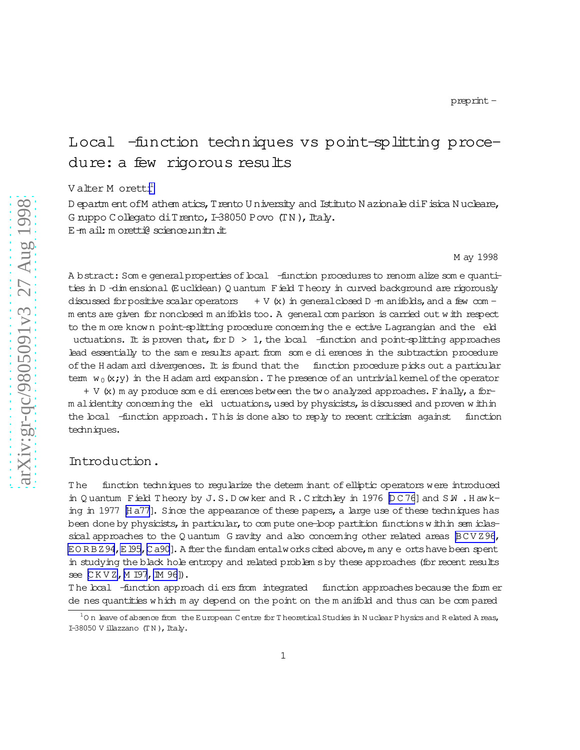preprint –

# Local $\zeta$-function techniques vs point-splitting procedure: a few rigorous results

Valter Moretti[1]

Department of Mathematics, Trento University and Istituto Nazionale di Fisica Nucleare, Gruppo Collegato di Trento, I-38050 Povo (TN), Italy.
E-mail: moretti@science.unitn.it

May 1998

**Abstract:** Some general properties of local $\zeta$-function procedures to renormalize some quantities in $D$-dimensional (Euclidean) Quantum Field Theory in curved background are rigorously discussed for positive scalar operators $-\Delta + V(x)$ in general closed $D$-manifolds, and a few comments are given for nonclosed manifolds too. A general comparison is carried out with respect to the more known point-splitting procedure concerning the effective Lagrangian and the field fluctuations. It is proven that, for $D > 1$, the local $\zeta$-function and point-splitting approaches lead essentially to the same results apart from some differences in the subtraction procedure of the Hadamard divergences. It is found that the $\zeta$ function procedure picks out a particular term $w_0(x;y)$ in the Hadamard expansion. The presence of an untrivial kernel of the operator $-\Delta + V(x)$ may produce some differences between the two analyzed approaches. Finally, a formal identity concerning the field fluctuations, used by physicists, is discussed and proven within the local $\zeta$-function approach. This is done also to reply to recent criticism against $\zeta$ function techniques.

## Introduction.

The $\zeta$ function techniques to regularize the determinant of elliptic operators were introduced in Quantum Field Theory by J.S. Dowker and R. Critchley in 1976 [DC76] and S.W. Hawking in 1977 [Ha77]. Since the appearance of these papers, a large use of these techniques has been done by physicists, in particular, to compute one-loop partition functions within semiclassical approaches to the Quantum Gravity and also concerning other related areas [BCVZ96, EORBZ94, El95, Ca90]. After the fundamental works cited above, many efforts have been spent in studying the black hole entropy and related problems by these approaches (for recent results see [CKVZ, Mi97, IM96]).

The local $\zeta$-function approach differs from integrated $\zeta$ function approaches because the former defines quantities which may depend on the point on the manifold and thus can be compared

[1] On leave of absence from the European Centre for Theoretical Studies in Nuclear Physics and Related Areas, I-38050 Villazzano (TN), Italy.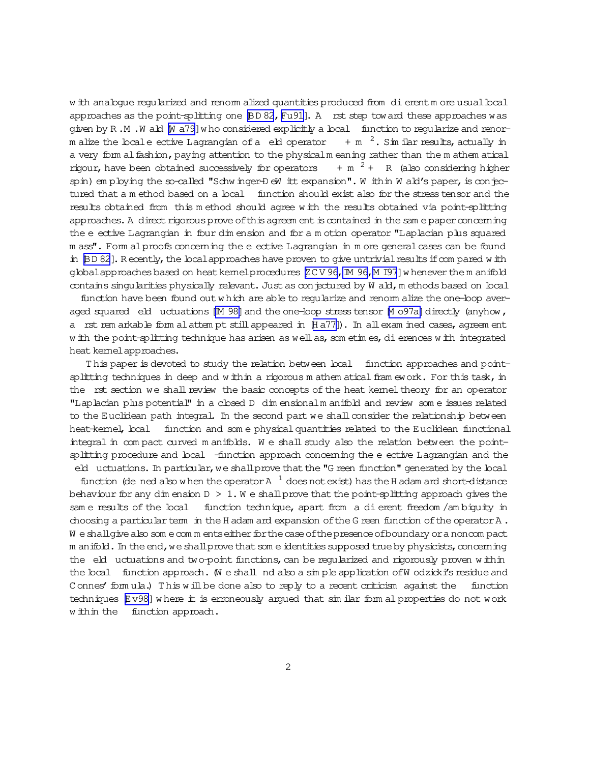with analogue regularized and renormalized quantities produced from different more usual local approaches as the point-splitting one [BD82, Fu91]. A first step toward these approaches was given by R.M. Wald [Wa79] who considered explicitly a local $\zeta$ function to regularize and renormalize the local effective Lagrangian of a field operator $-\Delta + m^2$. Similar results, actually in a very formal fashion, paying attention to the physical meaning rather than the mathematical rigour, have been obtained successively for operators $-\Delta + m^2 + \xi R$ (also considering higher spin) employing the so-called "Schwinger-DeWitt expansion". Within Wald's paper, is conjectured that a method based on a local $\zeta$ function should exist also for the stress tensor and the results obtained from this method should agree with the results obtained via point-splitting approaches. A direct rigorous prove of this agreement is contained in the same paper concerning the effective Lagrangian in four dimension and for a motion operator "Laplacian plus squared mass". Formal proofs concerning the effective Lagrangian in more general cases can be found in [BD82]. Recently, the local approaches have proven to give untrivial results if compared with global approaches based on heat kernel procedures [ZCV96, IM96, MI97] whenever the manifold contains singularities physically relevant. Just as conjectured by Wald, methods based on local $\zeta$ function have been found out which are able to regularize and renormalize the one-loop averaged squared field fluctuations [IM98] and the one-loop stress tensor [Mo97a] directly (anyhow, a first remarkable formal attempt still appeared in [Ha77]). In all examined cases, agreement with the point-splitting technique has arisen as well as, sometimes, differences with integrated heat kernel approaches.

This paper is devoted to study the relation between local $\zeta$ function approaches and point-splitting techniques in deep and within a rigorous mathematical framework. For this task, in the first section we shall review the basic concepts of the heat kernel theory for an operator "Laplacian plus potential" in a closed D dimensional manifold and review some issues related to the Euclidean path integral. In the second part we shall consider the relationship between heat-kernel, local $\zeta$ function and some physical quantities related to the Euclidean functional integral in compact curved manifolds. We shall study also the relation between the point-splitting procedure and local $\zeta$-function approach concerning the effective Lagrangian and the field fluctuations. In particular, we shall prove that the "Green function" generated by the local $\zeta$ function (defined also when the operator $A^{-1}$ does not exist) has the Hadamard short-distance behaviour for any dimension $D > 1$. We shall prove that the point-splitting approach gives the same results of the local $\zeta$ function technique, apart from a different freedom/ambiguity in choosing a particular term in the Hadamard expansion of the Green function of the operator $A$. We shall give also some comments either for the case of the presence of boundary or a noncompact manifold. In the end, we shall prove that some identities supposed true by physicists, concerning the field fluctuations and two-point functions, can be regularized and rigorously proven within the local $\zeta$ function approach. (We shall find also a simple application of Wodzicki's residue and Connes' formula.) This will be done also to reply to a recent criticism against the $\zeta$ function techniques [Ev98] where it is erroneously argued that similar formal properties do not work within the $\zeta$ function approach.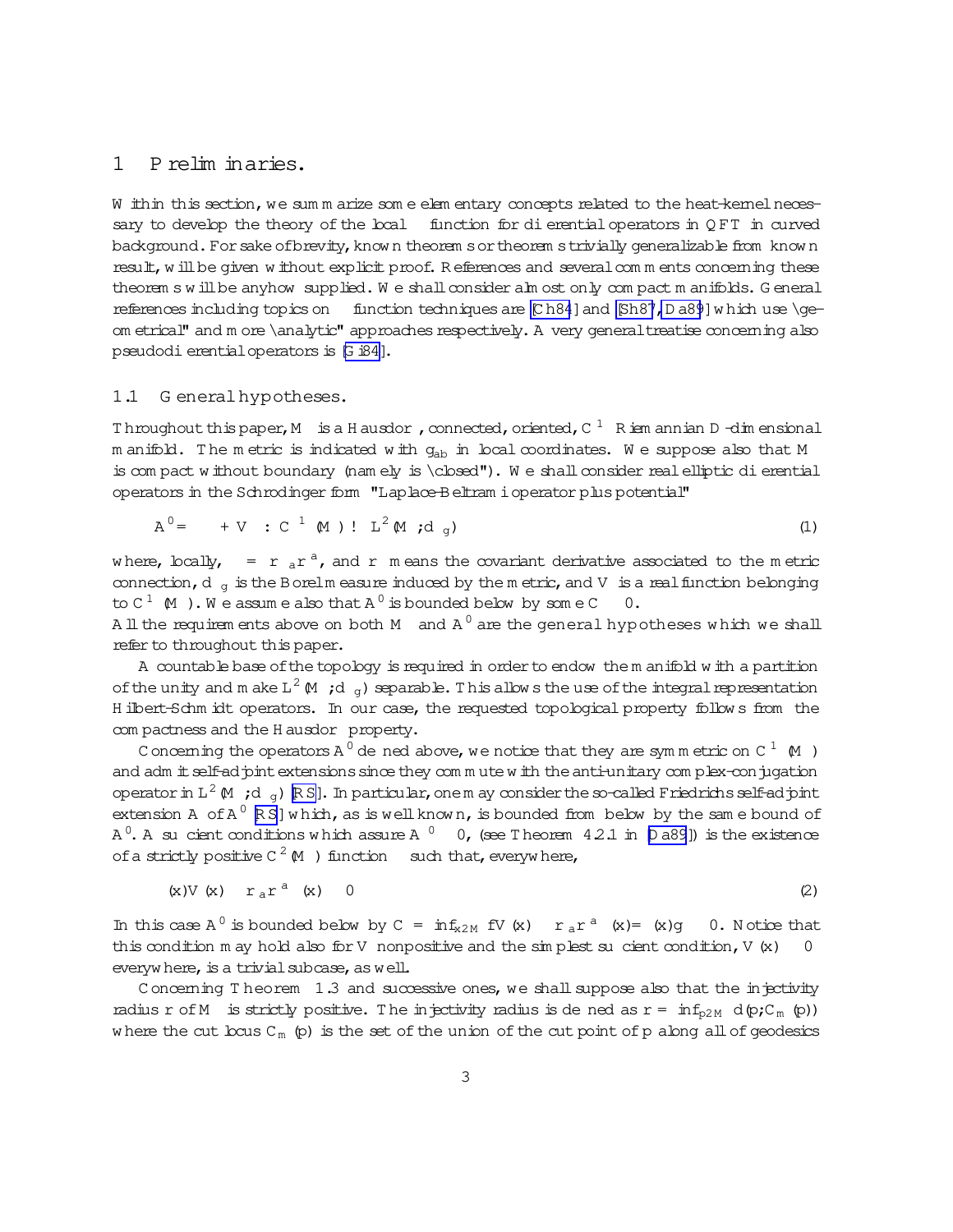# 1 Preliminaries.

Within this section, we summarize some elementary concepts related to the heat-kernel necessary to develop the theory of the local $\zeta$ function for differential operators in QFT in curved background. For sake of brevity, known theorems or theorems trivially generalizable from known result, will be given without explicit proof. References and several comments concerning these theorems will be anyhow supplied. We shall consider almost only compact manifolds. General references including topics on $\zeta$ function techniques are [Ch84] and [Sh87, Da89] which use "geometrical" and more "analytic" approaches respectively. A very general treatise concerning also pseudodifferential operators is [Gi84].

## 1.1 General hypotheses.

Throughout this paper, $M$ is a Hausdorff, connected, oriented, $C^\infty$ Riemannian $D$-dimensional manifold. The metric is indicated with $g_{ab}$ in local coordinates. We suppose also that $M$ is compact without boundary (namely is "closed"). We shall consider real elliptic differential operators in the Schrodinger form "Laplace-Beltrami operator plus potential"

$$A'_0 = -\Delta + V : C^\infty(M) \to L^2(M, d\mu_g) \qquad (1)$$

where, locally, $\Delta = \nabla_a \nabla^a$, and $\nabla$ means the covariant derivative associated to the metric connection, $d\mu_g$ is the Borel measure induced by the metric, and $V$ is a real function belonging to $C^\infty(M)$. We assume also that $A'_0$ is bounded below by some $C \geq 0$.
All the requirements above on both $M$ and $A'_0$ are the general hypotheses which we shall refer to throughout this paper.

A countable base of the topology is required in order to endow the manifold with a partition of the unity and make $L^2(M, d\mu_g)$ separable. This allows the use of the integral representation Hilbert-Schmidt operators. In our case, the requested topological property follows from the compactness and the Hausdorff property.

Concerning the operators $A'_0$ defined above, we notice that they are symmetric on $C^\infty(M)$ and admit self-adjoint extensions since they commute with the anti-unitary complex-conjugation operator in $L^2(M, d\mu_g)$ [RS]. In particular, one may consider the so-called Friedrichs self-adjoint extension $A$ of $A'_0$ [RS] which, as is well known, is bounded from below by the same bound of $A'_0$. A sufficient conditions which assure $A'_0 \geq 0$, (see Theorem 4.2.1 in [Da89]) is the existence of a strictly positive $C^2(M)$ function $\phi$ such that, everywhere,

$$\phi(x)V(x) - \nabla_a \nabla^a \phi(x) \geq 0 \qquad (2)$$

In this case $A'_0$ is bounded below by $C = \inf_{x \in M}\{V(x) - \nabla_a \nabla^a \phi(x)/\phi(x)\} \geq 0$. Notice that this condition may hold also for $V$ nonpositive and the simplest sufficient condition, $V(x) \geq 0$ everywhere, is a trivial subcase, as well.

Concerning Theorem 1.3 and successive ones, we shall suppose also that the injectivity radius $r$ of $M$ is strictly positive. The injectivity radius is defined as $r = \inf_{p \in M} d(p, C_m(p))$ where the cut locus $C_m(p)$ is the set of the union of the cut point of $p$ along all of geodesics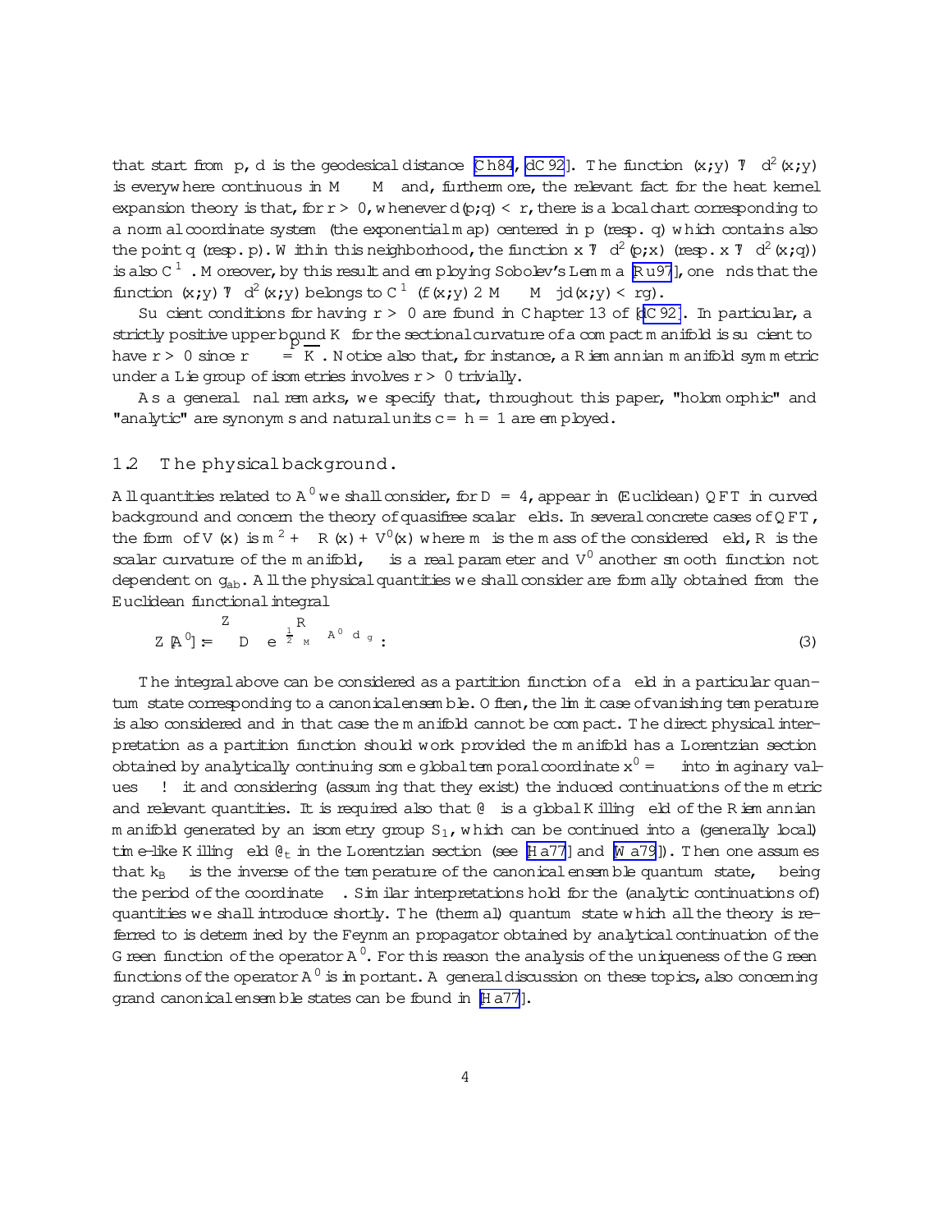that start from $p$, $d$ is the geodesical distance [Ch84, dC92]. The function $(x,y) \mapsto d^2(x,y)$ is everywhere continuous in $M \times M$ and, furthermore, the relevant fact for the heat kernel expansion theory is that, for $r > 0$, whenever $d(p,q) < r$, there is a local chart corresponding to a normal coordinate system (the exponential map) centered in $p$ (resp. $q$) which contains also the point $q$ (resp. $p$). Within this neighborhood, the function $x \mapsto d^2(p,x)$ (resp. $x \mapsto d^2(x,q)$) is also $C^\infty$. Moreover, by this result and employing Sobolev's Lemma [Ru97], one finds that the function $(x,y) \mapsto d^2(x,y)$ belongs to $C^\infty(\{(x,y) \in M \times M \mid d(x,y) < r\})$.

Sufficient conditions for having $r > 0$ are found in Chapter 13 of [dC92]. In particular, a strictly positive upper bound $K$ for the sectional curvature of a compact manifold is sufficient to have $r > 0$ since $r \geq \pi/\sqrt{K}$. Notice also that, for instance, a Riemannian manifold symmetric under a Lie group of isometries involves $r > 0$ trivially.

As a general final remarks, we specify that, throughout this paper, "holomorphic" and "analytic" are synonyms and natural units $c = \hbar = 1$ are employed.

### 1.2 The physical background.

All quantities related to $A'$ we shall consider, for $D = 4$, appear in (Euclidean) QFT in curved background and concern the theory of quasifree scalar fields. In several concrete cases of QFT, the form of $V(x)$ is $m^2 + \xi R(x) + V'(x)$ where $m$ is the mass of the considered field, $R$ is the scalar curvature of the manifold, $\xi$ is a real parameter and $V'$ another smooth function not dependent on $g_{ab}$. All the physical quantities we shall consider are formally obtained from the Euclidean functional integral

$$Z[A'] := \int \mathcal{D}\phi \; e^{-\frac{1}{2}\int_M \phi A' \phi \, d\mu_g} . \tag{3}$$

The integral above can be considered as a partition function of a field in a particular quantum state corresponding to a canonical ensemble. Often, the limit case of vanishing temperature is also considered and in that case the manifold cannot be compact. The direct physical interpretation as a partition function should work provided the manifold has a Lorentzian section obtained by analytically continuing some global temporal coordinate $x^0 = \tau$ into imaginary values $\tau \to it$ and considering (assuming that they exist) the induced continuations of the metric and relevant quantities. It is required also that $\partial_\tau$ is a global Killing field of the Riemannian manifold generated by an isometry group $S_1$, which can be continued into a (generally local) time-like Killing field $\partial_t$ in the Lorentzian section (see [Ha77] and [Wa79]). Then one assumes that $k_B\beta$ is the inverse of the temperature of the canonical ensemble quantum state, $\beta$ being the period of the coordinate $\tau$. Similar interpretations hold for the (analytic continuations of) quantities we shall introduce shortly. The (thermal) quantum state which all the theory is referred to is determined by the Feynman propagator obtained by analytical continuation of the Green function of the operator $A'$. For this reason the analysis of the uniqueness of the Green functions of the operator $A'$ is important. A general discussion on these topics, also concerning grand canonical ensemble states can be found in [Ha77].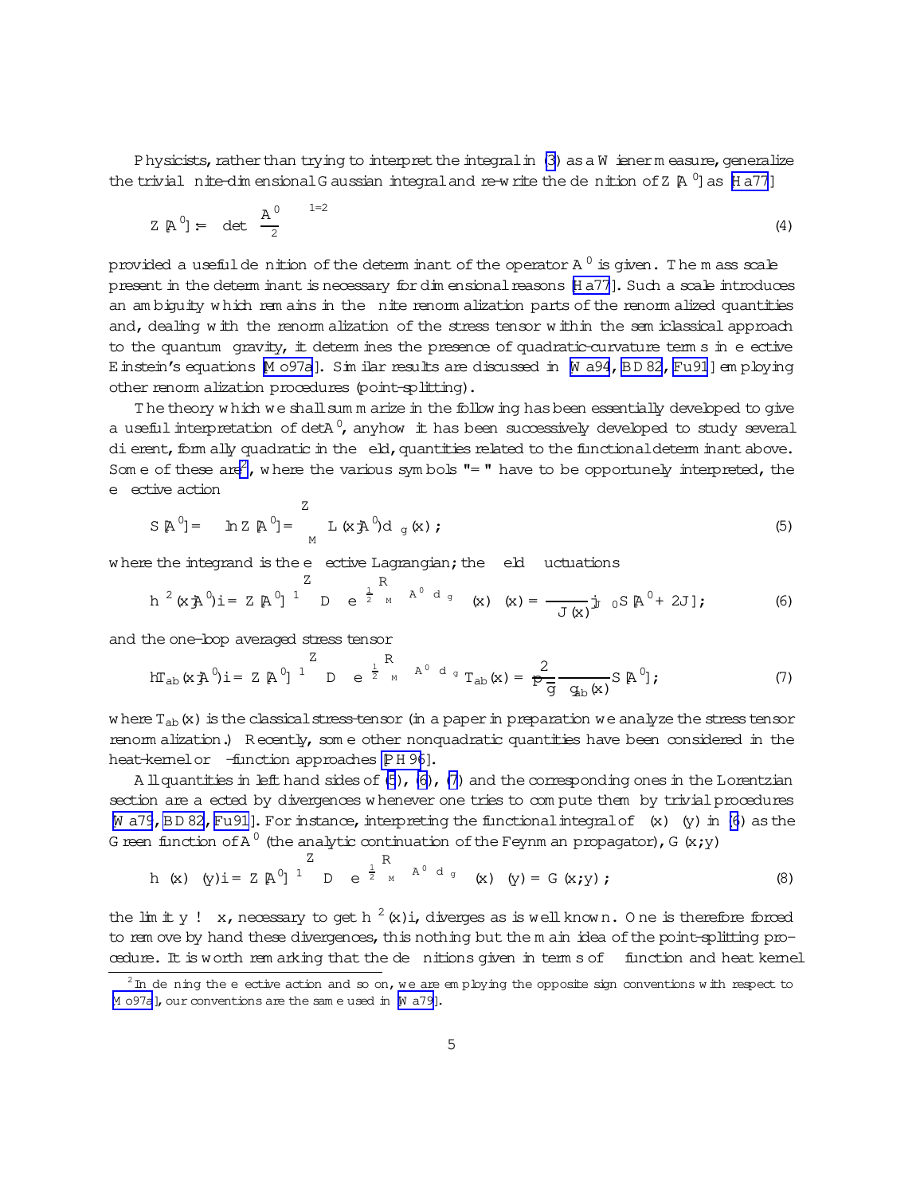Physicists, rather than trying to interpret the integral in (3) as a Wiener measure, generalize the trivial finite-dimensional Gaussian integral and re-write the definition of $Z[A']$ as [Ha77]

$$Z[A'] := \left[\det \frac{A'}{\mu^2}\right]^{-1/2} \tag{4}$$

provided a useful definition of the determinant of the operator $A'$ is given. The mass scale $\mu$ present in the determinant is necessary for dimensional reasons [Ha77]. Such a scale introduces an ambiguity which remains in the finite renormalization parts of the renormalized quantities and, dealing with the renormalization of the stress tensor within the semiclassical approach to the quantum gravity, it determines the presence of quadratic-curvature terms in effective Einstein's equations [Mo97a]. Similar results are discussed in [Wa94, BD82, Fu91] employing other renormalization procedures (point-splitting).

The theory which we shall summarize in the following has been essentially developed to give a useful interpretation of $\det A'$, anyhow it has been successively developed to study several different, formally quadratic in the field, quantities related to the functional determinant above. Some of these are[2], where the various symbols "=" have to be opportunely interpreted, the effective action

$$S[A'] = -\ln Z[A'] = \int_M L(x|A')d\mu_g(x); \tag{5}$$

where the integrand is the effective Lagrangian; the field fluctuations

$$\langle \phi^2(x|A')\rangle = Z[A']^{-1} \int \mathcal{D}\phi \, e^{-\frac{1}{2}\int_M \phi A' \phi d\mu_g} \phi(x)\phi(x) = \frac{-1}{J(x)} \partial_{J}|_{J \equiv 0} S[A' + 2J]; \tag{6}$$

and the one-loop averaged stress tensor

$$\langle T_{ab}(x|A')\rangle = Z[A']^{-1} \int \mathcal{D}\phi \, e^{-\frac{1}{2}\int_M \phi A' \phi d\mu_g} T_{ab}(x) = \frac{2}{\sqrt{g}} \frac{\delta}{\delta g^{ab}(x)} S[A']; \tag{7}$$

where $T_{ab}(x)$ is the classical stress-tensor (in a paper in preparation we analyze the stress tensor renormalization.) Recently, some other nonquadratic quantities have been considered in the heat-kernel or $\zeta$-function approaches [PH96].

All quantities in left hand sides of (5), (6), (7) and the corresponding ones in the Lorentzian section are affected by divergences whenever one tries to compute them by trivial procedures [Wa79, BD82, Fu91]. For instance, interpreting the functional integral of $\phi(x)\phi(y)$ in (6) as the Green function of $A'$ (the analytic continuation of the Feynman propagator), $G(x,y)$

$$\langle \phi(x)\phi(y)\rangle = Z[A']^{-1} \int \mathcal{D}\phi \, e^{-\frac{1}{2}\int_M \phi A' \phi d\mu_g} \phi(x)\phi(y) = G(x,y); \tag{8}$$

the limit $y \to x$, necessary to get $\langle \phi^2(x)\rangle$, diverges as is well known. One is therefore forced to remove by hand these divergences, this nothing but the main idea of the point-splitting procedure. It is worth remarking that the definitions given in terms of $\zeta$ function and heat kernel

[2] In defining the effective action and so on, we are employing the opposite sign conventions with respect to [Mo97a], our conventions are the same used in [Wa79].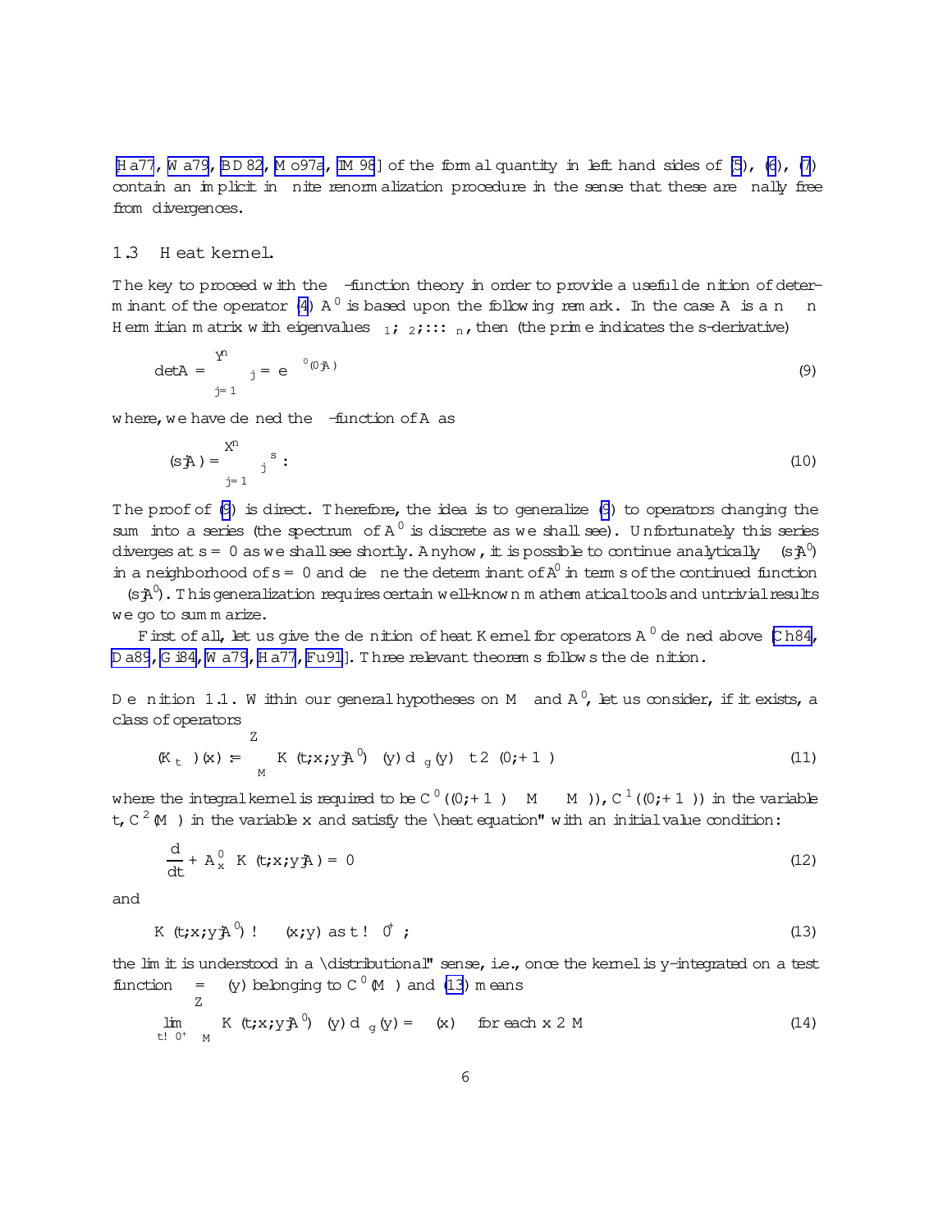[Ha77, Wa79, BD82, Mo97a, IM98] of the formal quantity in left hand sides of (5), (6), (7) contain an implicit infinite renormalization procedure in the sense that these are finally free from divergences.

### 1.3 Heat kernel.

The key to proceed with the $\zeta$-function theory in order to provide a useful definition of determinant of the operator (4) $A'$ is based upon the following remark. In the case $A$ is a $n \times n$ Hermitian matrix with eigenvalues $\lambda_1, \lambda_2, \ldots, \lambda_n$, then (the prime indicates the s-derivative)

$$\det A = \prod_{j=1}^{n} \lambda_j = e^{-\zeta'(0|A)} \tag{9}$$

where, we have defined the $\zeta$-function of $A$ as

$$\zeta(s|A) = \sum_{j=1}^{n} \lambda_j^{-s} \, . \tag{10}$$

The proof of (9) is direct. Therefore, the idea is to generalize (9) to operators changing the sum into a series (the spectrum of $A'$ is discrete as we shall see). Unfortunately this series diverges at $s = 0$ as we shall see shortly. Anyhow, it is possible to continue analytically $\zeta(s|A')$ in a neighborhood of $s = 0$ and define the determinant of $A'$ in terms of the continued function $\zeta(s|A')$. This generalization requires certain well-known mathematical tools and untrivial results we go to summarize.

First of all, let us give the definition of heat Kernel for operators $A'$ defined above [Ch84, Da89, Gi84, Wa79, Ha77, Fu91]. Three relevant theorems follows the definition.

**Definition 1.1.** Within our general hypotheses on $M$ and $A'$, let us consider, if it exists, a class of operators

$$(K_t\,\phi)(x) := \int_M K(t,x,y|A')\,\phi(y)\,d\mu_g(y) \quad t \in (0,+\infty) \tag{11}$$

where the integral kernel is required to be $C^0((0,+\infty)\times M \times M)$, $C^1((0,+\infty))$ in the variable $t$, $C^2(M)$ in the variable $x$ and satisfy the "heat equation" with an initial value condition:

$$\left[\frac{d}{dt} + A'_x\right] K(t,x,y|A) = 0 \tag{12}$$

and

$$K(t,x,y|A') \to \delta(x,y) \text{ as } t \to 0^+ \, ; \tag{13}$$

the limit is understood in a "distributional" sense, i.e., once the kernel is y-integrated on a test function $\phi = \phi(y)$ belonging to $C^0(M)$ and (13) means

$$\lim_{t\to 0^+} \int_M K(t,x,y|A')\,\phi(y)\,d\mu_g(y) = \phi(x) \quad \text{for each } x \in M \tag{14}$$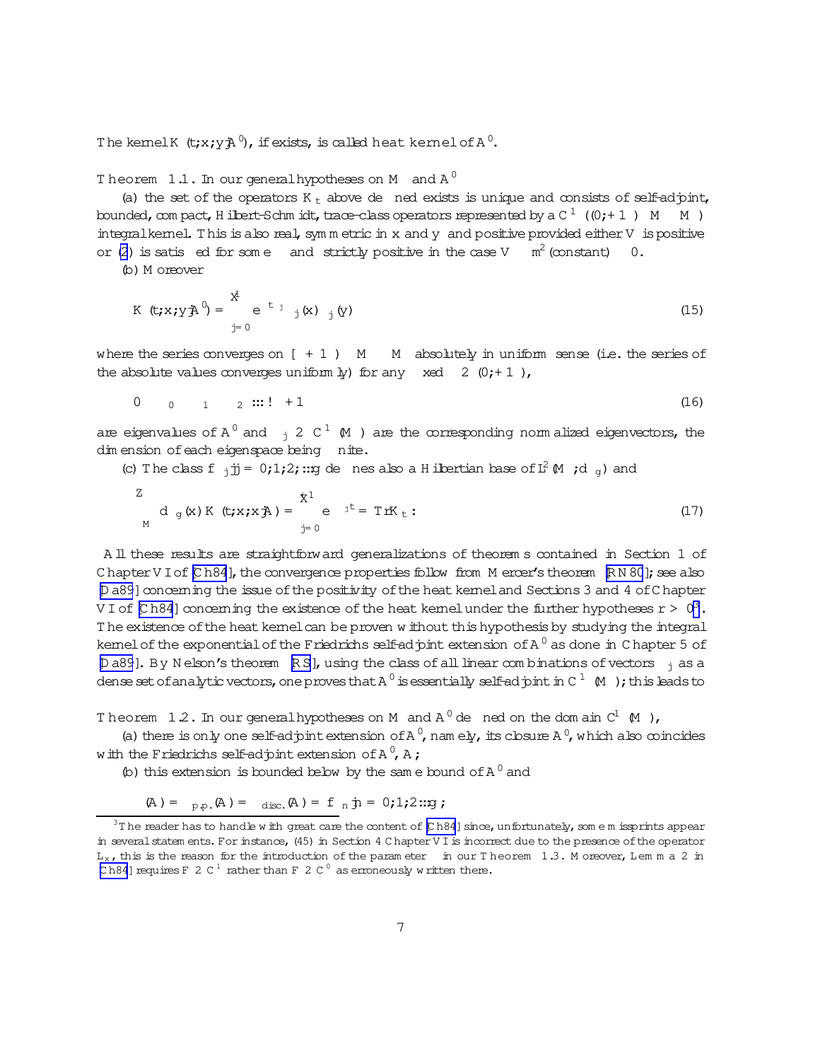The kernel $K(t;x;y|A^0)$, if exists, is called **heat kernel** of $A^0$.

**Theorem 1.1.** *In our general hypotheses on $M$ and $A^0$*

*(a) the set of the operators $K_t$ above defined exists is unique and consists of self-adjoint, bounded, compact, Hilbert-Schmidt, trace-class operators represented by a $C^\infty((0,+\infty)\times M\times M)$ integral kernel. This is also real, symmetric in $x$ and $y$ and positive provided either $V$ is positive or (2) is satisfied for some $\epsilon$ and strictly positive in the case $V \equiv m^2$ (constant) $\geq 0$.*

*(b) Moreover*

$$K(t;x;y|A^0) = \sum_{j=0}^{\infty} e^{-t\lambda_j}\phi_j(x)\phi_j^*(y) \tag{15}$$

*where the series converges on $[\delta,+\infty)\times M\times M$ absolutely in uniform sense (i.e. the series of the absolute values converges uniformly) for any fixed $\delta\in(0,+\infty)$,*

$$0\leq\lambda_0\leq\lambda_1\leq\lambda_2\leq\ldots\to+\infty \tag{16}$$

*are eigenvalues of $A^0$ and $\phi_j\in C^\infty(M)$ are the corresponding normalized eigenvectors, the dimension of each eigenspace being finite.*

*(c) The class $\{\phi_j|j=0,1,2,\ldots\}$ defines also a Hilbertian base of $L^2(M,d\mu_g)$ and*

$$\int_M d\mu_g(x)\,K(t;x;x|A) = \sum_{j=0}^{\infty} e^{-\lambda_j t} = Tr K_t\,. \tag{17}$$

All these results are straightforward generalizations of theorems contained in Section 1 of Chapter VI of [Ch84], the convergence properties follow from Mercer's theorem [RN80]; see also [Da89] concerning the issue of the positivity of the heat kernel and Sections 3 and 4 of Chapter VI of [Ch84] concerning the existence of the heat kernel under the further hypotheses $r>0$[3]. The existence of the heat kernel can be proven without this hypothesis by studying the integral kernel of the exponential of the Friedrichs self-adjoint extension of $A^0$ as done in Chapter 5 of [Da89]. By Nelson's theorem [RS], using the class of all linear combinations of vectors $\phi_j$ as a dense set of analytic vectors, one proves that $A^0$ is essentially self-adjoint in $C^\infty(M)$; this leads to

**Theorem 1.2.** *In our general hypotheses on $M$ and $A^0$ defined on the domain $C^\infty(M)$,*

*(a) there is only one self-adjoint extension of $A^0$, namely, its closure $\overline{A^0}$, which also coincides with the Friedrichs self-adjoint extension of $A^0$, $A$;*

*(b) this extension is bounded below by the same bound of $A^0$ and*

$$\sigma(A) = \sigma_{p.p.}(A) = \sigma_{disc.}(A) = \{\lambda_n|n=0,1,2\ldots\}\,;$$

---

[3] The reader has to handle with great care the content of [Ch84] since, unfortunately, some missprints appear in several statements. For instance, (45) in Section 4 Chapter VI is incorrect due to the presence of the operator $L_x$, this is the reason for the introduction of the parameter $\epsilon$ in our Theorem 1.3. Moreover, Lemma 2 in [Ch84] requires $F\in C^1$ rather than $F\in C^0$ as erroneously written there.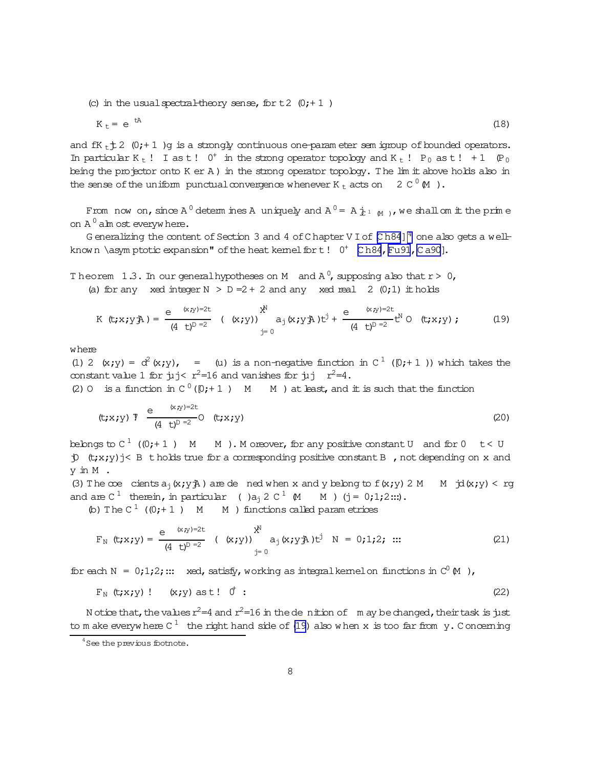(c) in the usual spectral-theory sense, for $t \in (0,+\infty)$

$$K_t = e^{-tA} \tag{18}$$

and $\{K_t | t \in (0,+\infty)\}$ is a strongly continuous one-parameter semigroup of bounded operators. In particular $K_t \to I$ as $t \to 0^+$ in the strong operator topology and $K_t \to P_0$ as $t \to +\infty$ ($P_0$ being the projector onto Ker $A$) in the strong operator topology. The limit above holds also in the sense of the uniform punctual convergence whenever $K_t$ acts on $\psi \in C^0(M)$.

From now on, since $A'$ determines $A$ uniquely and $A' = A|_{C^\infty(M)}$, we shall omit the prime on $A'$ almost everywhere.

Generalizing the content of Section 3 and 4 of Chapter VI of [Ch84][4] one also gets a well-known "asymptotic expansion" of the heat kernel for $t \to 0^+$ [Ch84, Fu91, Ca90].

**Theorem 1.3.** In our general hypotheses on $M$ and $A'$, supposing also that $r > 0$,

(a) for any fixed integer $N > D/2 + 2$ and any fixed real $\delta \in (0,1)$ it holds

$$K(t,x,y|A) = \frac{e^{-\sigma(x,y)/2t}}{(4\pi t)^{D/2}} \chi(\sigma(x,y)) \sum_{j=0}^{N} a_j(x,y|A) t^j + \frac{e^{-\delta\sigma(x,y)/2t}}{(4\pi t)^{D/2}} t^N O_\delta(t,x,y) \, ; \tag{19}$$

where

(1) $2\sigma(x,y) = d^2(x,y)$, $\chi = \chi(u)$ is a non-negative function in $C^\infty([0,+\infty))$ which takes the constant value 1 for $|u| < r^2/16$ and vanishes for $|u| \geq r^2/4$.

(2) $O_\delta$ is a function in $C^0([0,+\infty) \times M \times M)$ at least, and it is such that the function

$$(t,x,y) \mapsto \frac{e^{-\delta\sigma(x,y)/2t}}{(4\pi t)^{D/2}} O_\delta(t,x,y) \tag{20}$$

belongs to $C^\infty((0,+\infty) \times M \times M)$. Moreover, for any positive constant $U$ and for $0 \leq t < U$ $|O_\delta(t,x,y)| < B_\delta t$ holds true for a corresponding positive constant $B_\delta$, not depending on $x$ and $y$ in $M$.

(3) The coefficients $a_j(x,y|A)$ are defined when $x$ and $y$ belong to $\{(x,y) \in M \times M \, | d(x,y) < r\}$ and are $C^\infty$ therein, in particular $\chi(\sigma)a_j \in C^\infty(M \times M)$ ($j = 0,1,2 \ldots$).

(b) The $C^\infty((0,+\infty) \times M \times M)$ functions called parametrices

$$F_N(t,x,y) = \frac{e^{-\sigma(x,y)/2t}}{(4\pi t)^{D/2}} \chi(\sigma(x,y)) \sum_{j=0}^{N} a_j(x,y|A) t^j \quad N = 0,1,2,\ldots \tag{21}$$

for each $N = 0,1,2,\ldots$ fixed, satisfy, working as integral kernel on functions in $C^0(M)$,

$$F_N(t,x,y) \to \delta(x,y) \text{ as } t \to 0^+ \, : \tag{22}$$

Notice that, the values $r^2/4$ and $r^2/16$ in the definition of $\chi$ may be changed, their task is just to make everywhere $C^\infty$ the right hand side of (19) also when $x$ is too far from $y$. Concerning

[4] See the previous footnote.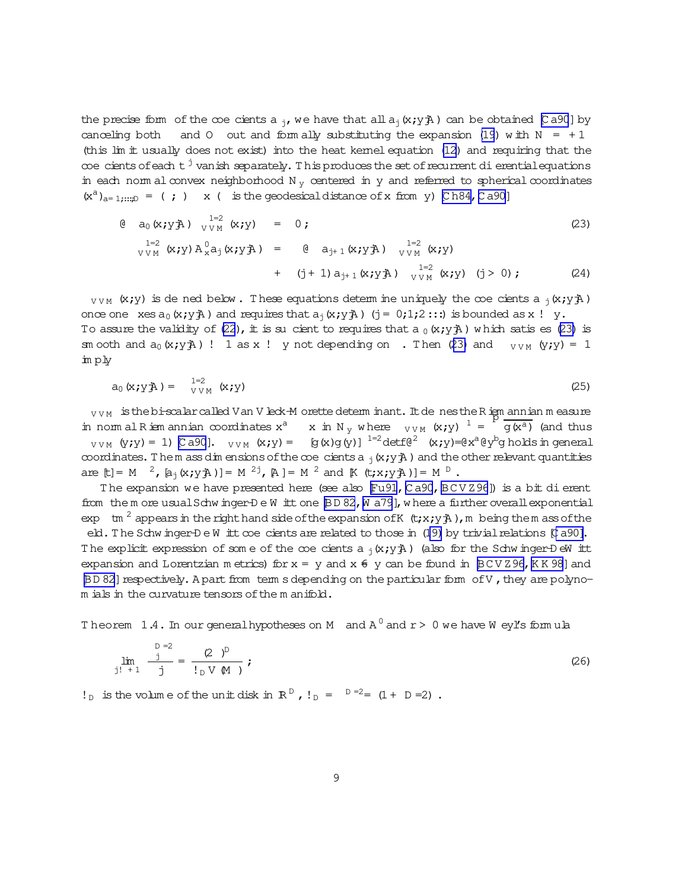the precise form of the coefficients $a_j$, we have that all $a_j(x;y|A)$ can be obtained [Ca90] by canceling both $\epsilon$ and $O$ out and formally substituting the expansion (19) with $N = +1$ (this limit usually does not exist) into the heat kernel equation (12) and requiring that the coefficients of each $t^j$ vanish separately. This produces the set of recurrent differential equations in each normal convex neighborhood $N_y$ centered in $y$ and referred to spherical coordinates $(x^a)_{a=1,\ldots,D} = (\sigma, \theta) \equiv x$ ($\sigma$ is the geodesical distance of $x$ from $y$) [Ch84, Ca90]

$$
\partial_\sigma \left( a_0(x;y|A)\, \Delta^{-1/2}_{VVM}(x;y) \right) = 0\,; \tag{23}
$$

$$
\begin{aligned}
\Delta^{1/2}_{VVM}(x;y)\, A^0_x a_j(x;y|A) &= \sigma \partial_\sigma \left( a_{j+1}(x;y|A)\, \Delta^{-1/2}_{VVM}(x;y) \right) \\
&\quad + (j+1)\, a_{j+1}(x;y|A)\, \Delta^{-1/2}_{VVM}(x;y) \quad (j > 0)\,;
\end{aligned} \tag{24}
$$

$\Delta_{VVM}(x;y)$ is defined below. These equations determine uniquely the coefficients $a_j(x;y|A)$ once one fixes $a_0(x;y|A)$ and requires that $a_j(x;y|A)$ $(j = 0,1,2\ldots)$ is bounded as $x \to y$. To assure the validity of (22), it is sufficient to requires that $a_0(x;y|A)$ which satisfies (23) is smooth and $a_0(x;y|A) \to 1$ as $x \to y$ not depending on $\theta$. Then (23) and $\Delta_{VVM}(y;y) = 1$ imply

$$
a_0(x;y|A) = \Delta^{1/2}_{VVM}(x;y) \tag{25}
$$

$\Delta_{VVM}$ is the bi-scalar called Van Vleck-Morette determinant. It defines the Riemannian measure in normal Riemannian coordinates $x^a \equiv x$ in $N_y$ where $\Delta_{VVM}(x;y)^{-1} = \sqrt{g(x^a)}$ (and thus $\Delta_{VVM}(y;y) = 1$) [Ca90]. $\Delta_{VVM}(x;y) = [g(x)g(y)]^{-1/2}\det\{\partial^2\sigma(x;y)/\partial x^a \partial y^b\}$ holds in general coordinates. The mass dimensions of the coefficients $a_j(x;y|A)$ and the other relevant quantities are $[t] = M^{-2}$, $[a_j(x;y|A)] = M^{2j}$, $[A] = M^2$ and $[K(t;x;y|A)] = M^D$.

The expansion we have presented here (see also [Fu91, Ca90, BCVZ96]) is a bit different from the more usual Schwinger-DeWitt one [BD82, Wa79], where a further overall exponential $\exp -tm^2$ appears in the right hand side of the expansion of $K(t;x;y|A)$, $m$ being the mass of the field. The Schwinger-DeWitt coefficients are related to those in (19) by trivial relations [Ca90]. The explicit expression of some of the coefficients $a_j(x;y|A)$ (also for the Schwinger-DeWitt expansion and Lorentzian metrics) for $x = y$ and $x \neq y$ can be found in [BCVZ96, KK98] and [BD82] respectively. Apart from terms depending on the particular form of $V$, they are polynomials in the curvature tensors of the manifold.

**Theorem 1.4.** *In our general hypotheses on $M$ and $A^0$ and $r > 0$ we have Weyl's formula*

$$
\lim_{j \to +\infty} \frac{\lambda_j^{D/2}}{j} = \frac{(2\pi)^D}{\omega_D V(M)}\,; \tag{26}
$$

$\omega_D$ *is the volume of the unit disk in* $\mathbb{R}^D$, $\omega_D = \pi^{D/2}/\Gamma(1 + D/2)$.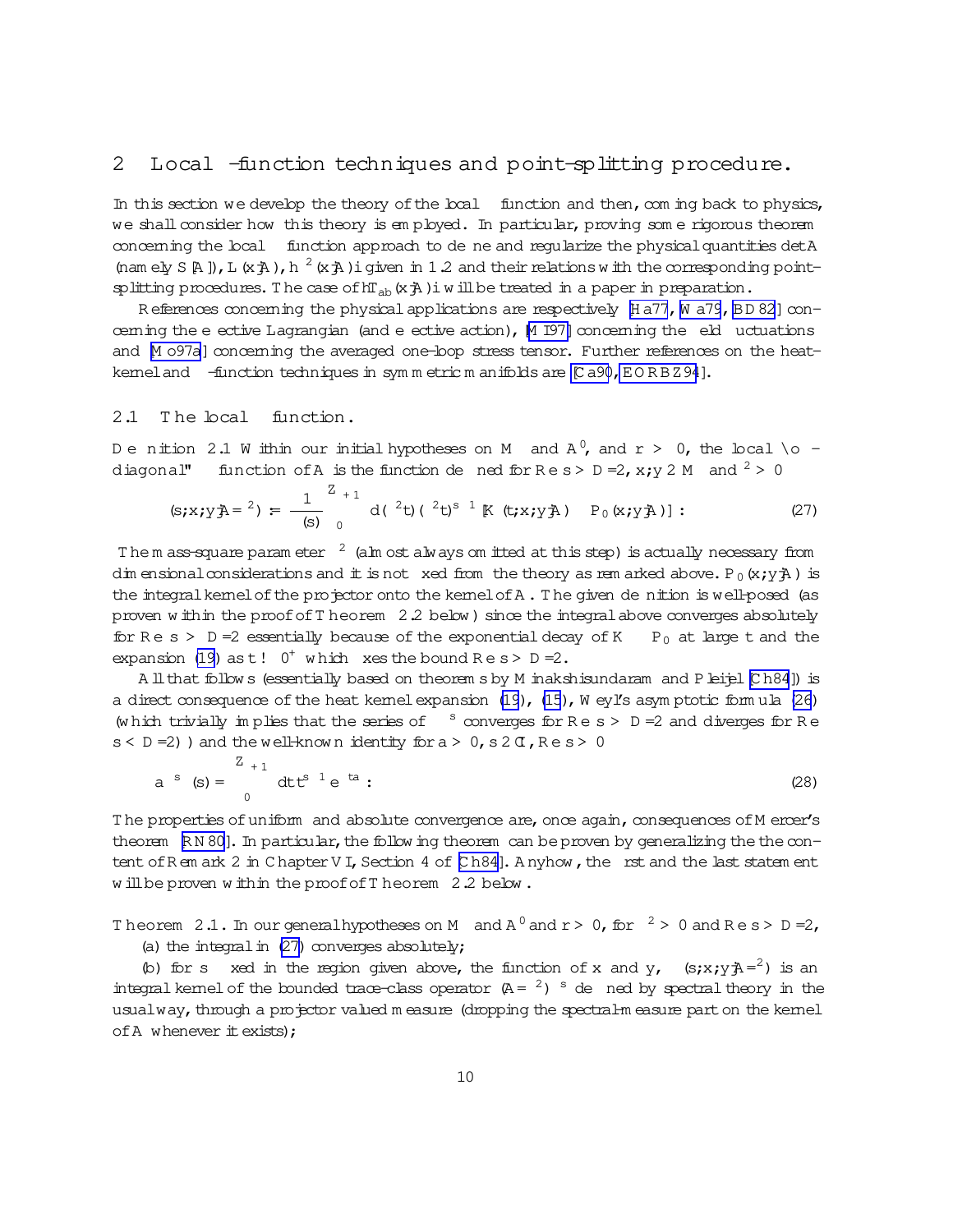## 2 Local ζ-function techniques and point-splitting procedure.

In this section we develop the theory of the local ζ function and then, coming back to physics, we shall consider how this theory is employed. In particular, proving some rigorous theorem concerning the local ζ function approach to define and regularize the physical quantities det $A$ (namely $S[A]$), $L(x|A)$, $\langle\phi^2(x|A)\rangle$ given in 1.2 and their relations with the corresponding point-splitting procedures. The case of $\langle T_{ab}(x|A)\rangle$ will be treated in a paper in preparation.

References concerning the physical applications are respectively [Ha77, Wa79, BD82] concerning the effective Lagrangian (and effective action), [MI97] concerning the field fluctuations and [Mo97a] concerning the averaged one-loop stress tensor. Further references on the heat-kernel and ζ-function techniques in symmetric manifolds are [Ca90, EORBZ94].

### 2.1 The local ζ function.

**Definition 2.1** *Within our initial hypotheses on $M$ and $A'$, and $r > 0$, the local "off-diagonal" ζ function of $A$ is the function defined for $\text{Re}\, s > D/2$, $x, y \in M$ and $\mu^2 > 0$*

$$\zeta(s; x, y|A/\mu^2) := \frac{1}{\Gamma(s)}\int_0^{+\infty} d(\mu^2 t)(\mu^2 t)^{s-1}[K(t; x, y|A) - P_0(x; y|A)]\,. \tag{27}$$

The mass-square parameter $\mu^2$ (almost always omitted at this step) is actually necessary from dimensional considerations and it is not fixed from the theory as remarked above. $P_0(x; y|A)$ is the integral kernel of the projector onto the kernel of $A$. The given definition is well-posed (as proven within the proof of Theorem 2.2 below) since the integral above converges absolutely for $\text{Re}\, s > D/2$ essentially because of the exponential decay of $K - P_0$ at large $t$ and the expansion (19) as $t \to 0^+$ which fixes the bound $\text{Re}\, s > D/2$.

All that follows (essentially based on theorems by Minakshisundaram and Pleijel [Ch84]) is a direct consequence of the heat kernel expansion (19), (15), Weyl's asymptotic formula (26) (which trivially implies that the series of $\lambda^{-s}$ converges for $\text{Re}\, s > D/2$ and diverges for $\text{Re}\, s < D/2$) ) and the well-known identity for $a > 0$, $s \in \mathbb{C}$, $\text{Re}\, s > 0$

$$a^{-s}\,\Gamma(s) = \int_0^{+\infty} dt\, t^{s-1} e^{-ta}\,. \tag{28}$$

The properties of uniform and absolute convergence are, once again, consequences of Mercer's theorem [RN80]. In particular, the following theorem can be proven by generalizing the the content of Remark 2 in Chapter VI, Section 4 of [Ch84]. Anyhow, the first and the last statement will be proven within the proof of Theorem 2.2 below.

**Theorem 2.1.** *In our general hypotheses on $M$ and $A'$ and $r > 0$, for $\mu^2 > 0$ and $\text{Re}\, s > D/2$,*

*(a) the integral in (27) converges absolutely;*

*(b) for $s$ fixed in the region given above, the function of $x$ and $y$, $\zeta(s; x, y|A/\mu^2)$ is an integral kernel of the bounded trace-class operator $(A/\mu^2)^{-s}$ defined by spectral theory in the usual way, through a projector valued measure (dropping the spectral-measure part on the kernel of $A$ whenever it exists);*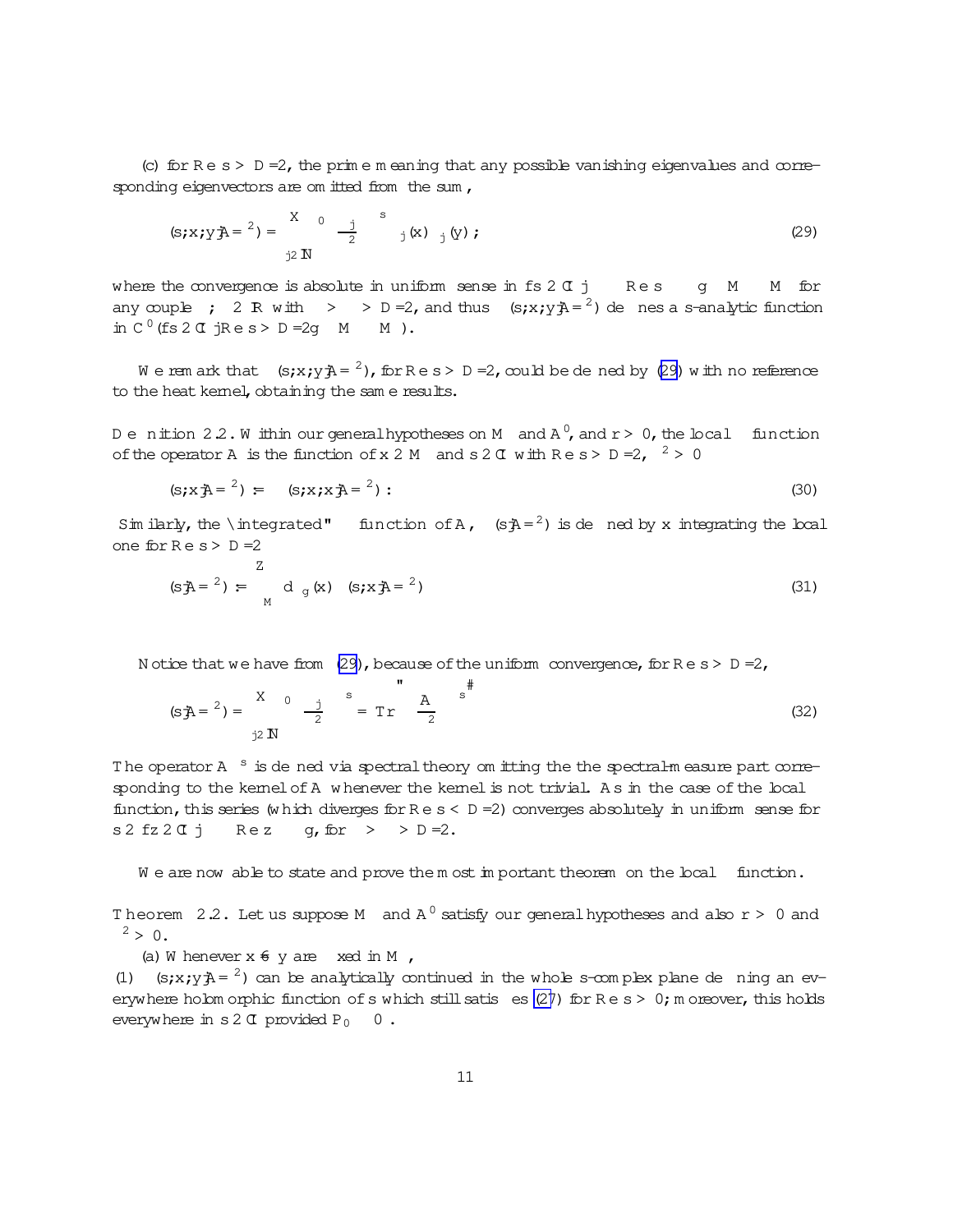(c) for $\mathrm{Re}\, s > D/2$, the prime meaning that any possible vanishing eigenvalues and corresponding eigenvectors are omitted from the sum,

$$\zeta(s; x, y|A/\mu^2) = \sum_{j\in\mathbb{N}}{}' \left(\frac{\lambda_j}{\mu^2}\right)^{-s} \phi_j(x)\phi_j^*(y)\,; \tag{29}$$

where the convergence is absolute in uniform sense in $\{s \in \mathbb{C} \mid \alpha \geq \mathrm{Re}\, s \geq \beta\} \times M \times M$ for any couple $\alpha, \beta \in \mathbb{R}$ with $\alpha > \beta > D/2$, and thus $\zeta(s; x, y|A/\mu^2)$ defines a $s$-analytic function in $C^0(\{s \in \mathbb{C} \mid \mathrm{Re}\, s > D/2\} \times M \times M)$.

We remark that $\zeta(s; x, y|A/\mu^2)$, for $\mathrm{Re}\, s > D/2$, could be defined by (29) with no reference to the heat kernel, obtaining the same results.

**Definition 2.2.** Within our general hypotheses on $M$ and $A'$, and $r > 0$, the local $\zeta$ function of the operator $A$ is the function of $x \in M$ and $s \in \mathbb{C}$ with $\mathrm{Re}\, s > D/2$, $\mu^2 > 0$

$$\zeta(s; x|A/\mu^2) := \zeta(s; x, x|A/\mu^2)\,. \tag{30}$$

Similarly, the "integrated" $\zeta$ function of $A$, $\zeta(s|A/\mu^2)$ is defined by $x$ integrating the local one for $\mathrm{Re}\, s > D/2$

$$\zeta(s|A/\mu^2) := \int_M d\mu_g(x)\, \zeta(s; x|A/\mu^2) \tag{31}$$

Notice that we have from (29), because of the uniform convergence, for $\mathrm{Re}\, s > D/2$,

$$\zeta(s|A/\mu^2) = \sum_{j\in\mathbb{N}}{}' \left(\frac{\lambda_j}{\mu^2}\right)^{-s} = \mathrm{Tr}\left[\left(\frac{A}{\mu^2}\right)^{-s}\right] \tag{32}$$

The operator $A^{-s}$ is defined via spectral theory omitting the the spectral-measure part corresponding to the kernel of $A$ whenever the kernel is not trivial. As in the case of the local $\zeta$ function, this series (which diverges for $\mathrm{Re}\, s < D/2$) converges absolutely in uniform sense for $s \in \{z \in \mathbb{C} \mid \alpha \geq \mathrm{Re}\, z \geq \beta\}$, for $\alpha > \beta > D/2$.

We are now able to state and prove the most important theorem on the local $\zeta$ function.

**Theorem 2.2.** Let us suppose $M$ and $A'$ satisfy our general hypotheses and also $r > 0$ and $\mu^2 > 0$.

(a) Whenever $x \neq y$ are fixed in $M$,

(1) $\zeta(s; x, y|A/\mu^2)$ can be analytically continued in the whole $s$-complex plane defining an everywhere holomorphic function of $s$ which still satisfies (27) for $\mathrm{Re}\, s > 0$; moreover, this holds everywhere in $s \in \mathbb{C}$ provided $P_0 \equiv 0$.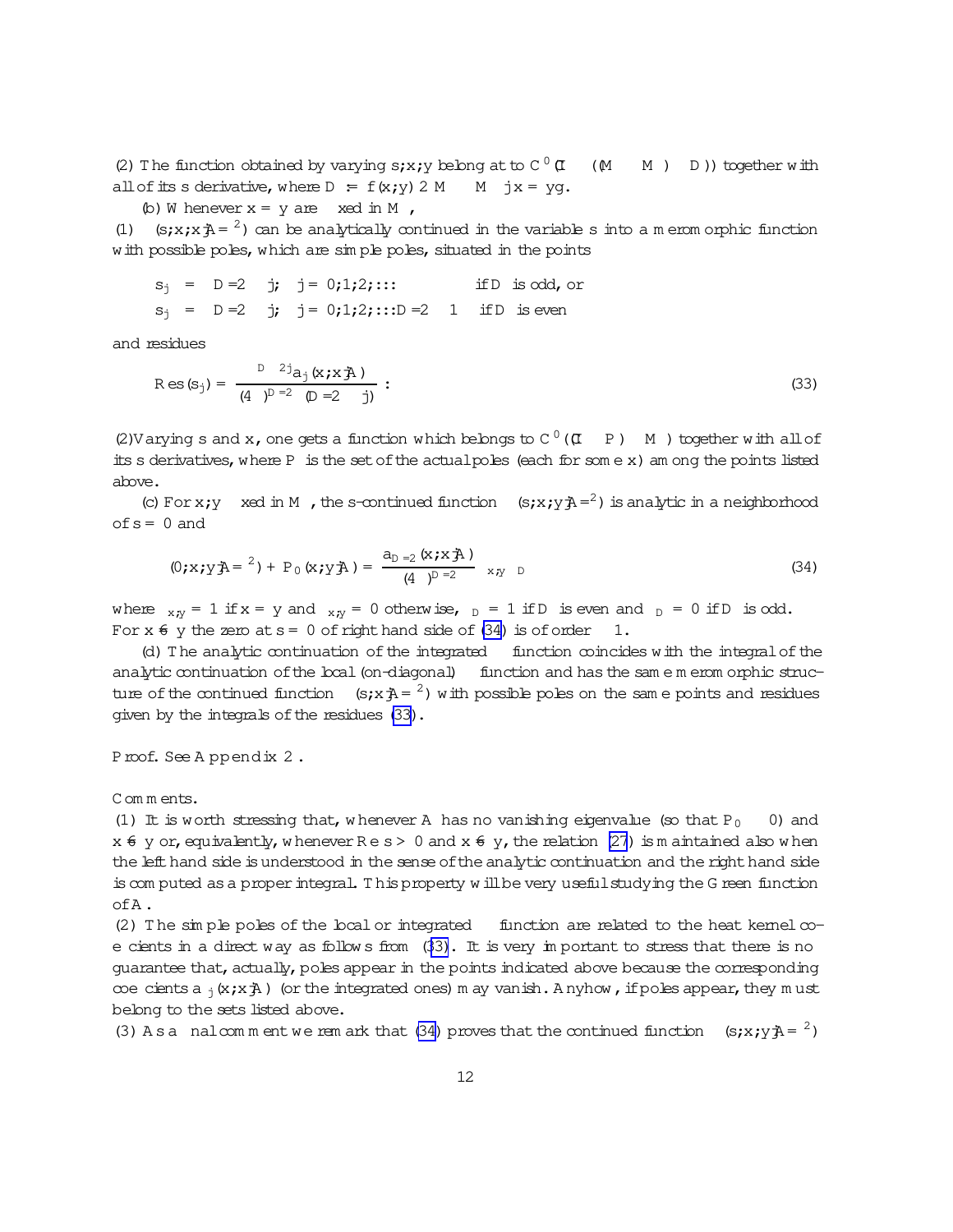(2) The function obtained by varying $s; x; y$ belong at to $C^0((\mathbb{C} - (\mathcal{M} \times \mathcal{M}) - \mathcal{D}))$ together with all of its $s$ derivative, where $\mathcal{D} := \{(x; y) \in \mathcal{M} \times \mathcal{M} \mid x = y\}$.

(b) Whenever $x = y$ are fixed in $\mathcal{M}$,

(1) $\zeta(s; x; x|A/\mu^2)$ can be analytically continued in the variable $s$ into a meromorphic function with possible poles, which are simple poles, situated in the points

$$
\begin{aligned}
s_j &= D/2 - j; \quad j = 0; 1; 2; \ldots \qquad \text{if } D \text{ is odd, or} \\
s_j &= D/2 - j; \quad j = 0; 1; 2; \ldots D/2 - 1 \quad \text{if } D \text{ is even}
\end{aligned}
$$

and residues

$$
\mathrm{Res}(s_j) = \frac{\mu^{D-2j} a_j(x; x|A)}{(4\pi)^{D/2}\,\Gamma(D/2 - j)} \,. \tag{33}
$$

(2) Varying $s$ and $x$, one gets a function which belongs to $C^0((\mathbb{C} - P) \times \mathcal{M})$ together with all of its $s$ derivatives, where $P$ is the set of the actual poles (each for some $x$) among the points listed above.

(c) For $x; y$ fixed in $\mathcal{M}$, the $s$-continued function $\zeta(s; x; y|A/\mu^2)$ is analytic in a neighborhood of $s = 0$ and

$$
\zeta(0; x; y|A/\mu^2) + P_0(x; y|A) = \frac{a_{D/2}(x; x|A)}{(4\pi)^{D/2}} \delta_{x,y}\, \delta_D \tag{34}
$$

where $\delta_{x,y} = 1$ if $x = y$ and $\delta_{x,y} = 0$ otherwise, $\delta_D = 1$ if $D$ is even and $\delta_D = 0$ if $D$ is odd. For $x \neq y$ the zero at $s = 0$ of right hand side of (34) is of order $\geq 1$.

(d) The analytic continuation of the integrated $\zeta$ function coincides with the integral of the analytic continuation of the local (on-diagonal) $\zeta$ function and has the same meromorphic structure of the continued function $\zeta(s; x|A/\mu^2)$ with possible poles on the same points and residues given by the integrals of the residues (33).

Proof. See Appendix 2.

Comments.

(1) It is worth stressing that, whenever $A$ has no vanishing eigenvalue (so that $P_0 \equiv 0$) and $x \neq y$ or, equivalently, whenever $\mathrm{Re}\, s > 0$ and $x \neq y$, the relation (27) is maintained also when the left hand side is understood in the sense of the analytic continuation and the right hand side is computed as a proper integral. This property will be very useful studying the Green function of $A$.

(2) The simple poles of the local or integrated $\zeta$ function are related to the heat kernel coefficients in a direct way as follows from (33). It is very important to stress that there is no guarantee that, actually, poles appear in the points indicated above because the corresponding coefficients $a_j(x; x|A)$ (or the integrated ones) may vanish. Anyhow, if poles appear, they must belong to the sets listed above.

(3) As a final comment we remark that (34) proves that the continued function $\zeta(s; x; y|A/\mu^2)$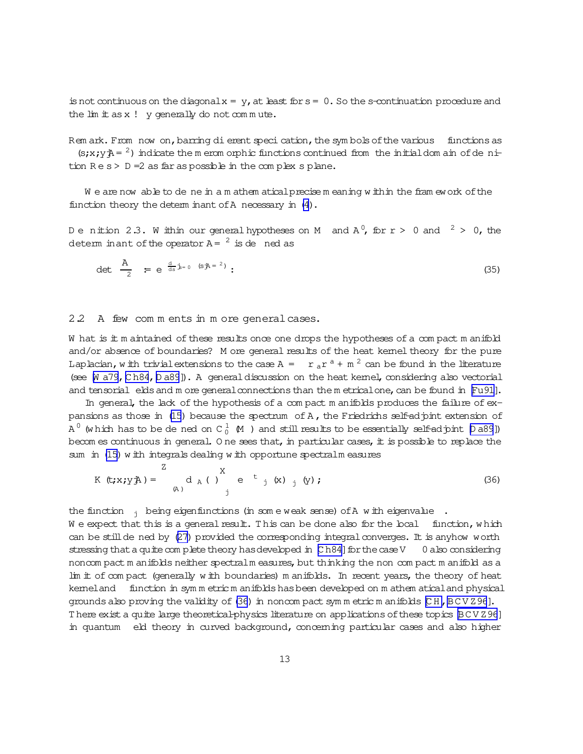is not continuous on the diagonal $x = y$, at least for $s = 0$. So the $s$-continuation procedure and the limit as $x \to y$ generally do not commute.

Remark. From now on, barring different specification, the symbols of the various $\zeta$ functions as $\zeta(s; x, y|A/\mu^2)$ indicate the meromorphic functions continued from the initial domain of definition $\mathrm{Re}\, s > D/2$ as far as possible in the complex $s$ plane.

We are now able to define in a mathematical precise meaning within the framework of the function theory the determinant of $A$ necessary in (4).

**Definition 2.3.** Within our general hypotheses on $M$ and $A'$, for $r > 0$ and $\mu^2 > 0$, the determinant of the operator $A/\mu^2$ is defined as

$$
\det\left(\frac{A}{\mu^2}\right) := e^{-\frac{d}{ds}|_{s=0}\zeta(s|A/\mu^2)}. \tag{35}
$$

## 2.2 A few comments in more general cases.

What is it maintained of these results once one drops the hypotheses of a compact manifold and/or absence of boundaries? More general results of the heat kernel theory for the pure Laplacian, with trivial extensions to the case $A = -\nabla_a\nabla^a + m^2$ can be found in the literature (see [Wa79, Ch84, Da89]). A general discussion on the heat kernel, considering also vectorial and tensorial fields and more general connections than the metrical one, can be found in [Fu91].

In general, the lack of the hypothesis of a compact manifolds produces the failure of expansions as those in (15) because the spectrum of $A$, the Friedrichs self-adjoint extension of $A'$ (which has to be defined on $C_0^\infty(M)$ and still results to be essentially self-adjoint [Da89]) becomes continuous in general. One sees that, in particular cases, it is possible to replace the sum in (15) with integrals dealing with opportune spectral measures

$$
K(t; x, y|A) = \int_{\sigma(A)} d\mu_A(\lambda) \sum_j e^{-t\lambda}\phi_{\lambda j}(x)\phi^*_{\lambda j}(y); \tag{36}
$$

the function $\phi_{\lambda j}$ being eigenfunctions (in some weak sense) of $A$ with eigenvalue $\lambda$.

We expect that this is a general result. This can be done also for the local $\zeta$ function, which can be still defined by (27) provided the corresponding integral converges. It is anyhow worth stressing that a quite complete theory has developed in [Ch84] for the case $V \equiv 0$ also considering noncompact manifolds neither spectral measures, but thinking the non compact manifold as a limit of compact (generally with boundaries) manifolds. In recent years, the theory of heat kernel and $\zeta$ function in symmetric manifolds has been developed on mathematical and physical grounds also proving the validity of (36) in noncompact symmetric manifolds [CH, BCVZ96]. There exist a quite large theoretical-physics literature on applications of these topics [BCVZ96] in quantum field theory in curved background, concerning particular cases and also higher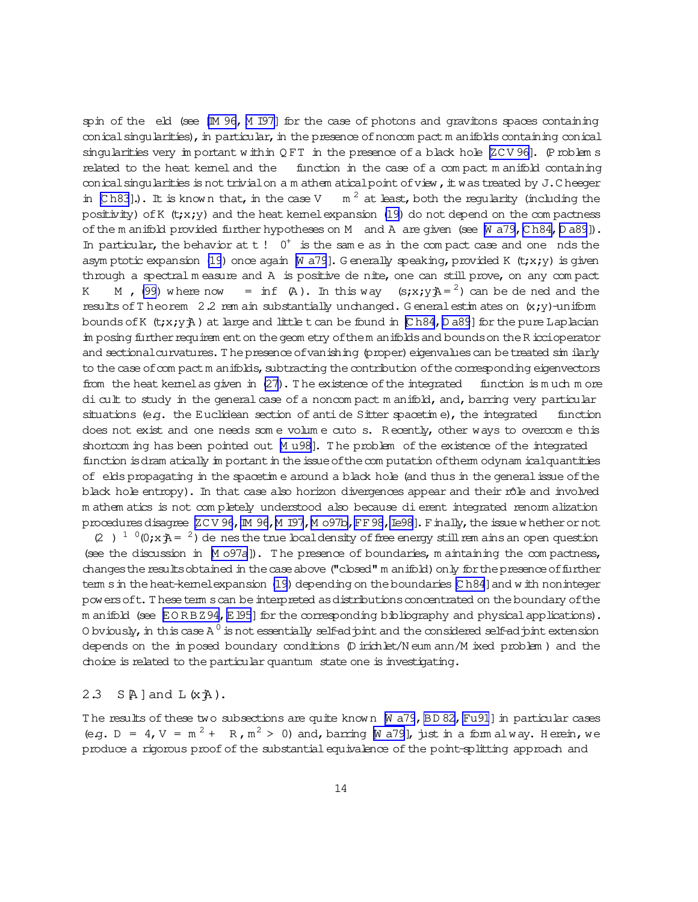spin of the field (see [IM 96, M I97] for the case of photons and gravitons spaces containing conical singularities), in particular, in the presence of noncompact manifolds containing conical singularities very important within QFT in the presence of a black hole [ZCV96]. (Problems related to the heat kernel and the $\zeta$ function in the case of a compact manifold containing conical singularities is not trivial on a mathematical point of view, it was treated by J. Cheeger in [Ch83].). It is known that, in the case $V \geq m^2$ at least, both the regularity (including the positivity) of $K(t;x,y)$ and the heat kernel expansion (19) do not depend on the compactness of the manifold provided further hypotheses on $M$ and $A$ are given (see [Wa79, Ch84, Da89]). In particular, the behavior at $t \to 0^+$ is the same as in the compact case and one finds the asymptotic expansion (19) once again [Wa79]. Generally speaking, provided $K(t;x,y)$ is given through a spectral measure and $A$ is positive definite, one can still prove, on any compact $K \subset M$, (99) where now $\lambda = \inf \sigma(A)$. In this way $\zeta(s;x,y|A/\mu^2)$ can be defined and the results of Theorem 2.2 remain substantially unchanged. General estimates on $(x,y)$-uniform bounds of $K(t;x,y|A)$ at large and little $t$ can be found in [Ch84, Da89] for the pure Laplacian imposing further requirement on the geometry of the manifolds and bounds on the Ricci operator and sectional curvatures. The presence of vanishing (proper) eigenvalues can be treated similarly to the case of compact manifolds, subtracting the contribution of the corresponding eigenvectors from the heat kernel as given in (27). The existence of the integrated $\zeta$ function is much more difficult to study in the general case of a noncompact manifold, and, barring very particular situations (e.g. the Euclidean section of anti de Sitter spacetime), the integrated $\zeta$ function does not exist and one needs some volume cutoffs. Recently, other ways to overcome this shortcoming has been pointed out [Mu98]. The problem of the existence of the integrated $\zeta$ function is dramatically important in the issue of the computation of thermodynamical quantities of fields propagating in the spacetime around a black hole (and thus in the general issue of the black hole entropy). In that case also horizon divergences appear and their rôle and involved mathematics is not completely understood also because different integrated renormalization procedures disagree [ZCV96, IM 96, M I97, Mo97b, FF98, Ie98]. Finally, the issue whether or not $(2\beta)^{-1}\zeta'(0;x|A/\mu^2)$ defines the true local density of free energy still remains an open question (see the discussion in [Mo97a]). The presence of boundaries, maintaining the compactness, changes the results obtained in the case above ("closed" manifold) only for the presence of further terms in the heat-kernel expansion (19) depending on the boundaries [Ch84] and with noninteger powers of $t$. These terms can be interpreted as distributions concentrated on the boundary of the manifold (see [EORBZ94, El95] for the corresponding bibliography and physical applications). Obviously, in this case $A'$ is not essentially self-adjoint and the considered self-adjoint extension depends on the imposed boundary conditions (Dirichlet/Neumann/Mixed problem) and the choice is related to the particular quantum state one is investigating.

### 2.3 $S[A]$ and $L(x|A)$.

The results of these two subsections are quite known [Wa79, BD82, Fu91] in particular cases (e.g. $D = 4$, $V = m^2 + \xi R$, $m^2 > 0$) and, barring [Wa79], just in a formal way. Herein, we produce a rigorous proof of the substantial equivalence of the point-splitting approach and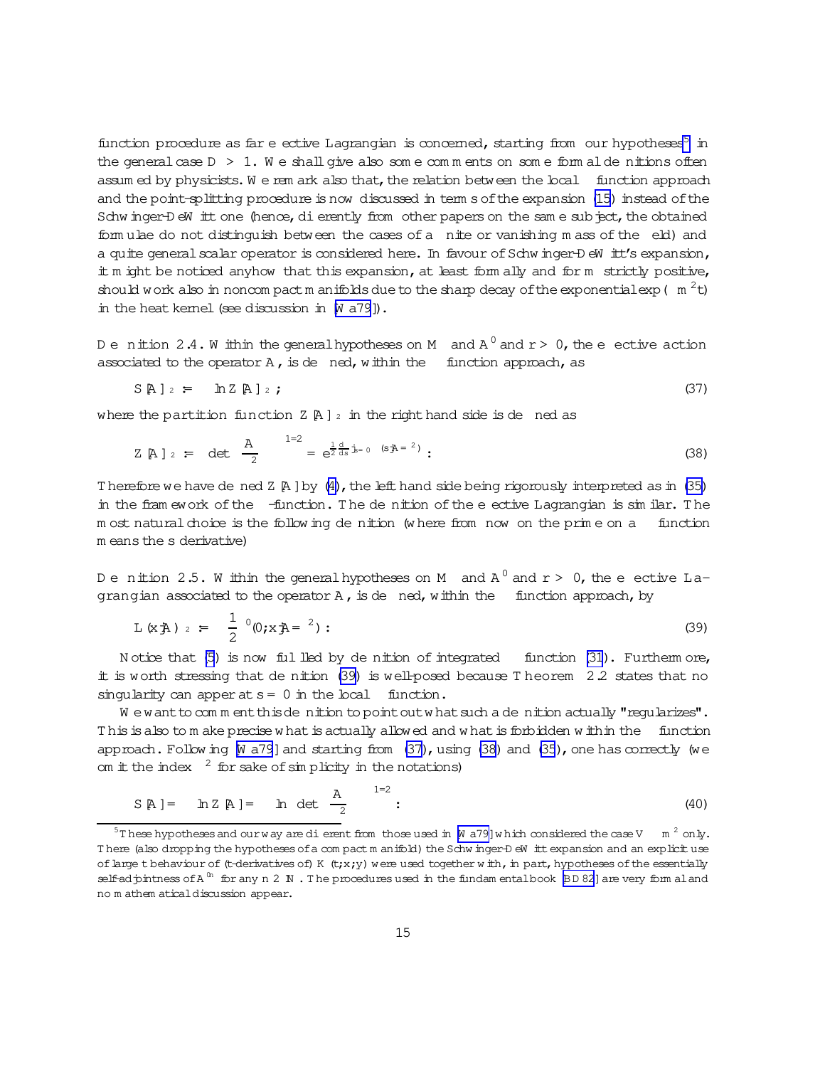function procedure as far effective Lagrangian is concerned, starting from our hypotheses[5] in the general case $D > 1$. We shall give also some comments on some formal definitions often assumed by physicists. We remark also that, the relation between the local $\zeta$ function approach and the point-splitting procedure is now discussed in terms of the expansion (15) instead of the Schwinger-DeWitt one (hence, differently from other papers on the same subject, the obtained formulae do not distinguish between the cases of a finite or vanishing mass of the field) and a quite general scalar operator is considered here. In favour of Schwinger-DeWitt's expansion, it might be noticed anyhow that this expansion, at least formally and for $m$ strictly positive, should work also in noncompact manifolds due to the sharp decay of the exponential $\exp(-m^2 t)$ in the heat kernel (see discussion in [Wa79]).

**Definition 2.4.** Within the general hypotheses on $M$ and $A'$ and $r > 0$, the effective action associated to the operator $A$, is defined, within the $\zeta$ function approach, as

$$S[A]_{\mu^2} := -\ln Z[A]_{\mu^2}\,; \tag{37}$$

where the partition function $Z[A]_{\mu^2}$ in the right hand side is defined as

$$Z[A]_{\mu^2} := \left[\det \frac{A}{\mu^2}\right]^{-1/2} = e^{\frac{1}{2}\frac{d}{ds}|_{s=0}\,\zeta(s|A/\mu^2)}\,. \tag{38}$$

Therefore we have defined $Z[A]$ by (4), the left hand side being rigorously interpreted as in (35) in the framework of the $\zeta$-function. The definition of the effective Lagrangian is similar. The most natural choice is the following definition (where from now on the prime on a $\zeta$ function means the $s$ derivative)

**Definition 2.5.** Within the general hypotheses on $M$ and $A'$ and $r > 0$, the effective Lagrangian associated to the operator $A$, is defined, within the $\zeta$ function approach, by

$$L(x|A)_{\mu^2} := \frac{1}{2}\zeta'(0; x|A/\mu^2)\,. \tag{39}$$

Notice that (5) is now fulfilled by definition of integrated $\zeta$ function (31). Furthermore, it is worth stressing that definition (39) is well-posed because Theorem 2.2 states that no singularity can apper at $s = 0$ in the local $\zeta$ function.

We want to comment this definition to point out what such a definition actually "regularizes". This is also to make precise what is actually allowed and what is forbidden within the $\zeta$ function approach. Following [Wa79] and starting from (37), using (38) and (35), one has correctly (we omit the index $\mu^2$ for sake of simplicity in the notations)

$$S[A] = -\ln Z[A] = -\ln\left[\det \frac{A}{\mu^2}\right]^{-1/2}\,. \tag{40}$$

[5] These hypotheses and our way are different from those used in [Wa79] which considered the case $V \equiv m^2$ only. There (also dropping the hypotheses of a compact manifold) the Schwinger-DeWitt expansion and an explicit use of large $t$ behaviour of ($t$-derivatives of) $K(t;x;y)$ were used together with, in part, hypotheses of the essentially self-adjointness of $A'^n$ for any $n \in \mathbb{N}$. The procedures used in the fundamental book [BD82] are very formal and no mathematical discussion appear.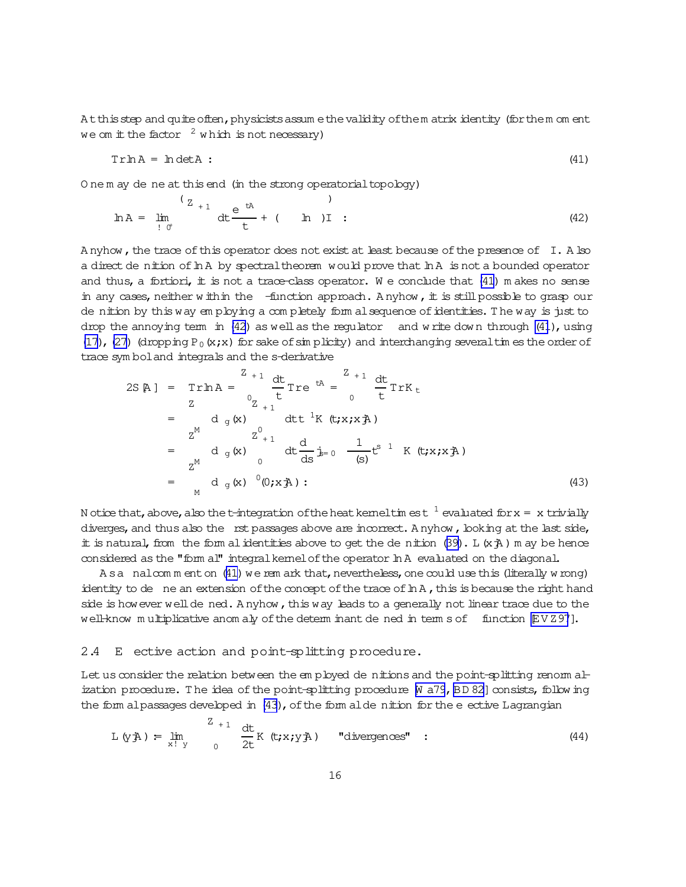At this step and quite often, physicists assume the validity of the matrix identity (for the moment we omit the factor $\mu^2$ which is not necessary)

$$\mathrm{Tr} \ln A = \ln \det A \; . \tag{41}$$

One may define at this end (in the strong operatorial topology)

$$\ln A = \lim_{\epsilon \to 0^+} \left\{ \int_{\epsilon}^{+\infty} dt \frac{e^{-tA}}{t} + (\gamma - \ln \epsilon) I \right\} \; . \tag{42}$$

Anyhow, the trace of this operator does not exist at least because of the presence of $\gamma I$. Also a direct definition of $\ln A$ by spectral theorem would prove that $\ln A$ is not a bounded operator and thus, a fortiori, it is not a trace-class operator. We conclude that (41) makes no sense in any cases, neither within the $\zeta$-function approach. Anyhow, it is still possible to grasp our definition by this way employing a completely formal sequence of identities. The way is just to drop the annoying term in (42) as well as the regulator $\epsilon$ and write down through (41), using (17), (27) (dropping $P_0(x;x)$ for sake of simplicity) and interchanging several times the order of trace symbol and integrals and the s-derivative

$$\begin{aligned}
2S[A] &= \mathrm{Tr} \ln A = -\int_0^{+\infty} \frac{dt}{t} \mathrm{Tr}\, e^{-tA} = -\int_0^{+\infty} \frac{dt}{t} \mathrm{Tr} K_t \\
&= -\int_M d\mu_g(x) \int_0^{+\infty} dt\, t^{-1} K(t; x; x|A) \\
&= -\int_M d\mu_g(x) \int_0^{+\infty} dt \frac{d}{ds}|_{s=0} \frac{1}{\Gamma(s)} t^{s-1} K(t; x; x|A) \\
&= -\int_M d\mu_g(x)\, \zeta'(0; x|A) \; .
\end{aligned} \tag{43}$$

Notice that, above, also the t-integration of the heat kernel times $t^{-1}$ evaluated for $x = x$ trivially diverges, and thus also the first passages above are incorrect. Anyhow, looking at the last side, it is natural, from the formal identities above to get the definition (39). $L(x|A)$ may be hence considered as the "formal" integral kernel of the operator $\ln A$ evaluated on the diagonal.

As a final comment on (41) we remark that, nevertheless, one could use this (literally wrong) identity to define an extension of the concept of the trace of $\ln A$, this is because the right hand side is however well defined. Anyhow, this way leads to a generally not linear trace due to the well-know multiplicative anomaly of the determinant defined in terms of $\zeta$ function [EVZ97].

### 2.4 Effective action and point-splitting procedure.

Let us consider the relation between the employed definitions and the point-splitting renormalization procedure. The idea of the point-splitting procedure [Wa79, BD82] consists, following the formal passages developed in (43), of the formal definition for the effective Lagrangian

$$L(y|A) := \lim_{x \to y} \left\{ \int_0^{+\infty} \frac{dt}{2t} K(t; x; y|A) - \text{"divergences"} \right\} \; . \tag{44}$$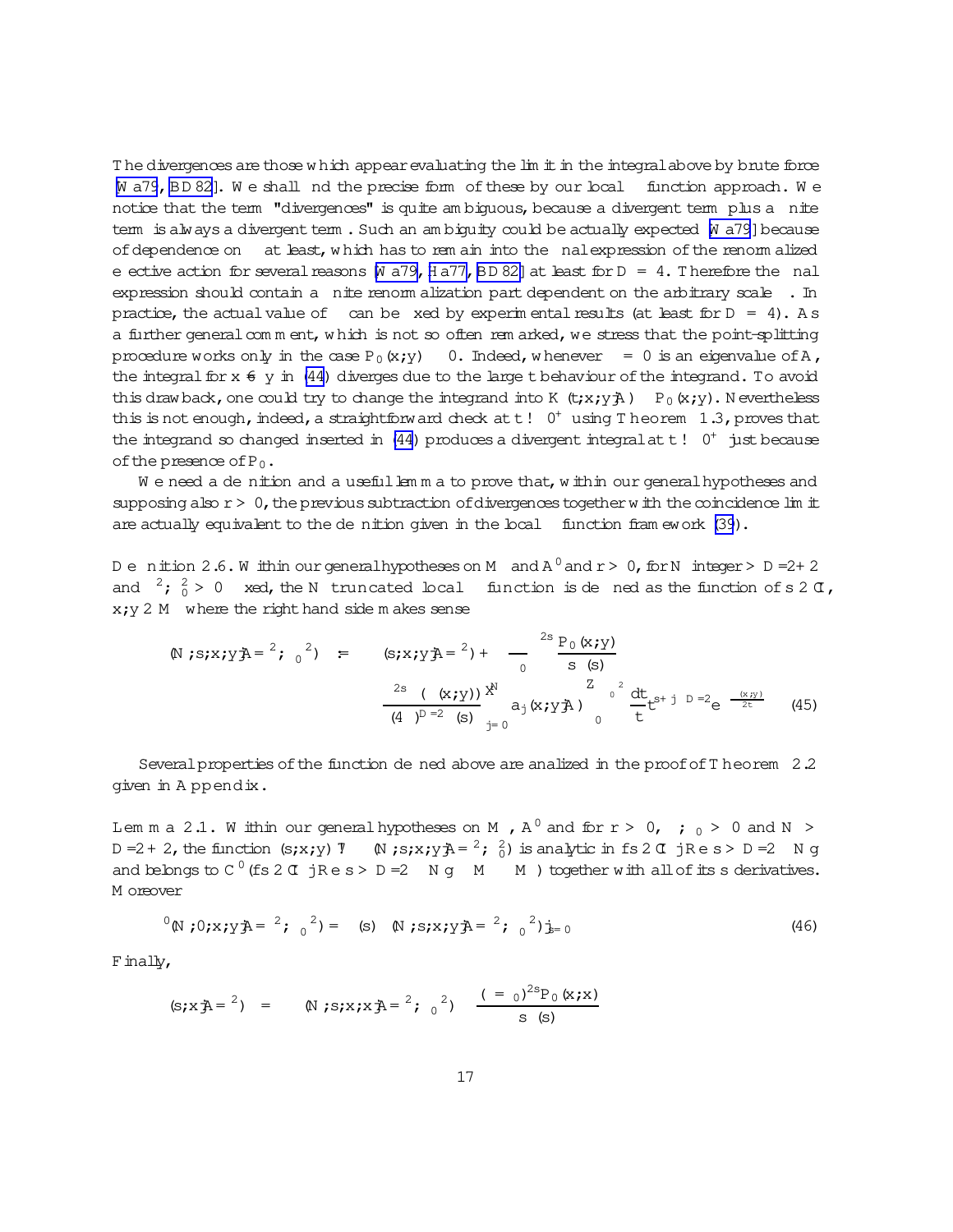The divergences are those which appear evaluating the limit in the integral above by brute force [Wa79, BD82]. We shall find the precise form of these by our local $\zeta$ function approach. We notice that the term "divergences" is quite ambiguous, because a divergent term plus a finite term is always a divergent term. Such an ambiguity could be actually expected [Wa79] because of dependence on $\mu$ at least, which has to remain into the final expression of the renormalized effective action for several reasons [Wa79, Ha77, BD82] at least for $D = 4$. Therefore the final expression should contain a finite renormalization part dependent on the arbitrary scale $\mu$. In practice, the actual value of $\mu$ can be fixed by experimental results (at least for $D = 4$). As a further general comment, which is not so often remarked, we stress that the point-splitting procedure works only in the case $P_0(x;y) \equiv 0$. Indeed, whenever $\lambda = 0$ is an eigenvalue of $A$, the integral for $x \neq y$ in (44) diverges due to the large $t$ behaviour of the integrand. To avoid this drawback, one could try to change the integrand into $K(t;x;y|A) - P_0(x;y)$. Nevertheless this is not enough, indeed, a straightforward check at $t \to 0^+$ using Theorem 1.3, proves that the integrand so changed inserted in (44) produces a divergent integral at $t \to 0^+$ just because of the presence of $P_0$.

We need a definition and a useful lemma to prove that, within our general hypotheses and supposing also $r > 0$, the previous subtraction of divergences together with the coincidence limit are actually equivalent to the definition given in the local $\zeta$ function framework (39).

**Definition 2.6.** *Within our general hypotheses on $M$ and $A'$ and $r > 0$, for $N$ integer $> D/2 + 2$ and $\mu^2, \mu_0^2 > 0$ fixed, the $N$ truncated local $\zeta$ function is defined as the function of $s \in \mathbb{C}$, $x, y \in M$ where the right hand side makes sense*

$$\zeta(N; s; x; y|A/\mu^2; \mu_0^2) := \zeta(s; x; y|A/\mu^2) + \left(\frac{\mu}{\mu_0}\right)^{2s} \frac{P_0(x;y)}{s\,\Gamma(s)} - \frac{\mu^{2s}\,\Delta(\sigma(x;y))}{(4\pi)^{D/2}\,\Gamma(s)} \sum_{j=0}^{N} a_j(x;y|A) \int_0^{\mu_0^{-2}} \frac{dt}{t}\, t^{s+j-D/2}\, e^{-\frac{\sigma(x;y)}{2t}} \qquad (45)$$

Several properties of the function defined above are analized in the proof of Theorem 2.2 given in Appendix.

**Lemma 2.1.** *Within our general hypotheses on $M$, $A'$ and for $r > 0$, $\mu, \mu_0 > 0$ and $N > D/2 + 2$, the function $(s;x;y) \mapsto \zeta(N; s; x; y|A/\mu^2; \mu_0^2)$ is analytic in $\{s \in \mathbb{C} \mid \mathrm{Re}\, s > D/2 - N\}$ and belongs to $C^0(\{s \in \mathbb{C} \mid \mathrm{Re}\, s > D/2 - N\} \times M \times M)$ together with all of its $s$ derivatives. Moreover*

$$\zeta'(N; 0; x; y|A/\mu^2; \mu_0^2) = \frac{d}{ds}\Gamma(s)\,\zeta(N; s; x; y|A/\mu^2; \mu_0^2)|_{s=0} \qquad (46)$$

*Finally,*

$$\zeta(s; x|A/\mu^2) = \zeta(N; s; x; x|A/\mu^2; \mu_0^2) - \frac{(\mu/\mu_0)^{2s} P_0(x;x)}{s\,\Gamma(s)}$$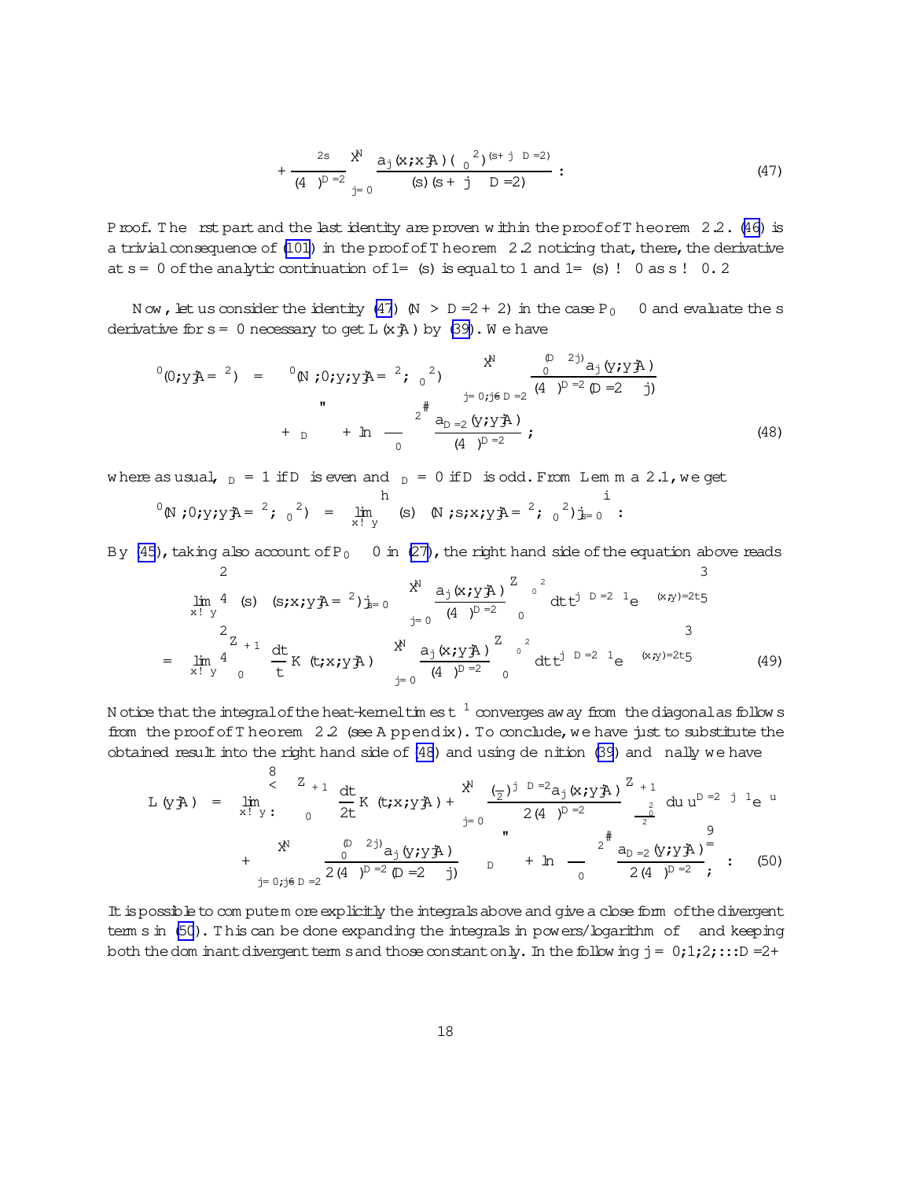$$+\frac{\mu^{2s}}{(4\pi)^{D/2}}\sum_{j=0}^{N}\frac{a_j(x,x|A)\,(\mu_0^{2})^{(s+j-D/2)}}{\Gamma(s)\,(s+j-D/2)}\,. \tag{47}$$

*Proof.* The first part and the last identity are proven within the proof of Theorem 2.2. (46) is a trivial consequence of (101) in the proof of Theorem 2.2 noticing that, there, the derivative at $s=0$ of the analytic continuation of $1/\Gamma(s)$ is equal to 1 and $1/\Gamma(s)\to 0$ as $s\to 0$. $\Box$

Now, let us consider the identity (47) ($N > D/2+2$) in the case $P_0 \geq 0$ and evaluate the $s$ derivative for $s=0$ necessary to get $L(x|A)$ by (39). We have

$$\begin{aligned}\zeta'(0;y|A/\mu^2) &= \Phi'(N;0;y;y|A/\mu^2;\mu_0^2) - \sum_{j=0,j\neq D/2}^{N}\frac{\mu_0^{(D-2j)}a_j(y;y|A)}{(4\pi)^{D/2}(D/2-j)}\\ &\quad+\left[\gamma\,\delta_D+\ln\left(\frac{\mu}{\mu_0}\right)^2\right]\frac{a_{D/2}(y;y|A)}{(4\pi)^{D/2}}\,,\end{aligned} \tag{48}$$

where as usual, $\delta_D=1$ if $D$ is even and $\delta_D=0$ if $D$ is odd. From Lemma 2.1, we get

$$\Phi'(N;0;y;y|A/\mu^2;\mu_0^2) = \lim_{x\to y}\left[\frac{d}{ds}\,\Phi(N;s;x;y|A/\mu^2;\mu_0^2)|_{s=0}\right].$$

By (45), taking also account of $P_0 \geq 0$ in (27), the right hand side of the equation above reads

$$\begin{aligned}&\lim_{x\to y}\left[\frac{d}{ds}\,\zeta(s;x;y|A/\mu^2)|_{s=0}-\sum_{j=0}^{N}\frac{a_j(x;y|A)}{(4\pi)^{D/2}}\int_0^{\mu_0^{-2}}dt\,t^{j-D/2-1}e^{-\sigma(x,y)/2t}\right]\\ &=\lim_{x\to y}\left[\int_0^{+\infty}\frac{dt}{t}K(t;x;y|A)-\sum_{j=0}^{N}\frac{a_j(x;y|A)}{(4\pi)^{D/2}}\int_0^{\mu_0^{-2}}dt\,t^{j-D/2-1}e^{-\sigma(x,y)/2t}\right]\end{aligned} \tag{49}$$

Notice that the integral of the heat-kernel times $t^{-1}$ converges away from the diagonal as follows from the proof of Theorem 2.2 (see Appendix). To conclude, we have just to substitute the obtained result into the right hand side of (48) and using definition (39) and finally we have

$$\begin{aligned}L(y|A) &= \lim_{x\to y}\left\{\int_0^{+\infty}\frac{dt}{2t}K(t;x;y|A)+\sum_{j=0}^{N}\frac{(\frac{\sigma}{2})^{j-D/2}a_j(x;y|A)}{2(4\pi)^{D/2}}\int_{\frac{\sigma\mu_0^2}{2}}^{+\infty}du\,u^{D/2-j-1}e^{-u}\right.\\ &\quad\left.+\sum_{j=0,j\neq D/2}^{N}\frac{\mu_0^{(D-2j)}a_j(y;y|A)}{2(4\pi)^{D/2}(D/2-j)}-\left[\gamma\,\delta_D+\ln\left(\frac{\mu}{\mu_0}\right)^2\right]\frac{a_{D/2}(y;y|A)}{2(4\pi)^{D/2}}\right\}.\end{aligned} \tag{50}$$

It is possible to compute more explicitly the integrals above and give a close form of the divergent terms in (50). This can be done expanding the integrals in powers/logarithm of $\sigma$ and keeping both the dominant divergent terms and those constant only. In the following $j=0,1,2,\ldots D/2+$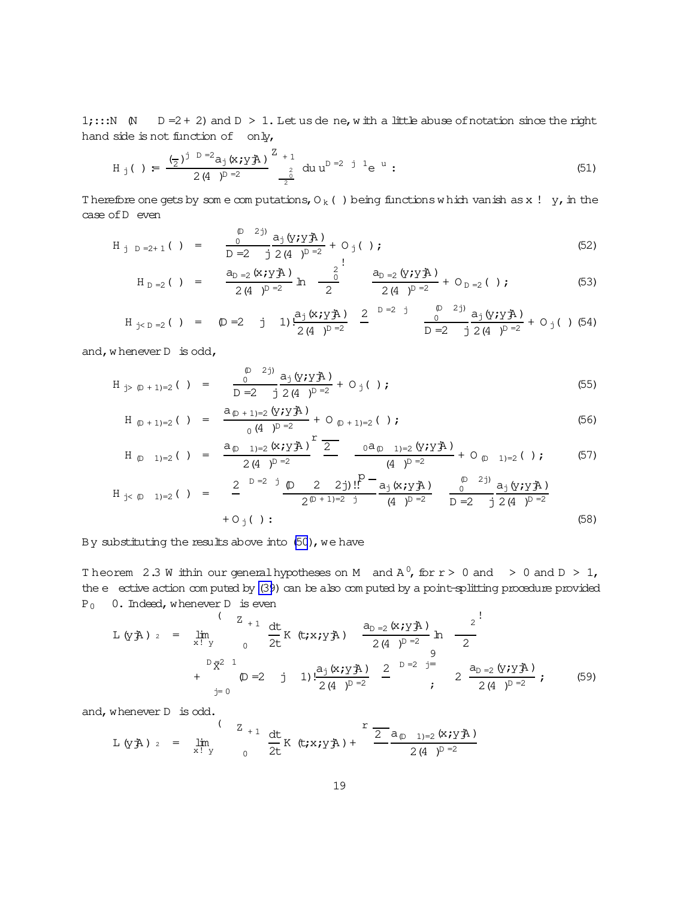$1, \ldots, N$ ($N \geq D/2 + 2$) and $D > 1$. Let us define, with a little abuse of notation since the right hand side is not function of $\delta$ only,

$$H_j(\delta) := \frac{(\frac{\delta}{2})^{j-D/2} a_j(x, y|A)}{2(4\pi)^{D/2}} \int_{\frac{\sigma_0^2}{\delta^2}}^{+\infty} du\, u^{D/2-j-1} e^{-u} \, . \tag{51}$$

Therefore one gets by some computations, $O_k(\delta)$ being functions which vanish as $x \to y$, in the case of $D$ even

$$H_{j \geq D/2+1}(\delta) = -\frac{\sigma_0^{(D-2j)}}{D/2-j} \frac{a_j(y, y|A)}{2(4\pi)^{D/2}} + O_j(\delta) ; \tag{52}$$

$$H_{D/2}(\delta) = -\frac{a_{D/2}(x, y|A)}{2(4\pi)^{D/2}} \ln\left(\frac{\sigma_0^2}{2}\right) - \gamma \frac{a_{D/2}(y, y|A)}{2(4\pi)^{D/2}} + O_{D/2}(\delta) ; \tag{53}$$

$$H_{j<D/2}(\delta) = (D/2-j-1)! \frac{a_j(x, y|A)}{2(4\pi)^{D/2}} \left(\frac{2}{\delta}\right)^{D/2-j} - \frac{\sigma_0^{(D-2j)}}{D/2-j} \frac{a_j(y, y|A)}{2(4\pi)^{D/2}} + O_j(\delta) \tag{54}$$

and, whenever $D$ is odd,

$$H_{j>(D+1)/2}(\delta) = -\frac{\sigma_0^{(D-2j)}}{D/2-j} \frac{a_j(y, y|A)}{2(4\pi)^{D/2}} + O_j(\delta) ; \tag{55}$$

$$H_{(D+1)/2}(\delta) = \frac{a_{(D+1)/2}(y, y|A)}{\sigma_0 (4\pi)^{D/2}} + O_{(D+1)/2}(\delta) ; \tag{56}$$

$$H_{(D-1)/2}(\delta) = \frac{a_{(D-1)/2}(x, y|A)}{2(4\pi)^{D/2}} \sqrt{\frac{2\pi}{\delta}} - \frac{\sigma_0 a_{(D-1)/2}(y, y|A)}{(4\pi)^{D/2}} + O_{(D-1)/2}(\delta) ; \tag{57}$$

$$H_{j<(D-1)/2}(\delta) = \left(\frac{2}{\delta}\right)^{D/2-j} \frac{(D-2-2j)!!\sqrt{\pi}}{2^{(D+1)/2-j}} \frac{a_j(x, y|A)}{(4\pi)^{D/2}} - \frac{\sigma_0^{(D-2j)}}{D/2-j} \frac{a_j(y, y|A)}{2(4\pi)^{D/2}}$$
$$+ O_j(\delta) . \tag{58}$$

By substituting the results above into (50), we have

**Theorem 2.3** *Within our general hypotheses on $M$ and $A^0$, for $r > 0$ and $\mu > 0$ and $D > 1$, the effective action computed by (39) can be also computed by a point-splitting procedure provided $P_0 \equiv 0$. Indeed, whenever $D$ is even*

$$L(y|A)_{\mu^2} = \lim_{x \to y} \left\{ \int_0^{+\infty} \frac{dt}{2t} K(t; x, y|A) - \frac{a_{D/2}(x, y|A)}{2(4\pi)^{D/2}} \ln\left(\frac{\mu^2 \delta}{2}\right) \right.$$
$$\left. + \sum_{j=0}^{D/2-1} (D/2-j-1)! \frac{a_j(x, y|A)}{2(4\pi)^{D/2}} \left(\frac{2}{\delta}\right)^{D/2-j} \right\} - 2\gamma \frac{a_{D/2}(y, y|A)}{2(4\pi)^{D/2}} ; \tag{59}$$

*and, whenever $D$ is odd.*

$$L(y|A)_{\mu^2} = \lim_{x \to y} \left\{ \int_0^{+\infty} \frac{dt}{2t} K(t; x, y|A) + \sqrt{\frac{2\pi}{\delta}} \frac{a_{(D-1)/2}(x, y|A)}{2(4\pi)^{D/2}} \right.$$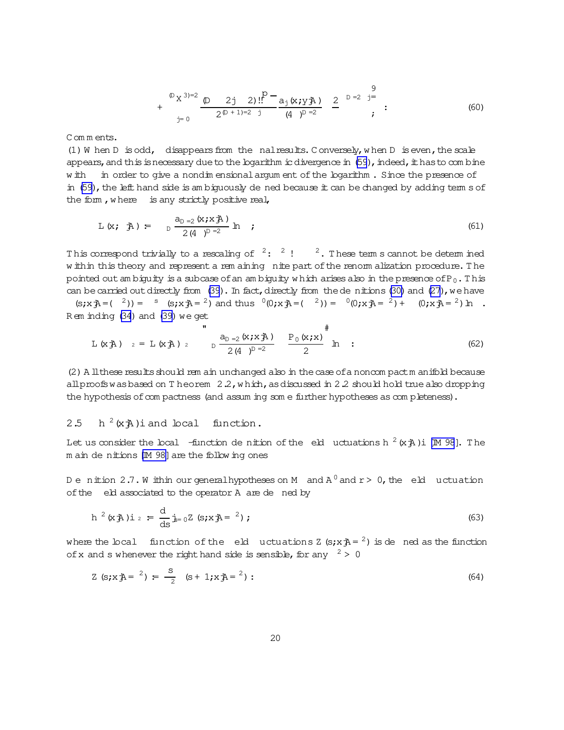$$+\sum_{j=0}^{(D-3)/2} \frac{(D-2j-2)!!\sqrt{\pi}}{2^{(D+1)/2-j}} \frac{a_j(x,y|A)}{(4\pi)^{D/2}} \left(\frac{2}{\mu}\right)^{D/2-j} \Bigg\} ; \tag{60}$$

Comments.

(1) When $D$ is odd, $\mu$ disappears from the final results. Conversely, when $D$ is even, the scale appears, and this is necessary due to the logarithmic divergence in (59), indeed, it has to combine with $\mu$ in order to give a nondimensional argument of the logarithm. Since the presence of $\mu$ in (59), the left hand side is ambiguously defined because it can be changed by adding terms of the form, where $\alpha$ is any strictly positive real,

$$L(x;\alpha|A) := \delta_D \frac{a_{D/2}(x;x|A)}{2(4\pi)^{D/2}} \ln\alpha ; \tag{61}$$

This correspond trivially to a rescaling of $\mu^2$: $\mu^2 \to \alpha\mu^2$. These terms cannot be determined within this theory and represent a remaining finite part of the renormalization procedure. The pointed out ambiguity is a subcase of an ambiguity which arises also in the presence of $P_0$. This can be carried out directly from (39). In fact, directly from the definitions (30) and (27), we have $\zeta(s;x|A/(\alpha\mu^2)) = \alpha^s\zeta(s;x|A/\mu^2)$ and thus $\zeta'(0;x|A/(\alpha\mu^2)) = \zeta'(0;x|A/\mu^2) + \zeta(0;x|A/\mu^2)\ln\alpha$. Reminding (34) and (39) we get

$$L(x|A)_{\alpha\mu^2} = L(x|A)_{\mu^2} - \left[\delta_D \frac{a_{D/2}(x;x|A)}{2(4\pi)^{D/2}} - \frac{P_0(x;x)}{2}\right] \ln\alpha : \tag{62}$$

(2) All these results should remain unchanged also in the case of a noncompact manifold because all proofs was based on Theorem 2.2, which, as discussed in 2.2 should hold true also dropping the hypothesis of compactness (and assuming some further hypotheses as completeness).

## 2.5 $\langle\phi^2(x|A)\rangle$ and local $\zeta$ function.

Let us consider the local $\zeta$-function definition of the field fluctuations $\langle\phi^2(x|A)\rangle$ [IM 98]. The main definitions [IM 98] are the following ones

**Definition 2.7.** Within our general hypotheses on $M$ and $A'$ and $r > 0$, the field fluctuation of the field associated to the operator $A$ are defined by

$$\langle\phi^2(x|A)\rangle_{\mu^2} := \frac{d}{ds}|_{s=0} Z(s;x|A/\mu^2) ; \tag{63}$$

where the local $\zeta$ function of the field fluctuations $Z(s;x|A/\mu^2)$ is defined as the function of $x$ and $s$ whenever the right hand side is sensible, for any $\mu^2 > 0$

$$Z(s;x|A/\mu^2) := \frac{s}{\mu^2}\zeta(s+1;x|A/\mu^2) : \tag{64}$$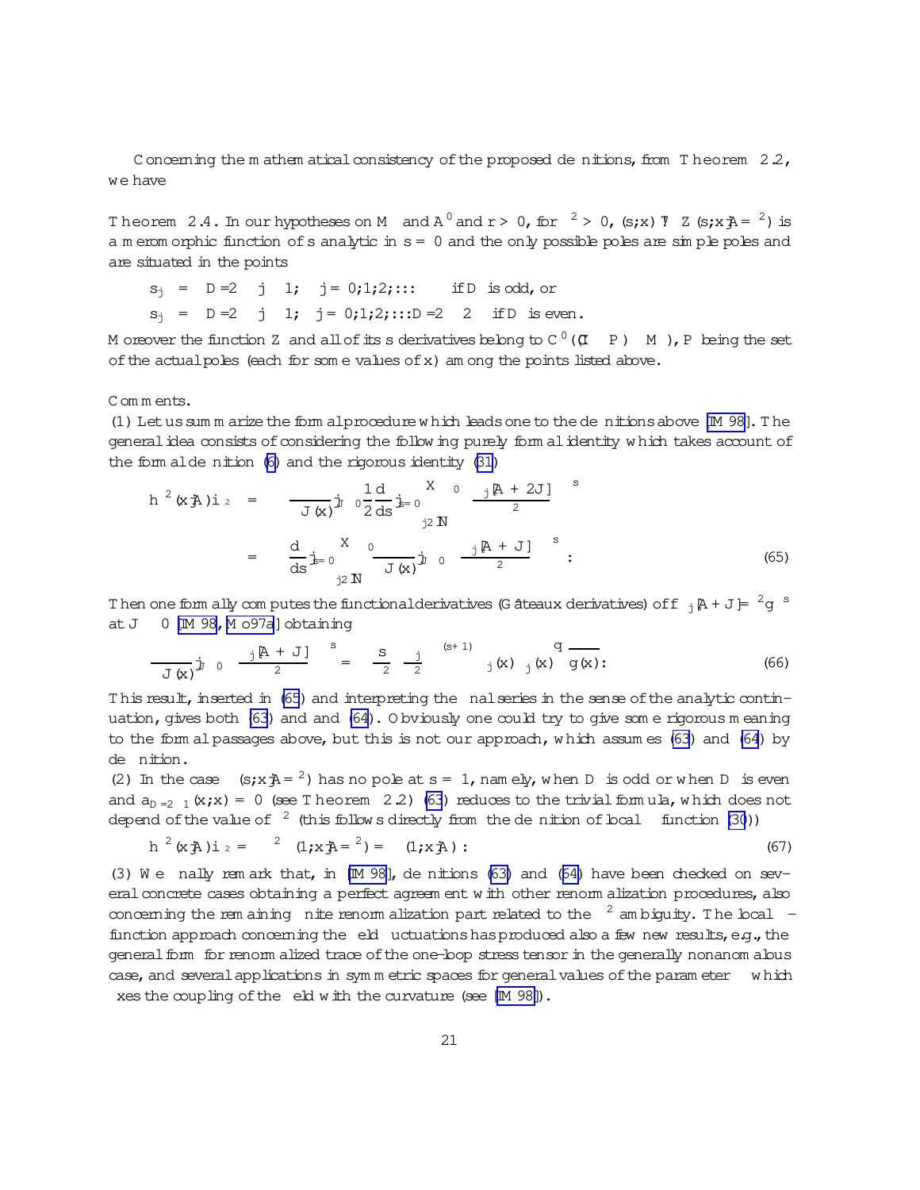Concerning the mathematical consistency of the proposed definitions, from Theorem 2.2, we have

**Theorem 2.4.** In our hypotheses on $M$ and $A'$ and $r > 0$, for $\mu^2 > 0$, $(s; x) \mapsto Z(s; x|A/\mu^2)$ is a meromorphic function of $s$ analytic in $s = 0$ and the only possible poles are simple poles and are situated in the points

$$s_j = D/2 - j - 1; \quad j = 0, 1, 2, \ldots \quad \text{if } D \text{ is odd, or}$$

$$s_j = D/2 - j - 1; \quad j = 0, 1, 2, \ldots D/2 - 2 \quad \text{if } D \text{ is even.}$$

Moreover the function $Z$ and all of its $s$ derivatives belong to $C^0((\mathbb{C} - P) \times M)$, $P$ being the set of the actual poles (each for some values of $x$) among the points listed above.

Comments.

(1) Let us summarize the formal procedure which leads one to the definitions above [IM 98]. The general idea consists of considering the following purely formal identity which takes account of the formal definition (6) and the rigorous identity (31)

$$
\begin{aligned}
\langle \phi^2(x|A) \rangle_{\mu^2} &= -\frac{\delta}{\delta J(x)}\Big|_{J\equiv 0} \frac{1}{2}\frac{d}{ds}\Big|_{s=0} \sum_{j\in\mathbb{N}}{}' \left(\frac{\lambda_j[A+2J]}{\mu^2}\right)^{-s} \\
&= -\frac{d}{ds}\Big|_{s=0} \sum_{j\in\mathbb{N}}{}' \frac{\delta}{\delta J(x)}\Big|_{J\equiv 0} \left(\frac{\lambda_j[A+J]}{\mu^2}\right)^{-s}.
\end{aligned} \tag{65}
$$

Then one formally computes the functional derivatives (Gâteaux derivatives) of $f_j[A + J] = \mu^2 g^{-s}$ at $J \equiv 0$ [IM 98, Mo97a] obtaining

$$\frac{\delta}{\delta J(x)}\Big|_{J\equiv 0} \left(\frac{\lambda_j[A+J]}{\mu^2}\right)^{-s} = -\frac{s}{\mu^2}\left(\frac{\lambda_j}{\mu^2}\right)^{-(s+1)} \phi_j^*(x)\,\phi_j(x)\,\sqrt{g(x)}. \tag{66}$$

This result, inserted in (65) and interpreting the final series in the sense of the analytic continuation, gives both (63) and and (64). Obviously one could try to give some rigorous meaning to the formal passages above, but this is not our approach, which assumes (63) and (64) by definition.

(2) In the case $\zeta(s; x|A/\mu^2)$ has no pole at $s = 1$, namely, when $D$ is odd or when $D$ is even and $a_{D/2-1}(x; x) = 0$ (see Theorem 2.2) (63) reduces to the trivial formula, which does not depend of the value of $\mu^2$ (this follows directly from the definition of local $\zeta$ function (30))

$$\langle \phi^2(x|A) \rangle_{\mu^2} = \mu^{-2}\zeta(1; x|A/\mu^2) = \zeta(1; x|A)\,. \tag{67}$$

(3) We finally remark that, in [IM 98], definitions (63) and (64) have been checked on several concrete cases obtaining a perfect agreement with other renormalization procedures, also concerning the remaining finite renormalization part related to the $\mu^2$ ambiguity. The local $\zeta$-function approach concerning the field fluctuations has produced also a few new results, e.g., the general form for renormalized trace of the one-loop stress tensor in the generally nonanomalous case, and several applications in symmetric spaces for general values of the parameter $\xi$ which fixes the coupling of the field with the curvature (see [IM 98]).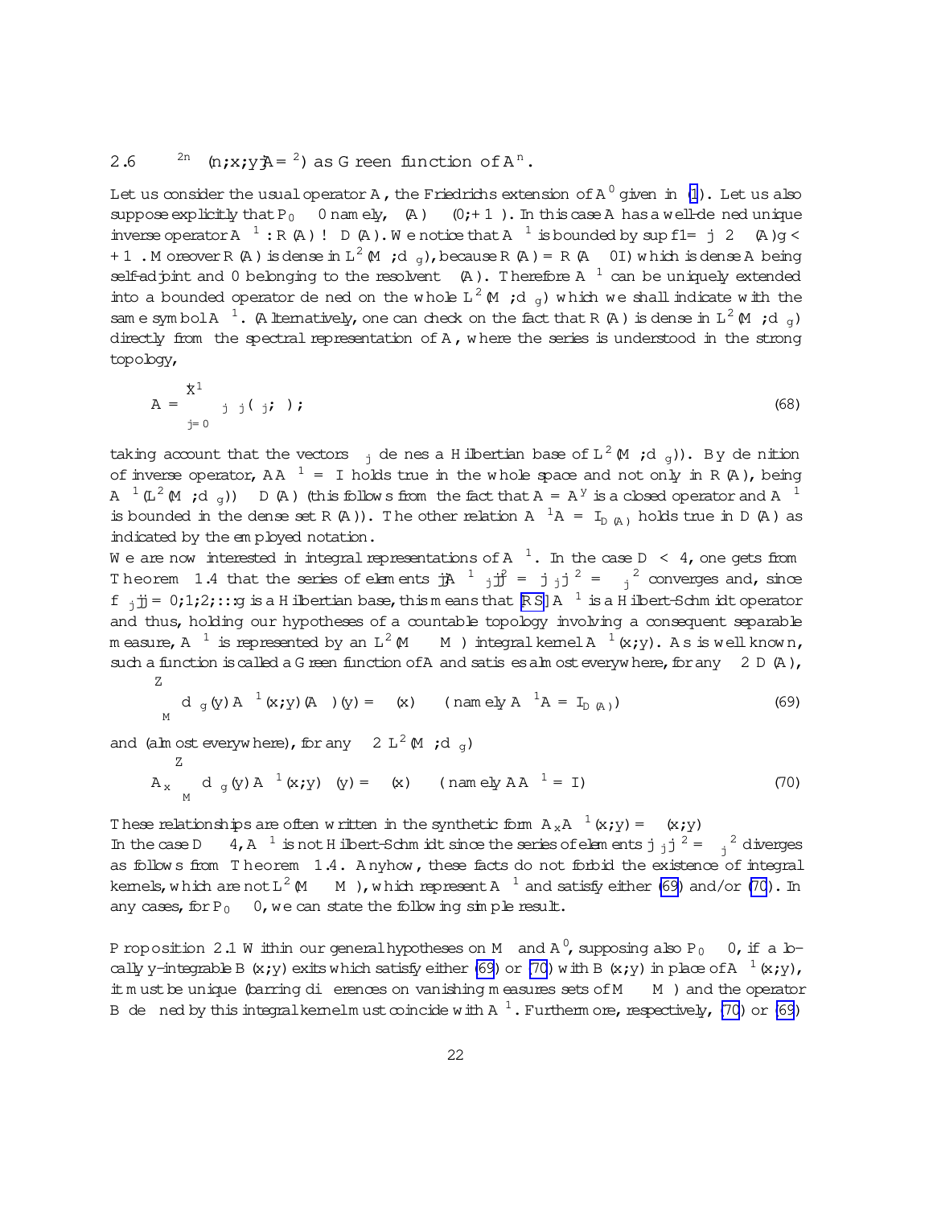### 2.6 $\zeta^{2n}(n; x; y|A/\mu^2)$ as Green function of $A^n$.

Let us consider the usual operator $A$, the Friedrichs extension of $A'$ given in (1). Let us also suppose explicitly that $P_0 = 0$ namely, $\sigma(A) \subset (0; +\infty)$. In this case $A$ has a well-defined unique inverse operator $A^{-1} : R(A) \to D(A)$. We notice that $A^{-1}$ is bounded by $\sup\{1/|\lambda|^2 \; \lambda \in \sigma(A)\} < +\infty$. Moreover $R(A)$ is dense in $L^2(M, d\mu_g)$, because $R(A) = R(A - 0I)$ which is dense $A$ being self-adjoint and 0 belonging to the resolvent $\rho(A)$. Therefore $A^{-1}$ can be uniquely extended into a bounded operator defined on the whole $L^2(M, d\mu_g)$ which we shall indicate with the same symbol $A^{-1}$. (Alternatively, one can check on the fact that $R(A)$ is dense in $L^2(M, d\mu_g)$ directly from the spectral representation of $A$, where the series is understood in the strong topology,

$$A = \sum_{j=0}^{\infty} \lambda_j \phi_j (\phi_j, \;) ; \tag{68}$$

taking account that the vectors $\phi_j$ defines a Hilbertian base of $L^2(M, d\mu_g)$). By definition of inverse operator, $AA^{-1} = I$ holds true in the whole space and not only in $R(A)$, being $A^{-1}(L^2(M, d\mu_g)) \subset D(A)$ (this follows from the fact that $A = A^{\dagger}$ is a closed operator and $A^{-1}$ is bounded in the dense set $R(A)$). The other relation $A^{-1}A = I_{D(A)}$ holds true in $D(A)$ as indicated by the employed notation.

We are now interested in integral representations of $A^{-1}$. In the case $D < 4$, one gets from Theorem 1.4 that the series of elements $||A^{-1}\phi_j||^2 = |\lambda_j|^{-2} = \lambda_j^{-2}$ converges and, since $\{\phi_j | j = 0, 1, 2, \ldots\}$ is a Hilbertian base, this means that [RS] $A^{-1}$ is a Hilbert-Schmidt operator and thus, holding our hypotheses of a countable topology involving a consequent separable measure, $A^{-1}$ is represented by an $L^2(M \times M)$ integral kernel $A^{-1}(x, y)$. As is well known, such a function is called a Green function of $A$ and satisfies almost everywhere, for any $\psi \in D(A)$,

$$\int_M d\mu_g(y) A^{-1}(x, y)(A\psi)(y) = \psi(x) \quad (\text{namely } A^{-1}A = I_{D(A)}) \tag{69}$$

and (almost everywhere), for any $\psi \in L^2(M, d\mu_g)$

$$A_x \int_M d\mu_g(y) A^{-1}(x, y)\psi(y) = \psi(x) \quad (\text{namely } AA^{-1} = I) \tag{70}$$

These relationships are often written in the synthetic form $A_x A^{-1}(x, y) = \delta(x, y)$

In the case $D \geq 4$, $A^{-1}$ is not Hilbert-Schmidt since the series of elements $|\lambda_j|^{-2} = \lambda_j^{-2}$ diverges as follows from Theorem 1.4. Anyhow, these facts do not forbid the existence of integral kernels, which are not $L^2(M \times M)$, which represent $A^{-1}$ and satisfy either (69) and/or (70). In any cases, for $P_0 = 0$, we can state the following simple result.

**Proposition 2.1** *Within our general hypotheses on $M$ and $A'$, supposing also $P_0 = 0$, if a locally y-integrable $B(x, y)$ exits which satisfy either (69) or (70) with $B(x, y)$ in place of $A^{-1}(x, y)$, it must be unique (barring differences on vanishing measures sets of $M \times M$) and the operator $B$ defined by this integral kernel must coincide with $A^{-1}$. Furthermore, respectively, (70) or (69)*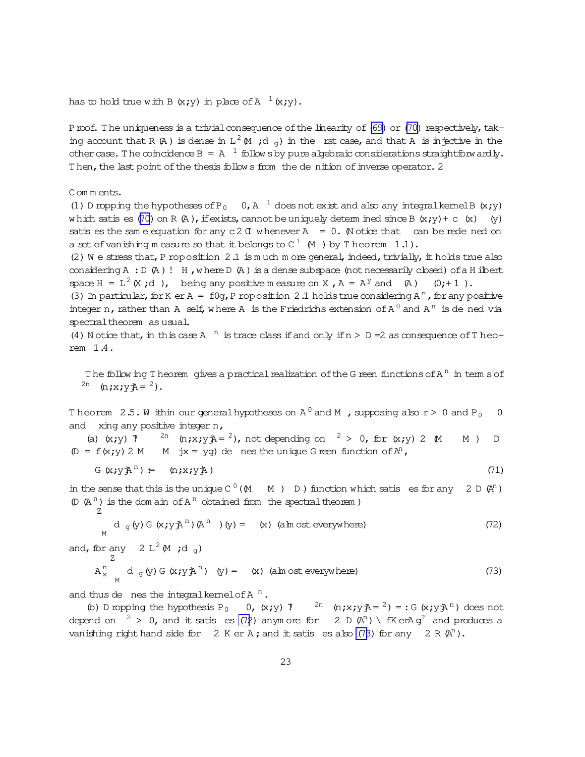has to hold true with $B(x;y)$ in place of $A^{-1}(x;y)$.

*Proof.* The uniqueness is a trivial consequence of the linearity of (69) or (70) respectively, taking account that $R(A)$ is dense in $L^2(M;d\mu_g)$ in the first case, and that $A$ is injective in the other case. The coincidence $B = A^{-1}$ follows by pure algebraic considerations straightforwardly. Then, the last point of the thesis follows from the definition of inverse operator. $\Box$

**Comments.**
(1) Dropping the hypotheses of $P_0 \neq 0$, $A^{-1}$ does not exist and also any integral kernel $B(x;y)$ which satisfies (70) on $R(A)$, if exists, cannot be uniquely determined since $B(x;y) + c\,\phi(x)\phi(y)$ satisfies the same equation for any $c \in \mathbb{C}$ whenever $A\phi = 0$. (Notice that $\phi$ can be redefined on a set of vanishing measure so that it belongs to $C^\infty(M)$ by Theorem 1.1).
(2) We stress that, Proposition 2.1 is much more general, indeed, trivially, it holds true also considering $A : D(A) \to H$, where $D(A)$ is a dense subspace (not necessarily closed) of a Hilbert space $H = L^2(X;d\mu)$, $\mu$ being any positive measure on $X$, $A = A^\dagger$ and $\sigma(A) \subset (0;+\infty)$.
(3) In particular, for $Ker A = \{0\}$, Proposition 2.1 holds true considering $A^n$, for any positive integer $n$, rather than $A$ self, where $A$ is the Friedrichs extension of $A'$ and $A^n$ is defined via spectral theorem as usual.
(4) Notice that, in this case $A^{-n}$ is trace class if and only if $n > D/2$ as consequence of Theorem 1.4.

The following Theorem gives a practical realization of the Green functions of $A^n$ in terms of $\zeta^{2n}(n;x;y|A/\mu^2)$.

**Theorem 2.5.** *Within our general hypotheses on $A'$ and $M$, supposing also $r > 0$ and $P_0 \neq 0$ and fixing any positive integer $n$,*

*(a) $(x;y) \mapsto \mu^{2n}\zeta(n;x;y|A/\mu^2)$, not depending on $\mu^2 > 0$, for $(x;y) \in (M \times M) \setminus D$ ($D = \{(x;y) \in M \times M \,|\, x = y\}$) defines the unique Green function of $A^n$,*

$$
G(x;y|A^n) := \zeta(n;x;y|A) \tag{71}
$$

*in the sense that this is the unique $C^0((M \times M) \setminus D)$ function which satisfies for any $\phi \in D(A^n)$ ($D(A^n)$ is the domain of $A^n$ obtained from the spectral theorem)*

$$
\int_M d\mu_g(y)\, G(x;y|A^n)(A^n\phi)(y) = \phi(x) \text{ (almost everywhere)} \tag{72}
$$

*and, for any $\phi \in L^2(M;d\mu_g)$*

$$
A^n_x \int_M d\mu_g(y)\, G(x;y|A^n)\,\phi(y) = \phi(x) \text{ (almost everywhere)} \tag{73}
$$

*and thus defines the integral kernel of $A^{-n}$.*

*(b) Dropping the hypothesis $P_0 \neq 0$, $(x;y) \mapsto \mu^{2n}\zeta(n;x;y|A/\mu^2) =: G(x;y|A^n)$ does not depend on $\mu^2 > 0$, and it satisfies (72) anymore for $\phi \in D(A^n) \cap \{Ker A\}^\perp$ and produces a vanishing right hand side for $\phi \in Ker A$; and it satisfies also (73) for any $\phi \in R(A^n)$.*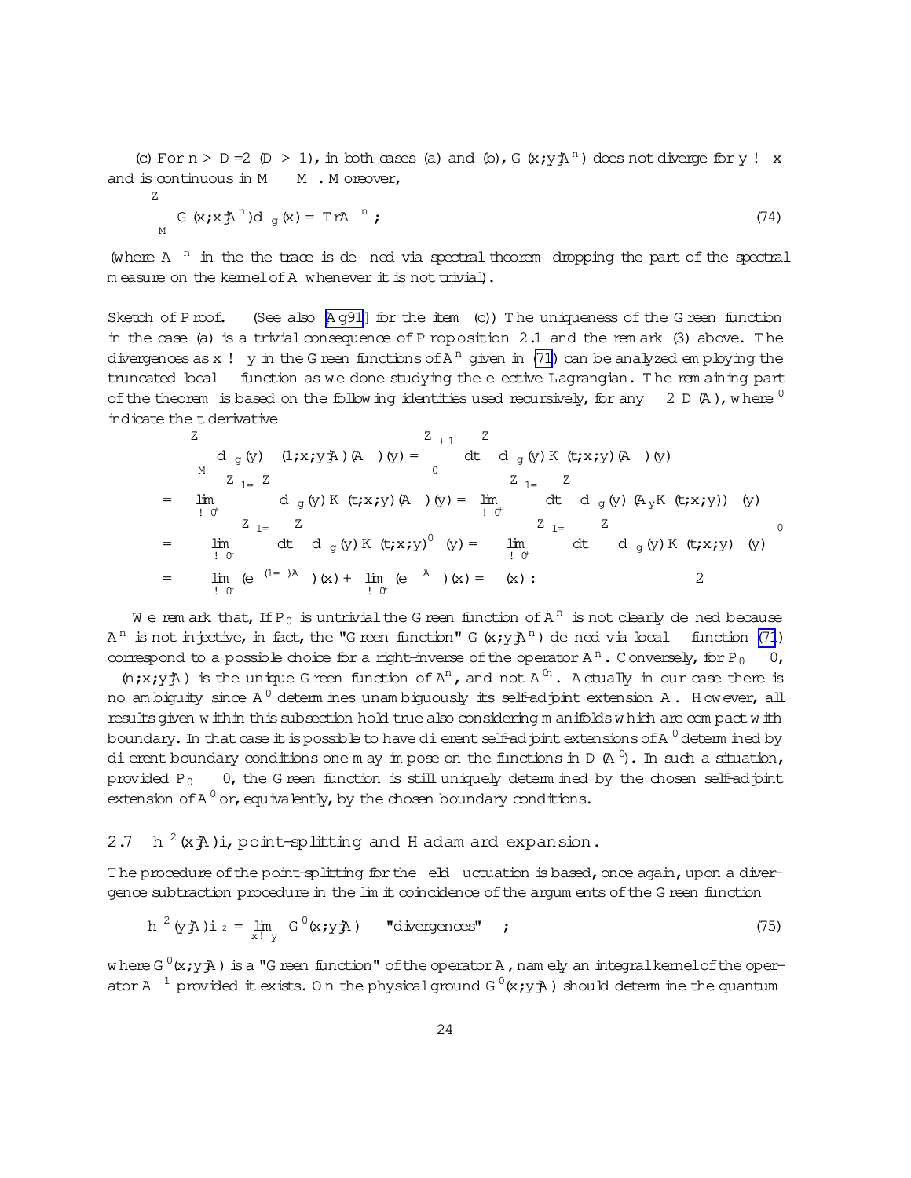(c) For $n > D/2$ ($D > 1$), in both cases (a) and (b), $G(x;y|A^n)$ does not diverge for $y \to x$ and is continuous in $M \times M$. Moreover,

$$\int_M G(x;x|A^n)\,d\mu_g(x) = \mathrm{Tr}A'^{-n}; \tag{74}$$

(where $A'^{-n}$ in the the trace is defined via spectral theorem dropping the part of the spectral measure on the kernel of $A$ whenever it is not trivial).

Sketch of Proof. (See also [Ag91] for the item (c)) The uniqueness of the Green function in the case (a) is a trivial consequence of Proposition 2.1 and the remark (3) above. The divergences as $x \to y$ in the Green functions of $A^n$ given in (71) can be analyzed employing the truncated local $\zeta$ function as we done studying the effective Lagrangian. The remaining part of the theorem is based on the following identities used recursively, for any $\phi \in D(A)$, where $'$ indicate the $t$ derivative

$$
\begin{aligned}
&\int_M d\mu_g(y)\, \zeta(1;x;y|A)(A\phi)(y) = \int_0^{+\infty} dt \int d\mu_g(y) K(t;x;y)(A\phi)(y) \\
&= \lim_{\epsilon\to 0^+} \int_\epsilon^{1/\epsilon} \int d\mu_g(y) K(t;x;y)(A\phi)(y) = \lim_{\epsilon\to 0^+} \int_\epsilon^{1/\epsilon} dt \int d\mu_g(y)\,(A_y K(t;x;y))\,\phi(y) \\
&= -\lim_{\epsilon\to 0^+} \int_\epsilon^{1/\epsilon} dt \int d\mu_g(y) K(t;x;y)'\,\phi(y) = -\lim_{\epsilon\to 0^+} \int_\epsilon^{1/\epsilon} dt \left(\int d\mu_g(y) K(t;x;y)\,\phi(y)\right)' \\
&= -\lim_{\epsilon\to 0^+} (e^{-(1/\epsilon)A}\phi)(x) + \lim_{\epsilon\to 0^+} (e^{-\epsilon A}\phi)(x) = \phi(x)\,. \qquad \Box
\end{aligned}
$$

We remark that, If $P_0$ is untrivial the Green function of $A^n$ is not clearly defined because $A^n$ is not injective, in fact, the "Green function" $G(x;y|A^n)$ defined via local $\zeta$ function (71) correspond to a possible choice for a right-inverse of the operator $A^n$. Conversely, for $P_0 \equiv 0$, $\zeta(n;x;y|A)$ is the unique Green function of $A^n$, and not $A'^n$. Actually in our case there is no ambiguity since $A'$ determines unambiguously its self-adjoint extension $A$. However, all results given within this subsection hold true also considering manifolds which are compact with boundary. In that case it is possible to have different self-adjoint extensions of $A'$ determined by different boundary conditions one may impose on the functions in $D(A')$. In such a situation, provided $P_0 \equiv 0$, the Green function is still uniquely determined by the chosen self-adjoint extension of $A'$ or, equivalently, by the chosen boundary conditions.

## 2.7 $\langle \phi^2(x|A)\rangle$, point-splitting and Hadamard expansion.

The procedure of the point-splitting for the field fluctuation is based, once again, upon a divergence subtraction procedure in the limit coincidence of the arguments of the Green function

$$\langle \phi^2(y|A)\rangle_{\mathcal{2}} = \lim_{x\to y} \left\{ G'(x;y|A) - \text{"divergences"} \right\}; \tag{75}$$

where $G'(x;y|A)$ is a "Green function" of the operator $A$, namely an integral kernel of the operator $A^{-1}$ provided it exists. On the physical ground $G'(x;y|A)$ should determine the quantum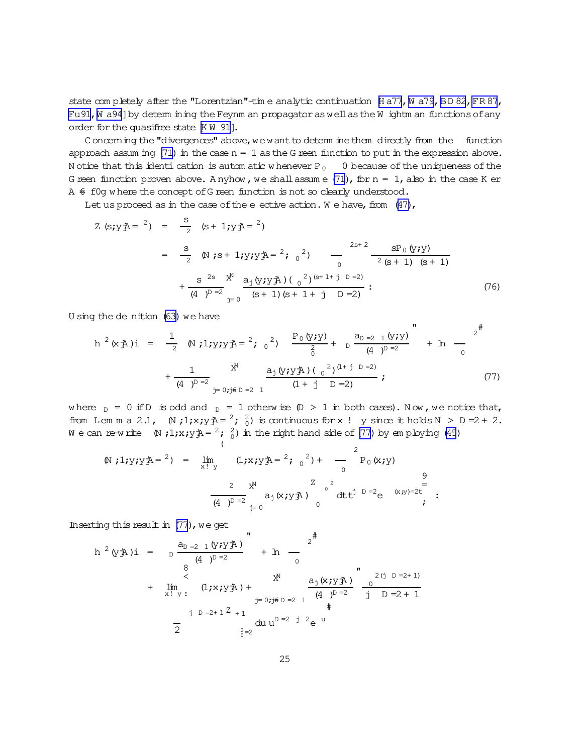state completely after the "Lorentzian"-time analytic continuation [Ha77, Wa79, BD82, FR87, Fu91, Wa94] by determining the Feynman propagator as well as the Wightman functions of any order for the quasifree state [KW91].

Concerning the "divergences" above, we want to determine them directly from the $\zeta$ function approach assuming (71) in the case $n = 1$ as the Green function to put in the expression above. Notice that this identification is automatic whenever $P_0 \geq 0$ because of the uniqueness of the Green function proven above. Anyhow, we shall assume (71), for $n = 1$, also in the case $\mathrm{Ker}\, A \neq \{0\}$ where the concept of Green function is not so clearly understood.

Let us proceed as in the case of the effective action. We have, from (47),

$$
\begin{aligned}
Z(s;y|A/\mu^2) &= \frac{s}{\mu^2}\zeta(s+1;y|A/\mu^2) \\
&= \frac{s}{\mu^2}\zeta(N;s+1;y;y|A/\mu^2;\mu_0^2) - \left(\frac{\mu}{\mu_0}\right)^{2s+2}\frac{sP_0(y;y)}{\mu^2(s+1)\Gamma(s+1)} \\
&\quad + \frac{s\mu^{2s}}{(4\pi)^{D/2}}\sum_{j=0}^{N}\frac{a_j(y;y|A)(\mu_0^2)^{(s+1+j-D/2)}}{\Gamma(s+1)(s+1+j-D/2)}\, .
\end{aligned}
\tag{76}
$$

Using the definition (63) we have

$$
\begin{aligned}
\langle\phi^2(x|A)\rangle &= \frac{1}{\mu^2}\zeta(N;1;y;y|A/\mu^2;\mu_0^2) - \frac{P_0(y;y)}{\mu_0^2} + \delta_D\frac{a_{D/2-1}(y;y)}{(4\pi)^{D/2}}\left[\gamma + \ln\left(\frac{\mu}{\mu_0}\right)^2\right] \\
&\quad + \frac{1}{(4\pi)^{D/2}}\sum_{j=0;j\neq D/2-1}^{N}\frac{a_j(y;y|A)(\mu_0^2)^{(1+j-D/2)}}{(1+j-D/2)}\, ;
\end{aligned}
\tag{77}
$$

where $\delta_D = 0$ if $D$ is odd and $\delta_D = 1$ otherwise ($D > 1$ in both cases). Now, we notice that, from Lemma 2.1, $\zeta(N;1;x;y|A/\mu^2;\mu_0^2)$ is continuous for $x \to y$ since it holds $N > D/2 + 2$. We can re-write $\zeta(N;1;x;y|A/\mu^2;\mu_0^2)$ in the right hand side of (77) by employing (45)

$$
\begin{aligned}
\zeta(N;1;y;y|A/\mu^2) = \lim_{x\to y}\Bigg\{ &\zeta(1;x;y|A/\mu^2;\mu_0^2) + \left(\frac{\mu}{\mu_0}\right)^2 P_0(x;y) \\
&- \frac{\mu^2}{(4\pi)^{D/2}}\sum_{j=0}^{N} a_j(x;y|A)\int_0^{\mu_0^{-2}} dt\, t^{j-D/2}e^{-\sigma(x;y)/2t}\Bigg\}\, .
\end{aligned}
$$

Inserting this result in (77), we get

$$
\begin{aligned}
\langle\phi^2(y|A)\rangle &= \delta_D\frac{a_{D/2-1}(y;y|A)}{(4\pi)^{D/2}}\left[\gamma + \ln\left(\frac{\mu}{\mu_0}\right)^2\right] \\
&\quad + \lim_{x\to y}\Bigg\{\zeta(1;x;y|A) + \sum_{j=0;j\neq D/2-1}^{N}\frac{a_j(x;y|A)}{(4\pi)^{D/2}}\Bigg[\frac{\mu_0^{2(j-D/2+1)}}{j-D/2+1} \\
&\quad - \left(\frac{\sigma}{2}\right)^{j-D/2+1}\int_{\sigma\mu_0^2/2}^{+\infty} du\, u^{D/2-j-2}e^{-u}\Bigg]
\end{aligned}
$$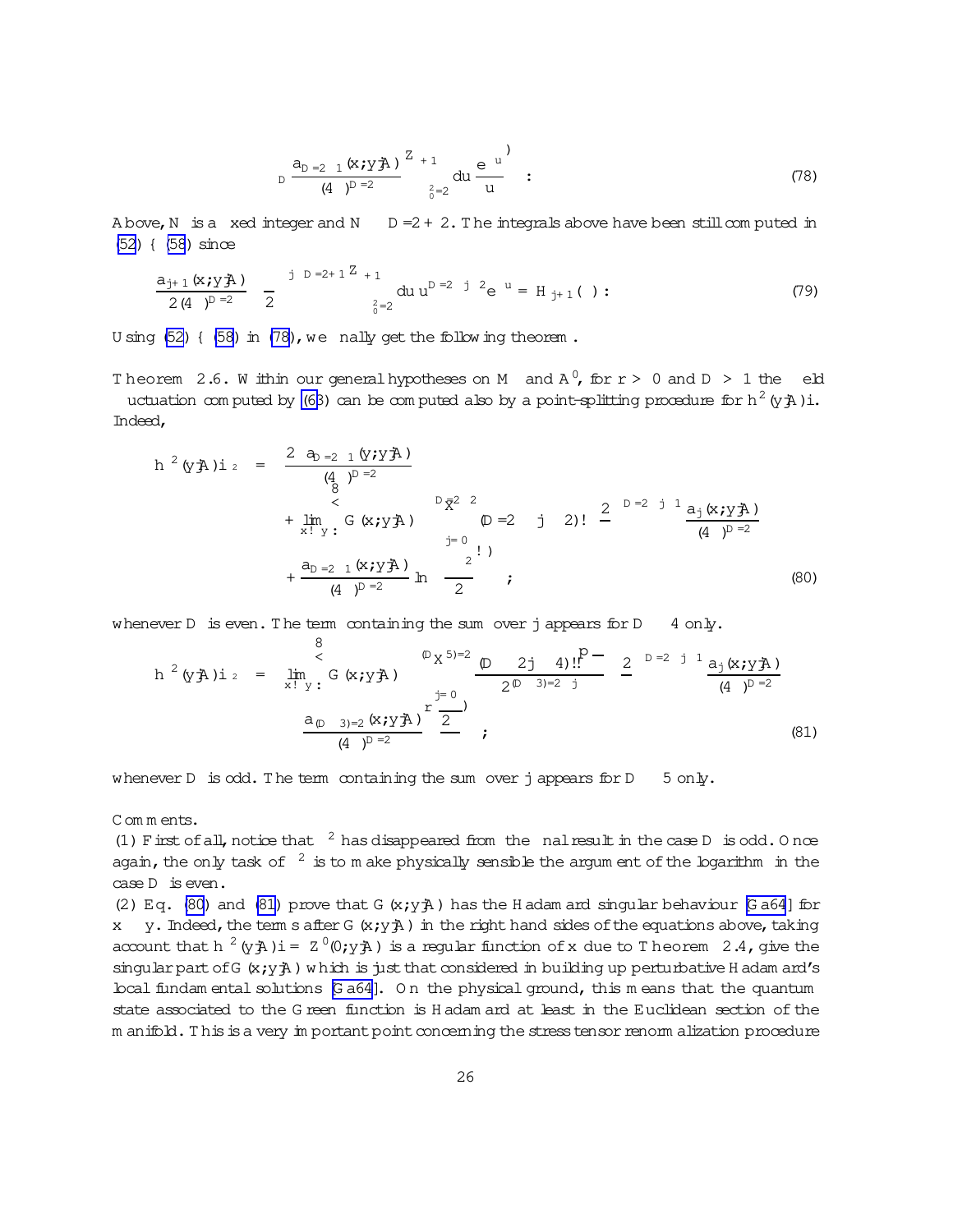$$\left. - \frac{a_{D/2-1}(x;y|A)}{(4\pi)^{D/2}} \int_{\mu_0^2 \sigma/2}^{+\infty} du \frac{e^{-u}}{u} \right\} . \tag{78}$$

Above, $N$ is a fixed integer and $N > D/2+2$. The integrals above have been still computed in (52) – (58) since

$$\frac{a_{j+1}(x;y|A)}{2(4\pi)^{D/2}} \left(\frac{\sigma}{2}\right)^{j-D/2+1} \int_{\mu_0^2\sigma/2}^{+\infty} du\, u^{D/2-j-2} e^{-u} = H_{j+1}(\sigma) : \tag{79}$$

Using (52) – (58) in (78), we finally get the following theorem.

**Theorem 2.6.** Within our general hypotheses on $M$ and $A^0$, for $r > 0$ and $D > 1$ the field fluctuation computed by (63) can be computed also by a point-splitting procedure for $\langle \phi^2(y|A) \rangle$. Indeed,

$$\begin{aligned}
\langle \phi^2(y|A) \rangle_{\mu^2} &= -\frac{2\gamma\, a_{D/2-1}(y;y|A)}{(4\pi)^{D/2}} \\
&+ \lim_{x \to y} \left\{ G(x;y|A) - \sum_{j=0}^{D/2-2} (D/2-j-2)! \left(\frac{2}{\sigma}\right)^{D/2-j-1} \frac{a_j(x;y|A)}{(4\pi)^{D/2}} \right. \\
&\left. + \frac{a_{D/2-1}(x;y|A)}{(4\pi)^{D/2}} \ln\left(\frac{\mu^2\sigma}{2}\right) \right\} ;
\end{aligned} \tag{80}$$

whenever $D$ is even. The term containing the sum over $j$ appears for $D \geq 4$ only.

$$\begin{aligned}
\langle \phi^2(y|A) \rangle_{\mu^2} &= \lim_{x \to y} \left\{ G(x;y|A) - \sum_{j=0}^{(D-5)/2} \frac{(D-2j-4)!!\sqrt{\pi}}{2^{(D-3)/2-j}} \left(\frac{2}{\sigma}\right)^{D/2-j-1} \frac{a_j(x;y|A)}{(4\pi)^{D/2}} \right. \\
&\left. - \frac{a_{(D-3)/2}(x;y|A)}{(4\pi)^{D/2}} \sqrt{\frac{2\pi}{\sigma}} \right\} ;
\end{aligned} \tag{81}$$

whenever $D$ is odd. The term containing the sum over $j$ appears for $D \geq 5$ only.

Comments.

(1) First of all, notice that $\mu^2$ has disappeared from the final result in the case $D$ is odd. Once again, the only task of $\mu^2$ is to make physically sensible the argument of the logarithm in the case $D$ is even.

(2) Eq. (80) and (81) prove that $G(x;y|A)$ has the Hadamard singular behaviour [Ga64] for $x \to y$. Indeed, the terms after $G(x;y|A)$ in the right hand sides of the equations above, taking account that $\langle \phi^2(y|A) \rangle = Z'(0;y|A)$ is a regular function of $x$ due to Theorem 2.4, give the singular part of $G(x;y|A)$ which is just that considered in building up perturbative Hadamard's local fundamental solutions [Ga64]. On the physical ground, this means that the quantum state associated to the Green function is Hadamard at least in the Euclidean section of the manifold. This is a very important point concerning the stress tensor renormalization procedure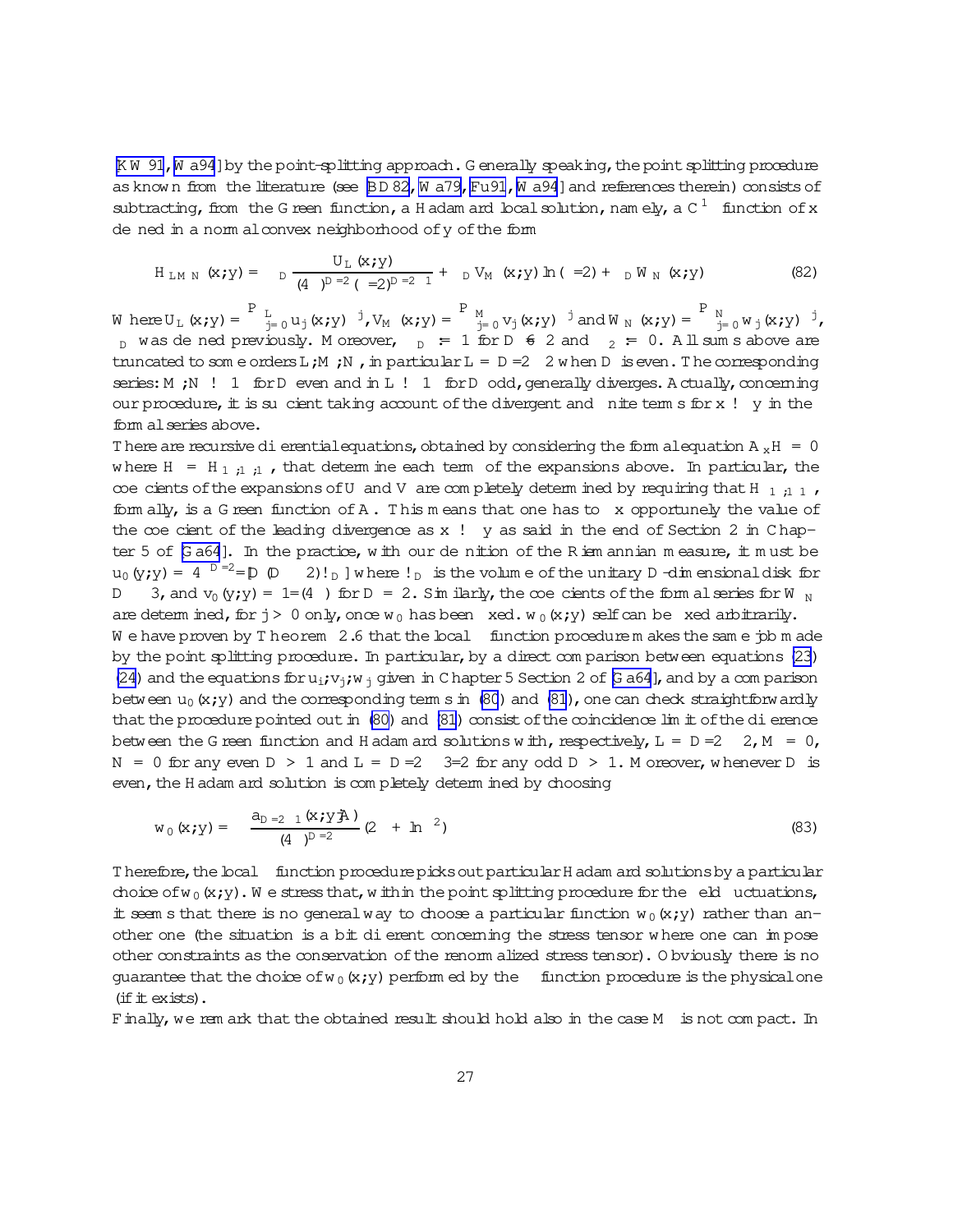[KW 91, Wa94] by the point-splitting approach. Generally speaking, the point splitting procedure as known from the literature (see [BD 82, Wa79, Fu91, Wa94] and references therein) consists of subtracting, from the Green function, a Hadamard local solution, namely, a $C^\infty$ function of $x$ defined in a normal convex neighborhood of $y$ of the form

$$H_{LMN}(x;y) = \delta_D \frac{U_L(x;y)}{(4\pi)^{D/2}(\sigma/2)^{D/2-1}} + \epsilon_D V_M(x;y)\ln(\sigma/2) + \epsilon_D W_N(x;y) \tag{82}$$

Where $U_L(x;y) = \sum_{j=0}^{L} u_j(x;y)\sigma^j$, $V_M(x;y) = \sum_{j=0}^{M} v_j(x;y)\sigma^j$ and $W_N(x;y) = \sum_{j=0}^{N} w_j(x;y)\sigma^j$, $\epsilon_D$ was defined previously. Moreover, $\delta_D := 1$ for $D \neq 2$ and $\delta_2 := 0$. All sums above are truncated to some orders $L, M, N$, in particular $L = D/2-2$ when $D$ is even. The corresponding series: $M, N \to \infty$ for $D$ even and in $L \to \infty$ for $D$ odd, generally diverges. Actually, concerning our procedure, it is sufficient taking account of the divergent and finite terms for $x \to y$ in the formal series above.

There are recursive differential equations, obtained by considering the formal equation $A_x H = 0$ where $H = H_{\infty,\infty,\infty}$, that determine each term of the expansions above. In particular, the coefficients of the expansions of $U$ and $V$ are completely determined by requiring that $H_{\infty,\infty,\infty}$, formally, is a Green function of $A$. This means that one has to fix opportunely the value of the coefficient of the leading divergence as $x \to y$ as said in the end of Section 2 in Chapter 5 of [Ga64]. In the practice, with our definition of the Riemannian measure, it must be $u_0(y;y) = 4\pi^{D/2}/[D(D-2)!\omega_D]$ where $!\omega_D$ is the volume of the unitary $D$-dimensional disk for $D \geq 3$, and $v_0(y;y) = 1/(4\pi)$ for $D = 2$. Similarly, the coefficients of the formal series for $W_\infty$ are determined, for $j > 0$ only, once $w_0$ has been fixed. $w_0(x;y)$ self can be fixed arbitrarily.

We have proven by Theorem 2.6 that the local $\zeta$ function procedure makes the same job made by the point splitting procedure. In particular, by a direct comparison between equations (23) (24) and the equations for $u_i; v_j; w_j$ given in Chapter 5 Section 2 of [Ga64], and by a comparison between $u_0(x;y)$ and the corresponding terms in (80) and (81), one can check straightforwardly that the procedure pointed out in (80) and (81) consist of the coincidence limit of the difference between the Green function and Hadamard solutions with, respectively, $L = D/2-2$, $M = 0$, $N = 0$ for any even $D > 1$ and $L = D/2-3/2$ for any odd $D > 1$. Moreover, whenever $D$ is even, the Hadamard solution is completely determined by choosing

$$w_0(x;y) = \frac{a_{D/2-1}(x;y|A)}{(4\pi)^{D/2}}(2\gamma + \ln\mu^2) \tag{83}$$

Therefore, the local $\zeta$ function procedure picks out particular Hadamard solutions by a particular choice of $w_0(x;y)$. We stress that, within the point splitting procedure for the field fluctuations, it seems that there is no general way to choose a particular function $w_0(x;y)$ rather than another one (the situation is a bit different concerning the stress tensor where one can impose other constraints as the conservation of the renormalized stress tensor). Obviously there is no guarantee that the choice of $w_0(x;y)$ performed by the $\zeta$ function procedure is the physical one (if it exists).

Finally, we remark that the obtained result should hold also in the case $M$ is not compact. In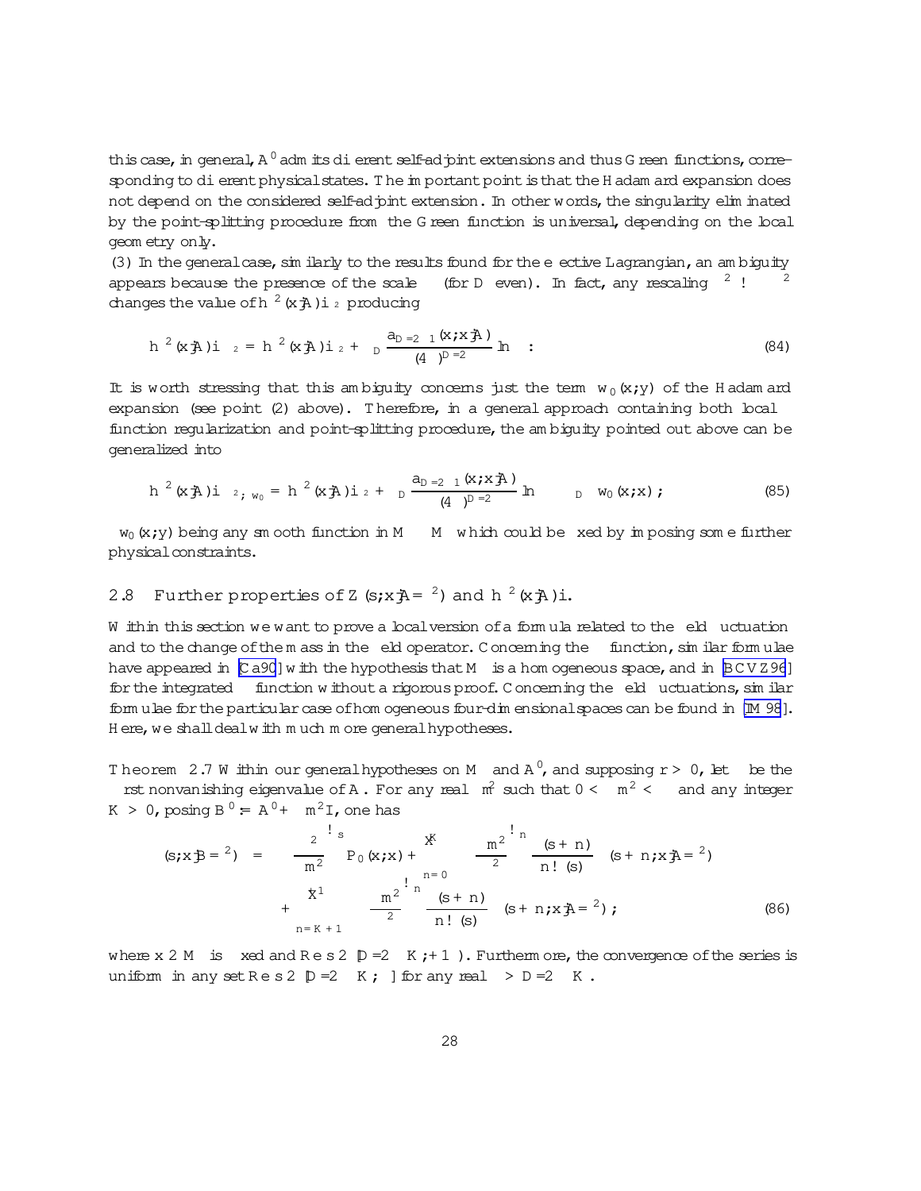this case, in general, $A'$ admits different self-adjoint extensions and thus Green functions, corresponding to different physical states. The important point is that the Hadamard expansion does not depend on the considered self-adjoint extension. In other words, the singularity eliminated by the point-splitting procedure from the Green function is universal, depending on the local geometry only.

(3) In the general case, similarly to the results found for the effective Lagrangian, an ambiguity appears because the presence of the scale $\mu$ (for $D$ even). In fact, any rescaling $\mu^2 \to \alpha\mu^2$ changes the value of $\langle \phi^2(x|A)\rangle_{\mu^2}$ producing

$$\langle \phi^2(x|A)\rangle_{\alpha\mu^2} = \langle \phi^2(x|A)\rangle_{\mu^2} + \delta_D \frac{a_{D/2-1}(x,x|A)}{(4\pi)^{D/2}} \ln\alpha \ . \qquad (84)$$

It is worth stressing that this ambiguity concerns just the term $w_0(x,y)$ of the Hadamard expansion (see point (2) above). Therefore, in a general approach containing both local $\zeta$ function regularization and point-splitting procedure, the ambiguity pointed out above can be generalized into

$$\langle \phi^2(x|A)\rangle_{\alpha\mu^2;\, w_0} = \langle \phi^2(x|A)\rangle_{\mu^2} + \delta_D \frac{a_{D/2-1}(x,x|A)}{(4\pi)^{D/2}} \ln\alpha - \delta_D\, w_0(x,x) \ ; \qquad (85)$$

$w_0(x,y)$ being any smooth function in $M \times M$ which could be fixed by imposing some further physical constraints.

## 2.8 Further properties of $Z(s;x|A/\mu^2)$ and $\langle \phi^2(x|A)\rangle$.

Within this section we want to prove a local version of a formula related to the field fluctuation and to the change of the mass in the field operator. Concerning the $\zeta$ function, similar formulae have appeared in [Ca90] with the hypothesis that $M$ is a homogeneous space, and in [BCVZ96] for the integrated $\zeta$ function without a rigorous proof. Concerning the field fluctuations, similar formulae for the particular case of homogeneous four-dimensional spaces can be found in [IM98]. Here, we shall deal with much more general hypotheses.

**Theorem 2.7** *Within our general hypotheses on $M$ and $A'$, and supposing $r > 0$, let $\lambda$ be the first nonvanishing eigenvalue of $A$. For any real $m^2$ such that $0 < |m^2| < \lambda$ and any integer $K > 0$, posing $B' := A' + m^2 I$, one has*

$$\begin{aligned}\zeta(s;x|B/\mu^2) &= \left(\frac{\mu^2}{m^2}\right)^s P_0(x;x) + \sum_{n=0}^{K}\left(-\frac{m^2}{\mu^2}\right)^n \frac{\Gamma(s+n)}{n!\,\Gamma(s)}\,\zeta(s+n;x|A/\mu^2) \\ &+ \sum_{n=K+1}^{\infty}\left(-\frac{m^2}{\mu^2}\right)^n \frac{\Gamma(s+n)}{n!\,\Gamma(s)}\,\zeta(s+n;x|A/\mu^2)\,; \end{aligned} \qquad (86)$$

*where $x \in M$ is fixed and $\mathrm{Re}\, s \in [D/2 - K, +\infty)$. Furthermore, the convergence of the series is uniform in any set $\mathrm{Re}\, s \in [D/2 - K, \alpha]$ for any real $\alpha > D/2 - K$.*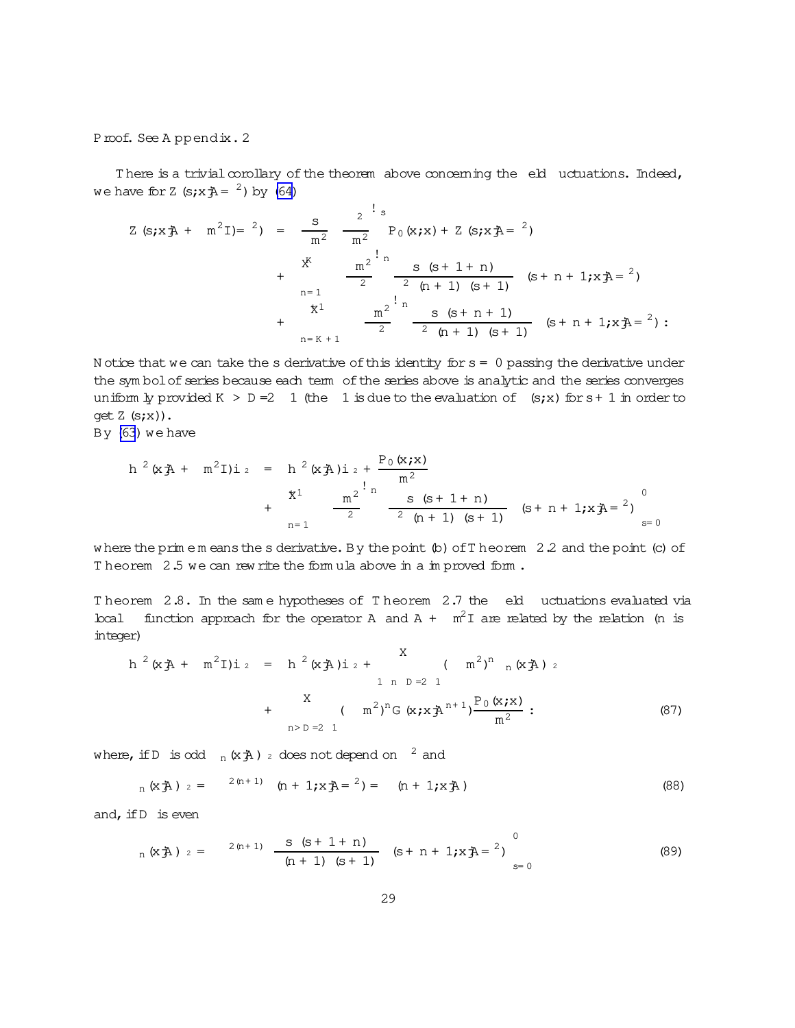*Proof.* See Appendix. 2

There is a trivial corollary of the theorem above concerning the field fluctuations. Indeed, we have for $Z(s;x|A/\mu^2)$ by (64)

$$
\begin{aligned}
Z(s;x|A+m^2I)/\mu^2) &= \frac{s}{m^2}\left(\frac{\mu^2}{m^2}\right)^s P_0(x;x) + Z(s;x|A/\mu^2) \\
&+ \sum_{n=1}^{K} \left(\frac{-m^2}{\mu^2}\right)^n \frac{s\,\Gamma(s+1+n)}{\mu^2\,\Gamma(n+1)\,\Gamma(s+1)}\,\zeta(s+n+1;x|A/\mu^2) \\
&+ \sum_{n=K+1}^{\infty} \left(\frac{-m^2}{\mu^2}\right)^n \frac{s\,\Gamma(s+n+1)}{\mu^2\,\Gamma(n+1)\,\Gamma(s+1)}\,\zeta(s+n+1;x|A/\mu^2)\,.
\end{aligned}
$$

Notice that we can take the $s$ derivative of this identity for $s=0$ passing the derivative under the symbol of series because each term of the series above is analytic and the series converges uniformly provided $K > D/2-1$ (the $-1$ is due to the evaluation of $\zeta(s;x)$ for $s+1$ in order to get $Z(s;x)$).
By (63) we have

$$
\begin{aligned}
\langle\phi^2(x|A+m^2I)\rangle_{\mu^2} &= \langle\phi^2(x|A)\rangle_{\mu^2} + \frac{P_0(x;x)}{m^2} \\
&+ \sum_{n=1}^{\infty} \left(\frac{-m^2}{\mu^2}\right)^n \left.\frac{s\,\Gamma(s+1+n)}{\mu^2\,\Gamma(n+1)\,\Gamma(s+1)}\,\zeta(s+n+1;x|A/\mu^2)\right|'_{s=0}
\end{aligned}
$$

where the prime means the $s$ derivative. By the point (b) of Theorem 2.2 and the point (c) of Theorem 2.5 we can rewrite the formula above in a improved form.

**Theorem 2.8.** *In the same hypotheses of Theorem 2.7 the field fluctuations evaluated via local $\zeta$ function approach for the operator $A$ and $A+m^2I$ are related by the relation ($n$ is integer)*

$$
\begin{aligned}
\langle\phi^2(x|A+m^2I)\rangle_{\mu^2} &= \langle\phi^2(x|A)\rangle_{\mu^2} + \sum_{1\leq n\leq D/2-1} (-m^2)^n\,\langle\Phi_n(x|A)\rangle_{\mu^2} \\
&+ \sum_{n>D/2-1} (-m^2)^n G(x;x|A^{n+1}) \frac{P_0(x;x)}{m^2}\,:
\end{aligned}
\tag{87}
$$

*where, if $D$ is odd $\langle\Phi_n(x|A)\rangle_{\mu^2}$ does not depend on $\mu^2$ and*

$$
\langle\Phi_n(x|A)\rangle_{\mu^2} = \mu^{-2(n+1)}\,\zeta(n+1;x|A/\mu^2) = \zeta(n+1;x|A) \tag{88}
$$

*and, if $D$ is even*

$$
\langle\Phi_n(x|A)\rangle_{\mu^2} = \mu^{-2(n+1)} \left.\frac{s\,\Gamma(s+1+n)}{\Gamma(n+1)\,\Gamma(s+1)}\,\zeta(s+n+1;x|A/\mu^2)\right|'_{s=0} \tag{89}
$$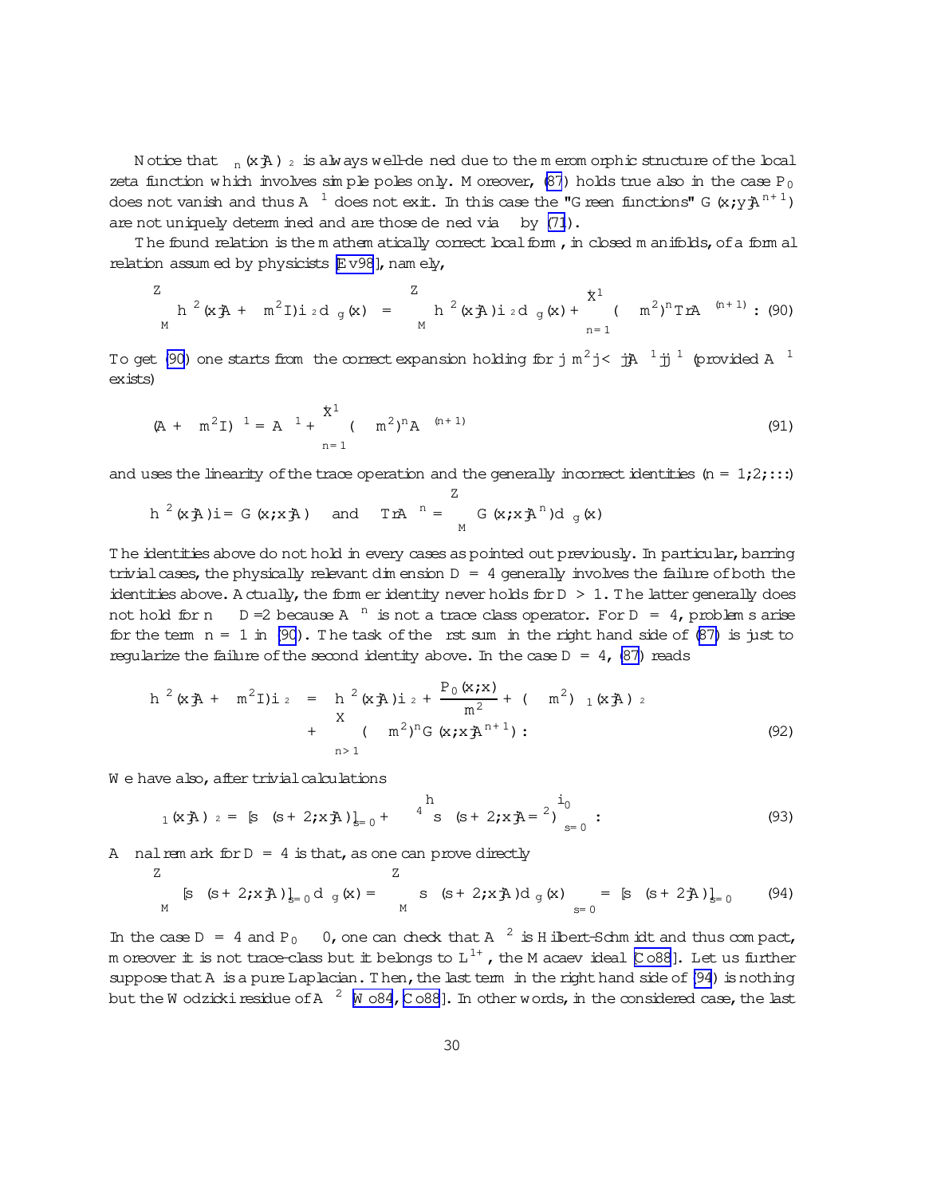Notice that $\langle \phi_n(x|A)\phi^2\rangle$ is always well-defined due to the meromorphic structure of the local zeta function which involves simple poles only. Moreover, (87) holds true also in the case $P_0$ does not vanish and thus $A^{-1}$ does not exit. In this case the "Green functions" $G(x;y|A^{n+1})$ are not uniquely determined and are those defined via $\zeta$ by (71).

The found relation is the mathematically correct local form, in closed manifolds, of a formal relation assumed by physicists [Ev98], namely,

$$\int_M \langle \phi^2(x|A + m^2 I)\rangle_\zeta d\mu_g(x) = \int_M \langle \phi^2(x|A)\rangle_\zeta d\mu_g(x) + \sum_{n=1}^{\infty} (-m^2)^n \mathrm{Tr} A^{-(n+1)} \,. \quad (90)$$

To get (90) one starts from the correct expansion holding for $|m^2| < ||A^{-1}||^{-1}$ (provided $A^{-1}$ exists)

$$(A + m^2 I)^{-1} = A^{-1} + \sum_{n=1}^{\infty} (-m^2)^n A^{-(n+1)} \quad (91)$$

and uses the linearity of the trace operation and the generally incorrect identities ($n = 1, 2, \ldots$)

$$\langle \phi^2(x|A)\rangle = G(x;x|A) \quad \text{and} \quad \mathrm{Tr} A^{-n} = \int_M G(x;x|A^n) d\mu_g(x)$$

The identities above do not hold in every cases as pointed out previously. In particular, barring trivial cases, the physically relevant dimension $D = 4$ generally involves the failure of both the identities above. Actually, the former identity never holds for $D > 1$. The latter generally does not hold for $n \leq D/2$ because $A^{-n}$ is not a trace class operator. For $D = 4$, problems arise for the term $n = 1$ in (90). The task of the first sum in the right hand side of (87) is just to regularize the failure of the second identity above. In the case $D = 4$, (87) reads

$$\begin{aligned}\langle \phi^2(x|A + m^2 I)\rangle_\zeta &= \langle \phi^2(x|A)\rangle_\zeta + \frac{P_0(x;x)}{m^2} + (-m^2)\langle \phi_1(x|A)\phi^2\rangle \\ &+ \sum_{n>1} (-m^2)^n G(x;x|A^{n+1}) \,. \end{aligned} \quad (92)$$

We have also, after trivial calculations

$$\langle \phi_1(x|A)\phi^2\rangle = [s\,\zeta(s+2;x|A)]_{s=0} + \left[\frac{d}{ds}\, s\,\zeta(s+2;x|A=\mu^2)\right]_{s=0} \,. \quad (93)$$

A final remark for $D = 4$ is that, as one can prove directly

$$\int_M [s\,\zeta(s+2;x|A)]_{s=0} d\mu_g(x) = \left.\int_M s\,\zeta(s+2;x|A) d\mu_g(x)\right|_{s=0} = [s\,\zeta(s+2|A)]_{s=0} \quad (94)$$

In the case $D = 4$ and $P_0 \equiv 0$, one can check that $A^{-2}$ is Hilbert-Schmidt and thus compact, moreover it is not trace-class but it belongs to $L^{1+}$, the Macaev ideal [Co88]. Let us further suppose that $A$ is a pure Laplacian. Then, the last term in the right hand side of (94) is nothing but the Wodzicki residue of $A^{-2}$ [Wo84, Co88]. In other words, in the considered case, the last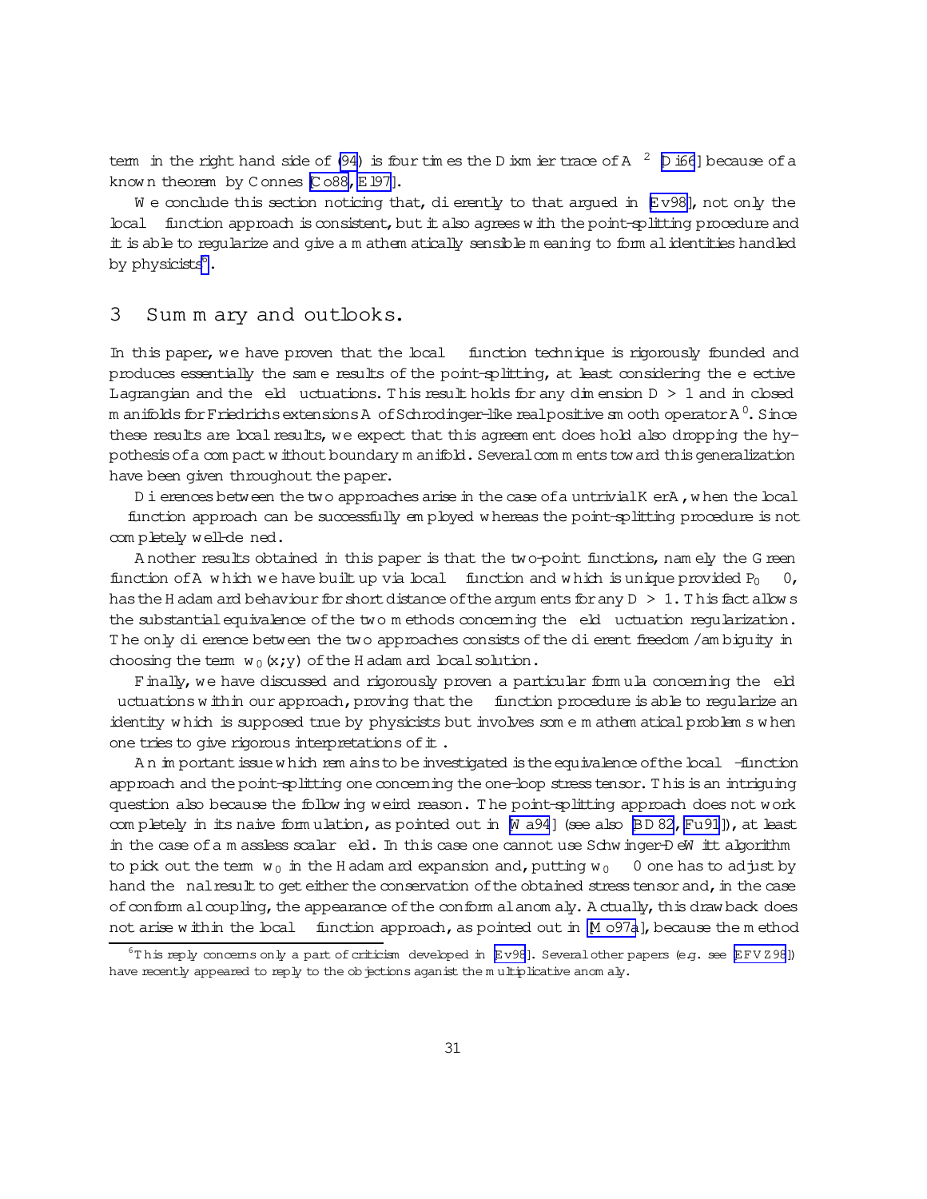term in the right hand side of (94) is four times the Dixmier trace of $A^{-2}$ [Di66] because of a known theorem by Connes [Co88, El97].

We conclude this section noticing that, differently to that argued in [Ev98], not only the local $\zeta$ function approach is consistent, but it also agrees with the point-splitting procedure and it is able to regularize and give a mathematically sensible meaning to formal identities handled by physicists[6].

## 3 Summary and outlooks.

In this paper, we have proven that the local $\zeta$ function technique is rigorously founded and produces essentially the same results of the point-splitting, at least considering the effective Lagrangian and the field fluctuations. This result holds for any dimension $D > 1$ and in closed manifolds for Friedrichs extensions $A$ of Schrödinger-like real positive smooth operator $A'$. Since these results are local results, we expect that this agreement does hold also dropping the hypothesis of a compact without boundary manifold. Several comments toward this generalization have been given throughout the paper.

Differences between the two approaches arise in the case of a untrivial $Ker A$, when the local $\zeta$ function approach can be successfully employed whereas the point-splitting procedure is not completely well-defined.

Another results obtained in this paper is that the two-point functions, namely the Green function of $A$ which we have built up via local $\zeta$ function and which is unique provided $P_0 \equiv 0$, has the Hadamard behaviour for short distance of the arguments for any $D > 1$. This fact allows the substantial equivalence of the two methods concerning the field fluctuation regularization. The only difference between the two approaches consists of the different freedom/ambiguity in choosing the term $w_0(x,y)$ of the Hadamard local solution.

Finally, we have discussed and rigorously proven a particular formula concerning the field fluctuations within our approach, proving that the $\zeta$ function procedure is able to regularize an identity which is supposed true by physicists but involves some mathematical problems when one tries to give rigorous interpretations of it.

An important issue which remains to be investigated is the equivalence of the local $\zeta$-function approach and the point-splitting one concerning the one-loop stress tensor. This is an intriguing question also because the following weird reason. The point-splitting approach does not work completely in its naive formulation, as pointed out in [Wa94] (see also [BD82, Fu91]), at least in the case of a massless scalar field. In this case one cannot use Schwinger-DeWitt algorithm to pick out the term $w_0$ in the Hadamard expansion and, putting $w_0 \equiv 0$ one has to adjust by hand the final result to get either the conservation of the obtained stress tensor and, in the case of conformal coupling, the appearance of the conformal anomaly. Actually, this drawback does not arise within the local $\zeta$ function approach, as pointed out in [Mo97a], because the method

[6] This reply concerns only a part of criticism developed in [Ev98]. Several other papers (e.g. see [EFVZ98]) have recently appeared to reply to the objections aganist the multiplicative anomaly.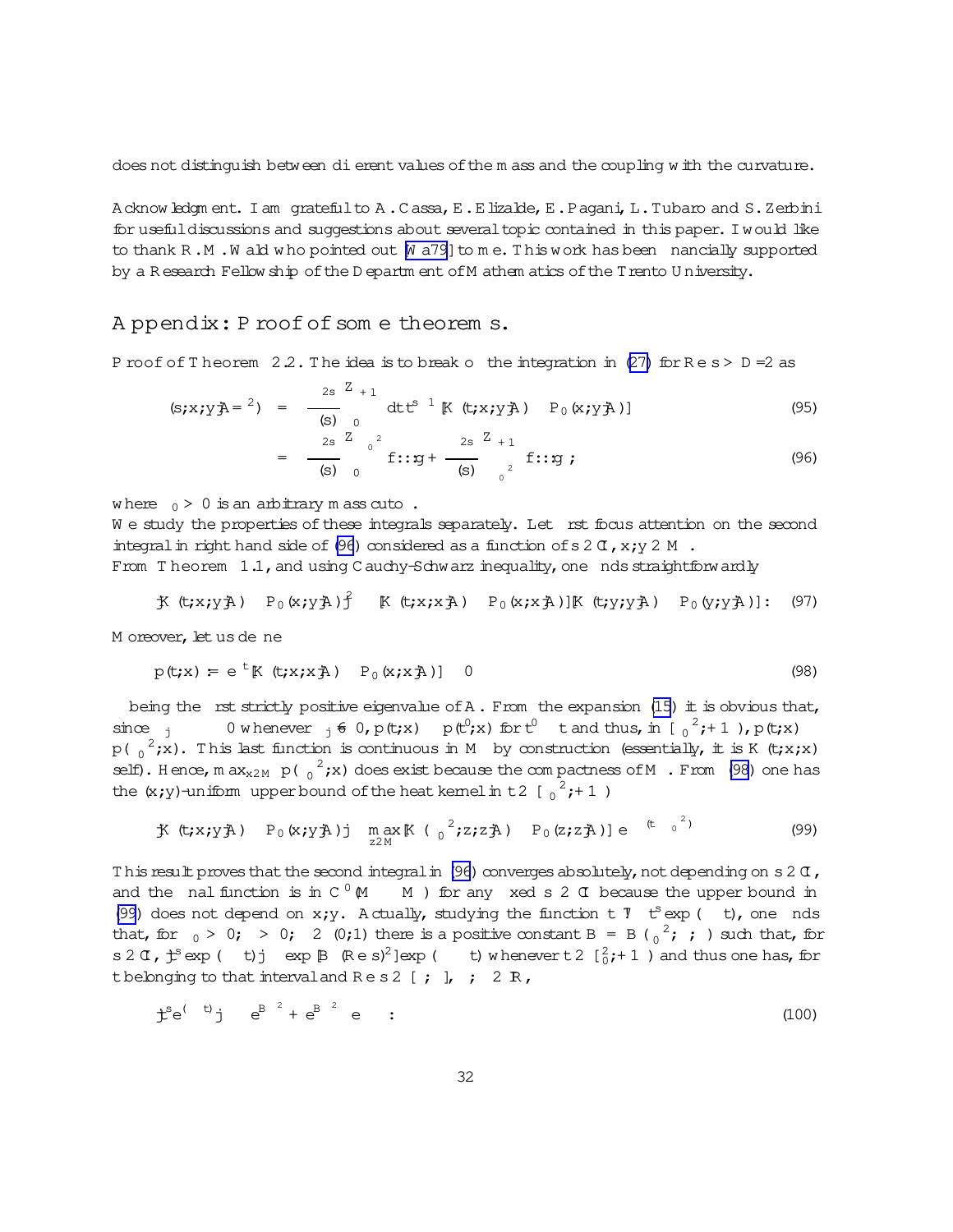does not distinguish between different values of the mass and the coupling with the curvature.

**Acknowledgment.** I am grateful to A. Cassa, E. Elizalde, E. Pagani, L. Tubaro and S. Zerbini for useful discussions and suggestions about several topic contained in this paper. I would like to thank R.M. Wald who pointed out [Wa79] to me. This work has been financially supported by a Research Fellowship of the Department of Mathematics of the Trento University.

# Appendix: Proof of some theorems.

*Proof of Theorem 2.2.* The idea is to break off the integration in (27) for $\mathrm{Re}\, s > D/2$ as

$$\zeta(s;x;y|A/\mu^2) = \frac{\mu^{2s}}{\Gamma(s)} \int_0^{+\infty} dt\, t^{s-1} [K(t;x;y|A) - P_0(x;y|A)] \tag{95}$$

$$= \frac{\mu^{2s}}{\Gamma(s)} \int_0^{\mu_0^2} \{::\} + \frac{\mu^{2s}}{\Gamma(s)} \int_{\mu_0^2}^{+\infty} \{::\} \,; \tag{96}$$

where $\mu_0 > 0$ is an arbitrary mass cutoff.

We study the properties of these integrals separately. Let first focus attention on the second integral in right hand side of (96) considered as a function of $s \in \mathbb{C}$, $x; y \in \mathcal{M}$.

From Theorem 1.1, and using Cauchy-Schwarz inequality, one finds straightforwardly

$$|K(t;x;y|A) - P_0(x;y|A)|^2 \leq [K(t;x;x|A) - P_0(x;x|A)][K(t;y;y|A) - P_0(y;y|A)] \,. \tag{97}$$

Moreover, let us define

$$p(t;x) := e^{\lambda t}[K(t;x;x|A) - P_0(x;x|A)] \geq 0 \tag{98}$$

$\lambda$ being the first strictly positive eigenvalue of $A$. From the expansion (15) it is obvious that, since $\lambda_j - \lambda \geq 0$ whenever $\lambda_j \neq 0$, $p(t;x) \leq p(t^0;x)$ for $t^0 \leq t$ and thus, in $[\mu_0^{\,2}; +\infty)$, $p(t;x) \leq p(\mu_0^{\,2};x)$. This last function is continuous in $\mathcal{M}$ by construction (essentially, it is $K(t;x;x)$ self). Hence, $\max_{x\in\mathcal{M}} p(\mu_0^{\,2};x)$ does exist because the compactness of $\mathcal{M}$. From (98) one has the $(x;y)$-uniform upper bound of the heat kernel in $t \in [\mu_0^{\,2}; +\infty)$

$$|K(t;x;y|A) - P_0(x;y|A)| \leq \max_{z\in\mathcal{M}} [K(\mu_0^{\,2};z;z|A) - P_0(z;z|A)]\, e^{-\lambda(t-\mu_0^{\,2})} \tag{99}$$

This result proves that the second integral in (96) converges absolutely, not depending on $s \in \mathbb{C}$, and the final function is in $C^0(\mathcal{M} \times \mathcal{M})$ for any fixed $s \in \mathbb{C}$ because the upper bound in (99) does not depend on $x;y$. Actually, studying the function $t \mapsto t^s \exp(-\lambda t)$, one finds that, for $\mu_0 > 0$; $\lambda > 0$; $\epsilon \in (0;1)$ there is a positive constant $B = B(\mu_0^{\,2};\lambda;\epsilon)$ such that, for $s \in \mathbb{C}$, $|t^s \exp(-\lambda t)| \leq \exp[B(\mathrm{Re}\, s)^2]\exp(-\epsilon\lambda t)$ whenever $t \in [\mu_0^2; +\infty)$ and thus one has, for $t$ belonging to that interval and $\mathrm{Re}\, s \in [\alpha;\beta]$, $\alpha;\beta \in \mathbb{R}$,

$$|t^s e^{(-\lambda t)}| \leq \left(e^{B\alpha^2} + e^{B\beta^2}\right) e^{-\epsilon\lambda t} \,: \tag{100}$$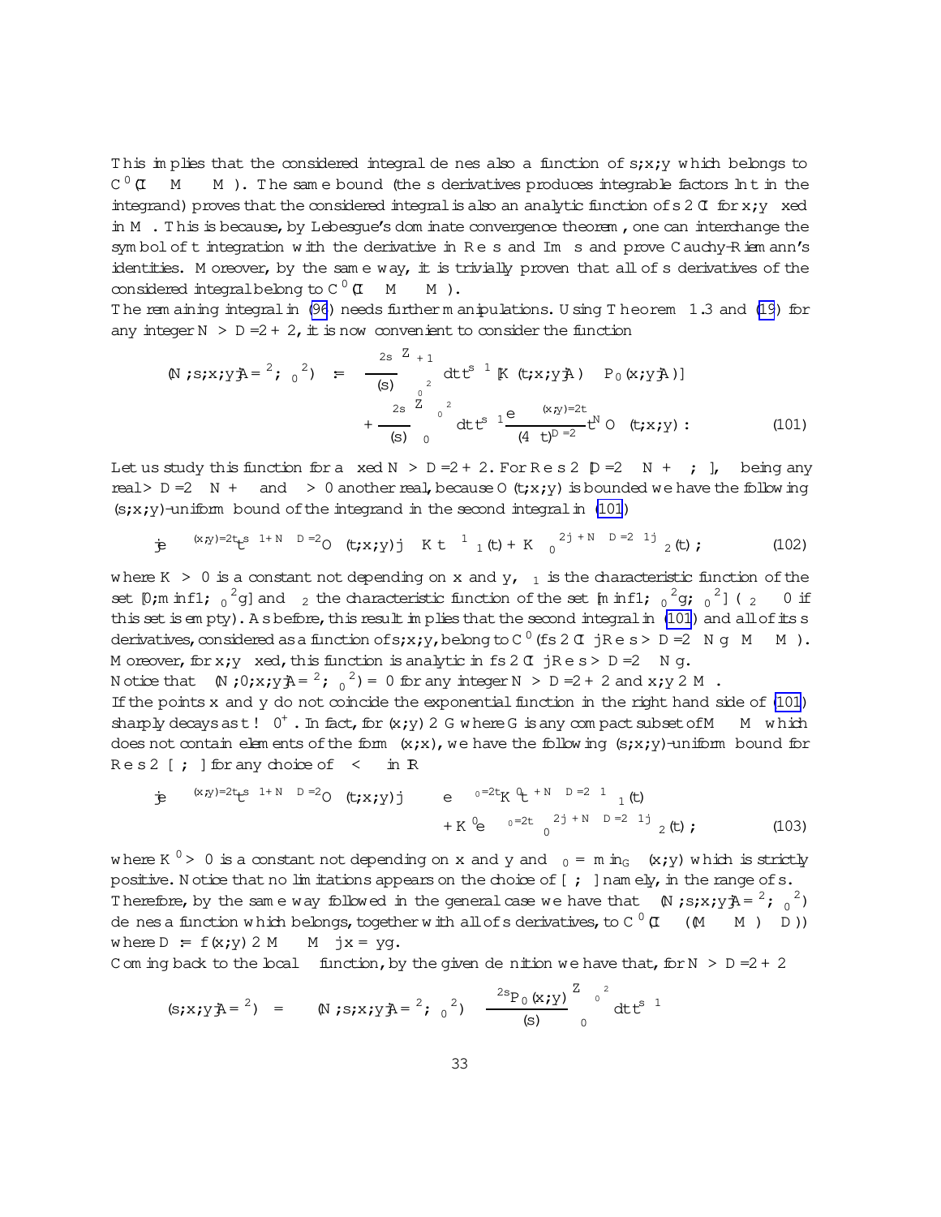This implies that the considered integral defines also a function of $s, x, y$ which belongs to $C^0(\mathbb{C} \times M \times M)$. The same bound (the $s$ derivatives produces integrable factors $\ln t$ in the integrand) proves that the considered integral is also an analytic function of $s \in \mathbb{C}$ for $x, y$ fixed in $M$. This is because, by Lebesgue's dominate convergence theorem, one can interchange the symbol of $t$ integration with the derivative in $\mathrm{Re}\, s$ and $\mathrm{Im}\, s$ and prove Cauchy-Riemann's identities. Moreover, by the same way, it is trivially proven that all of $s$ derivatives of the considered integral belong to $C^0(\mathbb{C} \times M \times M)$.

The remaining integral in (96) needs further manipulations. Using Theorem 1.3 and (19) for any integer $N > D/2 + 2$, it is now convenient to consider the function

$$
\begin{aligned}
\Phi(N; s; x, y|A/\mu^2, \mu_0^2) &:= \frac{\mu^{2s}}{\Gamma(s)} \int_{\mu_0^2}^{+\infty} dt\, t^{s-1} [K(t, x, y|A) - P_0(x, y|A)] \\
&+ \frac{\mu^{2s}}{\Gamma(s)} \int_0^{\mu_0^2} dt\, t^{s-1} \frac{e^{-\sigma(x,y)/2t}}{(4\pi t)^{D/2}} t^N O_N(t; x, y) .
\end{aligned}
\tag{101}
$$

Let us study this function for a fixed $N > D/2 + 2$. For $\mathrm{Re}\, s \in [D/2 - N + \delta, \beta]$, $\beta$ being any real $> D/2 - N + \delta$ and $\delta > 0$ another real, because $O(t; x, y)$ is bounded we have the following $(s, x, y)$-uniform bound of the integrand in the second integral in (101)

$$
|e^{-\sigma(x,y)/2t} t^{s-1+N-D/2} O_N(t; x, y)| \leq K t^{-1+\delta} \chi_1(t) + K \mu_0^{2|\beta + N - D/2 - 1|} \chi_2(t) ,
\tag{102}
$$

where $K > 0$ is a constant not depending on $x$ and $y$, $\chi_1$ is the characteristic function of the set $[0, \min\{1, \mu_0^2\}]$ and $\chi_2$ the characteristic function of the set $[\min\{1, \mu_0^2\}, \mu_0^2]$ ($\chi_2 \equiv 0$ if this set is empty). As before, this result implies that the second integral in (101) and all of its $s$ derivatives, considered as a function of $s, x, y$, belong to $C^0(\{s \in \mathbb{C} \mid \mathrm{Re}\, s > D/2 - N\} \times M \times M)$. Moreover, for $x, y$ fixed, this function is analytic in $\{s \in \mathbb{C} \mid \mathrm{Re}\, s > D/2 - N\}$.

Notice that $\Phi(N; 0; x, y|A/\mu^2, \mu_0^2) = 0$ for any integer $N > D/2 + 2$ and $x, y \in M$.

If the points $x$ and $y$ do not coincide the exponential function in the right hand side of (101) sharply decays as $t \to 0^+$. In fact, for $(x, y) \in G$ where $G$ is any compact subset of $M \times M$ which does not contain elements of the form $(x, x)$, we have the following $(s, x, y)$-uniform bound for $\mathrm{Re}\, s \in [\alpha, \beta]$ for any choice of $\alpha < \beta$ in $\mathbb{R}$

$$
\begin{aligned}
|e^{-\sigma(x,y)/2t} t^{s-1+N-D/2} O_N(t; x, y)| &\leq e^{-\sigma_0/2t} K' t^{\alpha+N-D/2-1} \chi_1(t) \\
&+ K' e^{-\sigma_0/2t} \mu_0^{2|\beta+N-D/2-1|} \chi_2(t) ,
\end{aligned}
\tag{103}
$$

where $K' > 0$ is a constant not depending on $x$ and $y$ and $\sigma_0 = \min_G \sigma(x, y)$ which is strictly positive. Notice that no limitations appears on the choice of $[\alpha, \beta]$ namely, in the range of $s$. Therefore, by the same way followed in the general case we have that $\Phi(N; s; x, y|A/\mu^2, \mu_0^2)$ defines a function which belongs, together with all of $s$ derivatives, to $C^0(\mathbb{C} \times ((M \times M) - \mathcal{D}))$ where $\mathcal{D} := \{(x, y) \in M \times M \mid x = y\}$.

Coming back to the local $\zeta$ function, by the given definition we have that, for $N > D/2 + 2$

$$
\zeta(s; x, y|A/\mu^2) = \Phi(N; s; x, y|A/\mu^2, \mu_0^2) - \frac{\mu^{2s} P_0(x, y)}{\Gamma(s)} \int_0^{\mu_0^2} dt\, t^{s-1}
$$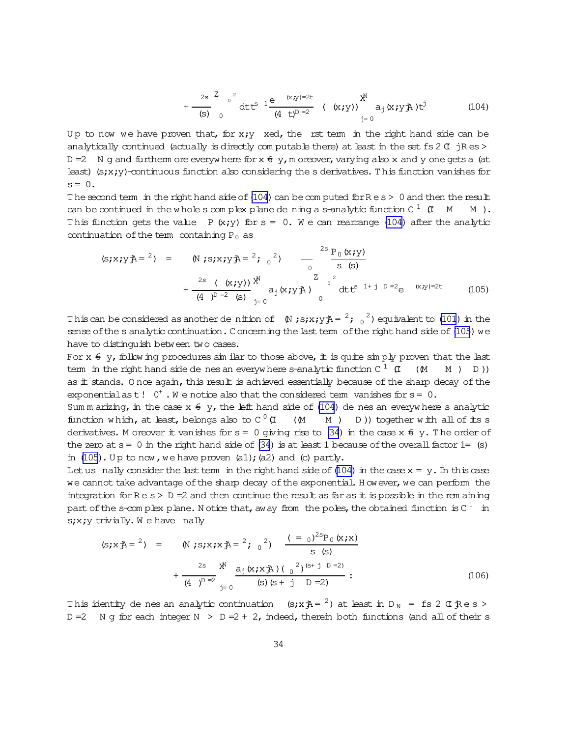$$+\frac{\mu^{2s}}{\Gamma(s)}\int_0^{\alpha_0^2} dt\, t^{s-1}\frac{e^{-\sigma(x,y)/2t}}{(4\pi t)^{D/2}}\,\left(\Delta(x,y)\right)\sum_{j=0}^{N} a_j(x,y|A)t^j \tag{104}$$

Up to now we have proven that, for $x,y$ fixed, the first term in the right hand side can be analytically continued (actually is directly computable there) at least in the set $\{s\in\mathbb{C}\,|\,Re\, s > D/2 - N\}$ and furthermore everywhere for $x\neq y$, moreover, varying also $x$ and $y$ one gets a (at least) $(s,x,y)$-continuous function also considering the $s$ derivatives. This function vanishes for $s=0$.

The second term in the right hand side of (104) can be computed for $Re\, s > 0$ and then the result can be continued in the whole $s$ complex plane defining a $s$-analytic function $C^1(\mathbb{C}\times M\times M)$. This function gets the value $-P(x,y)$ for $s=0$. We can rearrange (104) after the analytic continuation of the term containing $P_0$ as

$$\begin{aligned}\zeta(s;x,y|A/\mu^2) &= \Theta(N;s;x,y|A/\mu^2;\alpha_0^2) - \frac{\mu^{2s}}{\alpha_0}\frac{P_0(x,y)}{s\,\Gamma(s)}\\ &+\frac{\mu^{2s}\,(\Delta(x,y))}{(4\pi)^{D/2}\,\Gamma(s)}\sum_{j=0}^{N} a_j(x,y|A)\int_0^{\alpha_0^2} dt\, t^{s-1+j-D/2}e^{-\sigma(x,y)/2t}\end{aligned} \tag{105}$$

This can be considered as another definition of $\Theta(N;s;x,y|A/\mu^2;\alpha_0^2)$ equivalent to (101) in the sense of the $s$ analytic continuation. Concerning the last term of the right hand side of (105) we have to distinguish between two cases.

For $x\neq y$, following procedures similar to those above, it is quite simply proven that the last term in the right hand side defines an everywhere $s$-analytic function $C^1(\mathbb{C}\times((M\times M)-D))$ as it stands. Once again, this result is achieved essentially because of the sharp decay of the exponential as $t\to 0^+$. We notice also that the considered term vanishes for $s=0$.

Summarizing, in the case $x\neq y$, the left hand side of (104) defines an everywhere $s$ analytic function which, at least, belongs also to $C^0(\mathbb{C}\times((M\times M)-D))$ together with all of its $s$ derivatives. Moreover it vanishes for $s=0$ giving rise to (34) in the case $x\neq y$. The order of the zero at $s=0$ in the right hand side of (34) is at least 1 because of the overall factor $1/\Gamma(s)$ in (105). Up to now, we have proven (a1); (a2) and (c) partly.

Let us finally consider the last term in the right hand side of (104) in the case $x=y$. In this case we cannot take advantage of the sharp decay of the exponential. However, we can perform the integration for $Re\, s > D/2$ and then continue the result as far as it is possible in the remaining part of the $s$-complex plane. Notice that, away from the poles, the obtained function is $C^1$ in $s,x,y$ trivially. We have finally

$$\begin{aligned}\zeta(s;x|A/\mu^2) &= \Theta(N;s;x,x|A/\mu^2;\alpha_0^2) - \frac{(\mu/\alpha_0)^{2s}P_0(x,x)}{s\,\Gamma(s)}\\ &+\frac{\mu^{2s}}{(4\pi)^{D/2}}\sum_{j=0}^{N}\frac{a_j(x,x|A)\,(\alpha_0^2)^{(s+j-D/2)}}{\Gamma(s)\,(s+j-D/2)}\,.\end{aligned} \tag{106}$$

This identity defines an analytic continuation $\zeta(s;x|A/\mu^2)$ at least in $D_N = \{s\in\mathbb{C}\,|\,Re\, s > D/2 - N\}$ for each integer $N > D/2+2$, indeed, therein both functions (and all of their $s$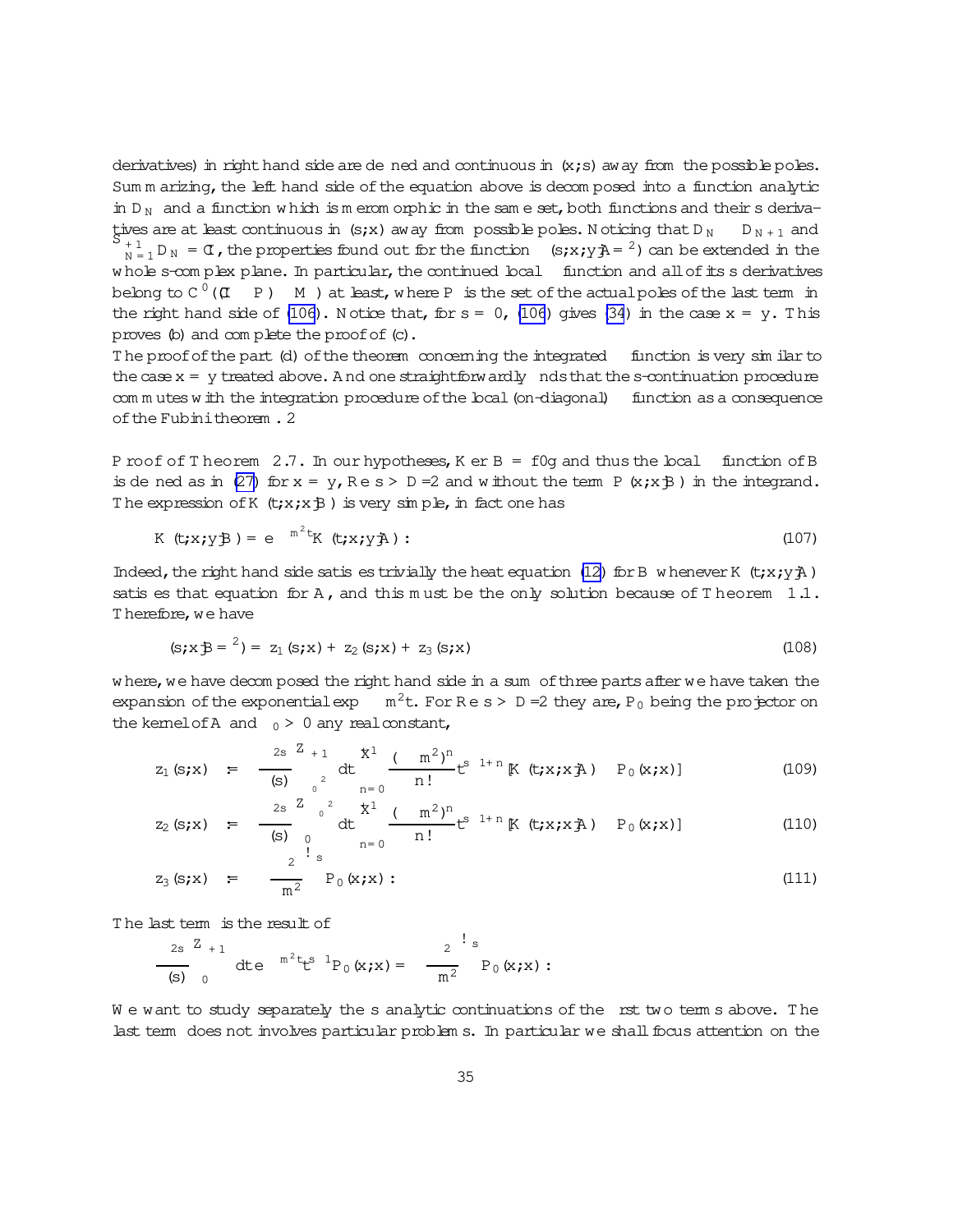derivatives) in right hand side are defined and continuous in $(x;s)$ away from the possible poles. Summarizing, the left hand side of the equation above is decomposed into a function analytic in $D_N$ and a function which is meromorphic in the same set, both functions and their $s$ derivatives are at least continuous in $(s;x)$ away from possible poles. Noticing that $D_N \subset D_{N+1}$ and $\bigcup_{N=1}^{+\infty} D_N = \mathbb{C}$, the properties found out for the function $\zeta(s;x;y|A/\mu^2)$ can be extended in the whole $s$-complex plane. In particular, the continued local $\zeta$ function and all of its $s$ derivatives belong to $C^0((\mathbb{C} - P) \times M)$ at least, where $P$ is the set of the actual poles of the last term in the right hand side of (106). Notice that, for $s = 0$, (106) gives (34) in the case $x = y$. This proves (b) and complete the proof of (c).

The proof of the part (d) of the theorem concerning the integrated $\zeta$ function is very similar to the case $x = y$ treated above. And one straightforwardly finds that the $s$-continuation procedure commutes with the integration procedure of the local (on-diagonal) $\zeta$ function as a consequence of the Fubini theorem. $\Box$

Proof of Theorem 2.7. In our hypotheses, $\mathrm{Ker}\, B = \{0\}$ and thus the local $\zeta$ function of $B$ is defined as in (27) for $x = y$, $\mathrm{Re}\, s > D/2$ and without the term $P(x;x|B)$ in the integrand. The expression of $K(t;x;x|B)$ is very simple, in fact one has

$$K(t;x;y|B) = e^{-m^2 t} K(t;x;y|A) : \tag{107}$$

Indeed, the right hand side satisfies trivially the heat equation (12) for $B$ whenever $K(t;x;y|A)$ satisfies that equation for $A$, and this must be the only solution because of Theorem 1.1. Therefore, we have

$$\zeta(s;x|B/\mu^2) = z_1(s;x) + z_2(s;x) + z_3(s;x) \tag{108}$$

where, we have decomposed the right hand side in a sum of three parts after we have taken the expansion of the exponential $\exp -m^2 t$. For $\mathrm{Re}\, s > D/2$ they are, $P_0$ being the projector on the kernel of $A$ and $\delta_0 > 0$ any real constant,

$$z_1(s;x) := \frac{\mu^{2s}}{\Gamma(s)} \int_{\delta_0^2}^{+\infty} dt \sum_{n=0}^{+\infty} \frac{(-m^2)^n}{n!} t^{s-1+n} [K(t;x;x|A) - P_0(x;x)] \tag{109}$$

$$z_2(s;x) := \frac{\mu^{2s}}{\Gamma(s)} \int_0^{\delta_0^2} dt \sum_{n=0}^{+\infty} \frac{(-m^2)^n}{n!} t^{s-1+n} [K(t;x;x|A) - P_0(x;x)] \tag{110}$$

$$z_3(s;x) := \left(\frac{\mu^2}{m^2}\right)^s P_0(x;x) : \tag{111}$$

The last term is the result of

$$\frac{\mu^{2s}}{\Gamma(s)} \int_0^{+\infty} dt\, e^{-m^2 t} t^{s-1} P_0(x;x) = \left(\frac{\mu^2}{m^2}\right)^s P_0(x;x) :$$

We want to study separately the $s$ analytic continuations of the first two terms above. The last term does not involves particular problems. In particular we shall focus attention on the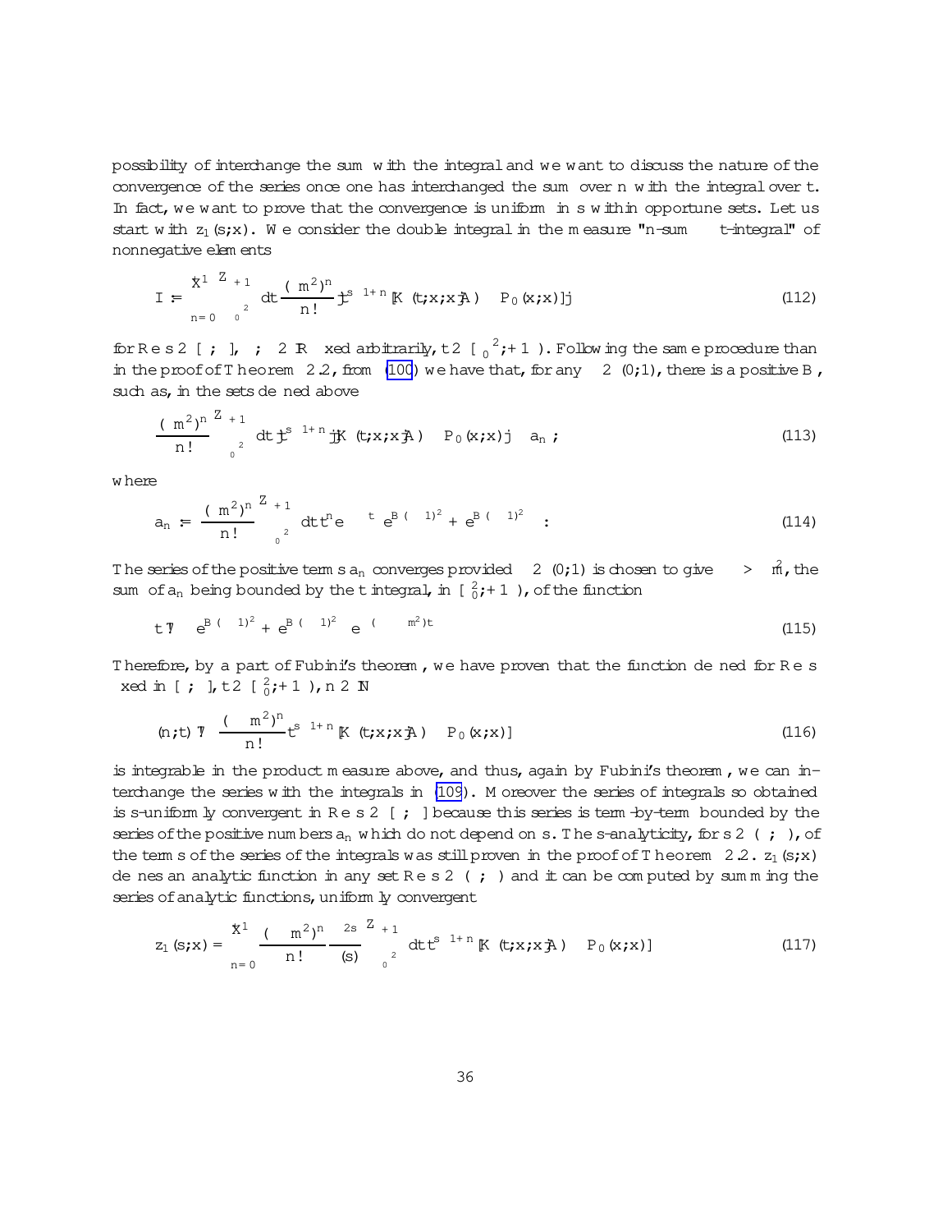possibility of interchange the sum with the integral and we want to discuss the nature of the convergence of the series once one has interchanged the sum over n with the integral over t. In fact, we want to prove that the convergence is uniform in s within opportune sets. Let us start with $z_1(s;x)$. We consider the double integral in the measure "n-sum $\otimes$ t-integral" of nonnegative elements

$$I = \sum_{n=0}^{\infty} \int_{\lambda_0^2}^{+\infty} dt \frac{(m^2)^n}{n!} |t^{s-1+n}[K(t;x;x|A) - P_0(x;x)]| \tag{112}$$

for $\mathrm{Re}\, s \in [\alpha;\beta]$, $\alpha;\beta \in \mathbb{R}$ fixed arbitrarily, $t \in [\lambda_0^2;+\infty)$. Following the same procedure than in the proof of Theorem 2.2, from (100) we have that, for any $\epsilon \in (0;1)$, there is a positive $B_\epsilon$ such as, in the sets defined above

$$\frac{(m^2)^n}{n!} \int_{\lambda_0^2}^{+\infty} dt\, |t^{s-1+n}||K(t;x;x|A) - P_0(x;x)| \le a_n\,; \tag{113}$$

where

$$a_n := \frac{(m^2)^n}{n!} \int_{\lambda_0^2}^{+\infty} dt\, t^n e^{-\epsilon\lambda t} \left(e^{B_\epsilon(\alpha-1)^2} + e^{B_\epsilon(\beta-1)^2}\right) : \tag{114}$$

The series of the positive terms $a_n$ converges provided $\epsilon \in (0;1)$ is chosen to give $\epsilon\lambda > m^2$, the sum of $a_n$ being bounded by the t integral, in $[\lambda_0^2;+\infty)$, of the function

$$t \mapsto \left(e^{B_\epsilon(\alpha-1)^2} + e^{B_\epsilon(\beta-1)^2}\right) e^{-(\epsilon\lambda - m^2)t} \tag{115}$$

Therefore, by a part of Fubini's theorem, we have proven that the function defined for $\mathrm{Re}\, s$ fixed in $[\alpha;\beta]$, $t \in [\lambda_0^2;+\infty)$, $n \in \mathbb{N}$

$$(n;t) \mapsto \frac{(-m^2)^n}{n!} t^{s-1+n}[K(t;x;x|A) - P_0(x;x)] \tag{116}$$

is integrable in the product measure above, and thus, again by Fubini's theorem, we can interchange the series with the integrals in (109). Moreover the series of integrals so obtained is s-uniformly convergent in $\mathrm{Re}\, s \in [\alpha;\beta]$ because this series is term-by-term bounded by the series of the positive numbers $a_n$ which do not depend on s. The s-analyticity, for $s \in (\alpha;\beta)$, of the terms of the series of the integrals was still proven in the proof of Theorem 2.2. $z_1(s;x)$ defines an analytic function in any set $\mathrm{Re}\, s \in (\alpha;\beta)$ and it can be computed by summing the series of analytic functions, uniformly convergent

$$z_1(s;x) = \sum_{n=0}^{\infty} \frac{(-m^2)^n}{n!} \frac{\mu^{2s}}{\Gamma(s)} \int_{\lambda_0^2}^{+\infty} dt\, t^{s-1+n}[K(t;x;x|A) - P_0(x;x)] \tag{117}$$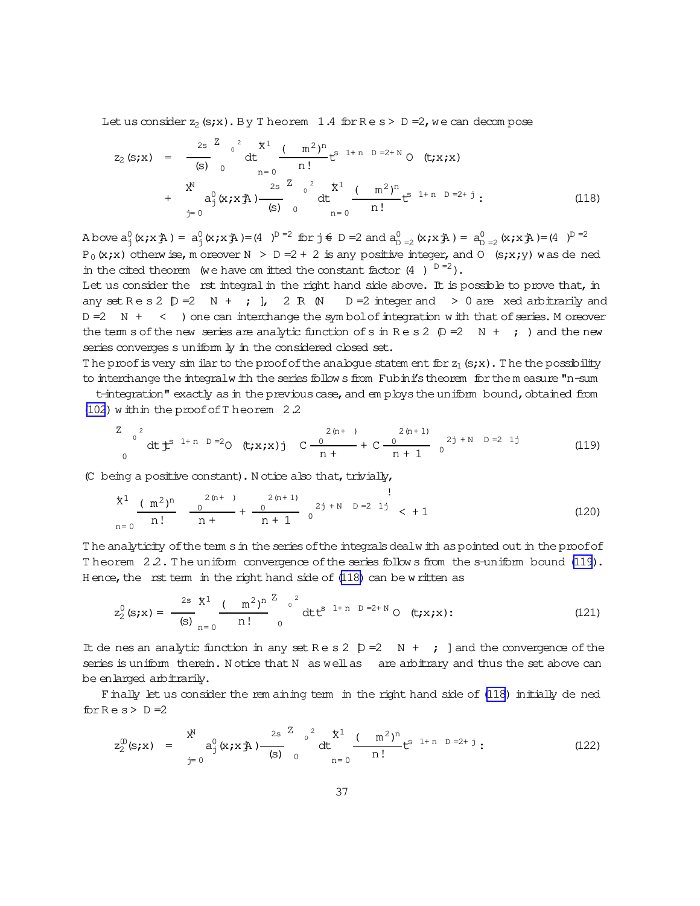Let us consider $z_2(s;x)$. By Theorem 1.4 for $\mathrm{Re}\, s > D/2$, we can decompose

$$
\begin{aligned}
z_2(s;x) &= \frac{\mu^{2s}}{\Gamma(s)} \int_0^{\alpha_0^2} dt \sum_{n=0}^{\infty} \frac{(-m^2)^n}{n!} t^{s-1+n-D/2+N} O_\alpha(t;x;x) \\
&+ \sum_{j=0}^{N} a_j^0(x;x|A) \frac{\mu^{2s}}{\Gamma(s)} \int_0^{\alpha_0^2} dt \sum_{n=0}^{\infty} \frac{(-m^2)^n}{n!} t^{s-1+n-D/2+j} .
\end{aligned}
\tag{118}
$$

Above $a_j^0(x;x|A) = a_j^0(x;x|A)/(4\pi)^{D/2}$ for $j \neq D/2$ and $a_{D/2}^0(x;x|A) = a_{D/2}^0(x;x|A)/(4\pi)^{D/2} - P_0(x;x)$ otherwise, moreover $N > D/2+2$ is any positive integer, and $O_\alpha(s;x;y)$ was defined in the cited theorem (we have omitted the constant factor $(4\pi)^{-D/2}$).
Let us consider the first integral in the right hand side above. It is possible to prove that, in any set $\mathrm{Re}\, s \in [D/2 - N + \delta; \Lambda]$, $\Lambda \in \mathbb{R}$ ($N - D/2$ integer and $\delta > 0$ are fixed arbitrarily and $D/2 - N + \delta < \Lambda$) one can interchange the symbol of integration with that of series. Moreover the terms of the new series are analytic function of $s$ in $\mathrm{Re}\, s \in (D/2 - N + \delta; \Lambda)$ and the new series converges uniformly in the considered closed set.
The proof is very similar to the proof of the analogue statement for $z_1(s;x)$. The the possibility to interchange the integral with the series follows from Fubini's theorem for the measure "n-sum ⊗ t-integration" exactly as in the previous case, and employs the uniform bound, obtained from (102) within the proof of Theorem 2.2

$$
\int_0^{\alpha_0^2} dt\, |t^{s-1+n-D/2} O_\alpha(t;x;x)| \leq C \frac{\alpha_0^{2(n+\delta)}}{n+\delta} + C \frac{\alpha_0^{2(n+1)}}{n+1} \alpha_0^{2|j+N-D/2-1|}
\tag{119}
$$

($C$ being a positive constant). Notice also that, trivially,

$$
\sum_{n=0}^{\infty} \frac{|(-m^2)^n|}{n!} \left( \frac{\alpha_0^{2(n+\delta)}}{n+\delta} + \frac{\alpha_0^{2(n+1)}}{n+1} \alpha_0^{2|j+N-D/2-1|} \right) < +\infty
\tag{120}
$$

The analyticity of the terms in the series of the integrals deal with as pointed out in the proof of Theorem 2.2. The uniform convergence of the series follows from the s-uniform bound (119). Hence, the first term in the right hand side of (118) can be written as

$$
z_2^0(s;x) = \frac{\mu^{2s}}{\Gamma(s)} \sum_{n=0}^{\infty} \frac{(-m^2)^n}{n!} \int_0^{\alpha_0^2} dt\, t^{s-1+n-D/2+N} O_\alpha(t;x;x) .
\tag{121}
$$

It defines an analytic function in any set $\mathrm{Re}\, s \in [D/2 - N + \delta; \Lambda]$ and the convergence of the series is uniform therein. Notice that $N$ as well as $\Lambda$ are arbitrary and thus the set above can be enlarged arbitrarily.

Finally let us consider the remaining term in the right hand side of (118) initially defined for $\mathrm{Re}\, s > D/2$

$$
z_2^{00}(s;x) = \sum_{j=0}^{N} a_j^0(x;x|A) \frac{\mu^{2s}}{\Gamma(s)} \int_0^{\alpha_0^2} dt \sum_{n=0}^{\infty} \frac{(-m^2)^n}{n!} t^{s-1+n-D/2+j} .
\tag{122}
$$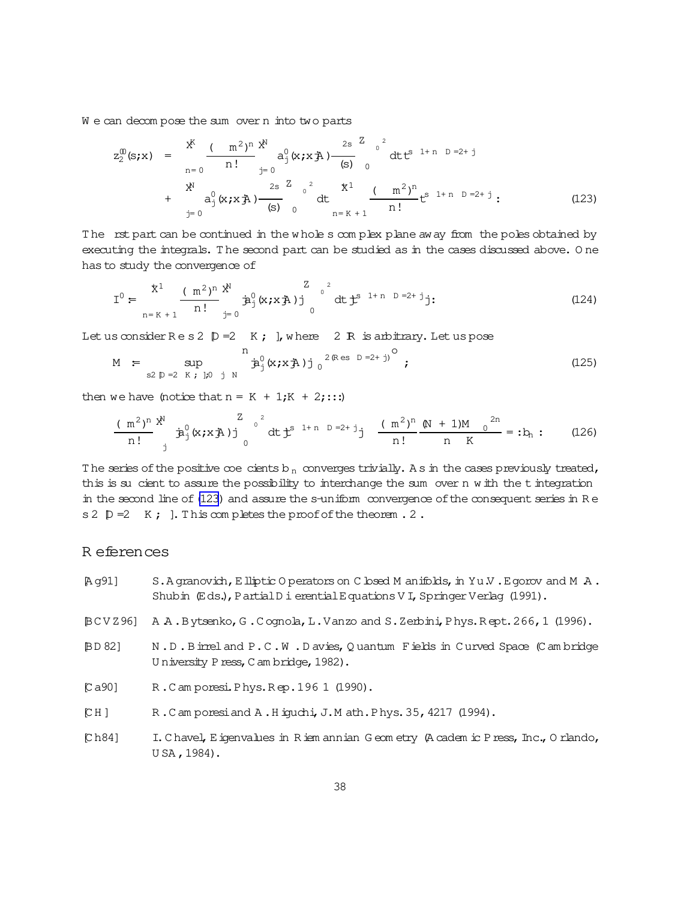We can decompose the sum over $n$ into two parts

$$
\begin{aligned}
z_2^{(0)}(s;x) &= \sum_{n=0}^{K} \frac{(-m^2)^n}{n!} \sum_{j=0}^{N} a_j^0(x;x|A) \frac{\mu^{2s}}{\Gamma(s)} \int_0^{\delta_0^2} dt\, t^{s-1+n-D/2+j} \\
&+ \sum_{j=0}^{N} a_j^0(x;x|A) \frac{\mu^{2s}}{\Gamma(s)} \int_0^{\delta_0^2} dt \sum_{n=K+1}^{+\infty} \frac{(-m^2)^n}{n!} t^{s-1+n-D/2+j} .
\end{aligned}
\tag{123}
$$

The first part can be continued in the whole $s$ complex plane away from the poles obtained by executing the integrals. The second part can be studied as in the cases discussed above. One has to study the convergence of

$$
I' := \sum_{n=K+1}^{+\infty} \frac{(-m^2)^n}{n!} \sum_{j=0}^{N} |a_j^0(x;x|A)| \int_0^{\delta_0^2} dt\, |t^{s-1+n-D/2+j}| . \tag{124}
$$

Let us consider $\mathrm{Re}\, s \in [D/2-K, \beta]$, where $\beta \in \mathbb{R}$ is arbitrary. Let us pose

$$
M := \sup_{s\in[D/2-K,\beta],\, 0\leq j\leq N} \left\{ |a_j^0(x;x|A)|\, \delta_0^{2(\mathrm{Re}\, s-D/2+j)} \right\} ; \tag{125}
$$

then we have (notice that $n = K+1, K+2, \ldots$)

$$
\frac{(-m^2)^n}{n!} \sum_j^N |a_j^0(x;x|A)| \int_0^{\delta_0^2} dt\, |t^{s-1+n-D/2+j}| \leq \frac{(-m^2)^n}{n!} \frac{(N+1)M\, \delta_0^{2n}}{n-K} =: b_n . \tag{126}
$$

The series of the positive coefficients $b_n$ converges trivially. As in the cases previously treated, this is sufficient to assure the possibility to interchange the sum over $n$ with the $t$ integration in the second line of (123) and assure the $s$-uniform convergence of the consequent series in $\mathrm{Re}\, s \in [D/2-K, \beta]$. This completes the proof of the theorem .2 .

# References

[Ag91] S. Agranovich, Elliptic Operators on Closed Manifolds, in Yu.V. Egorov and M.A. Shubin (Eds.), Partial Differential Equations VI, Springer Verlag (1991).

[BCVZ96] A.A. Bytsenko, G. Cognola, L. Vanzo and S. Zerbini, Phys. Rept. 266, 1 (1996).

[BD82] N.D. Birrel and P.C.W. Davies, Quantum Fields in Curved Space (Cambridge University Press, Cambridge, 1982).

[Ca90] R. Camporesi. Phys. Rep. 196 1 (1990).

[CH] R. Camporesi and A. Higuchi, J. Math. Phys. 35, 4217 (1994).

[Ch84] I. Chavel, Eigenvalues in Riemannian Geometry (Academic Press, Inc., Orlando, USA, 1984).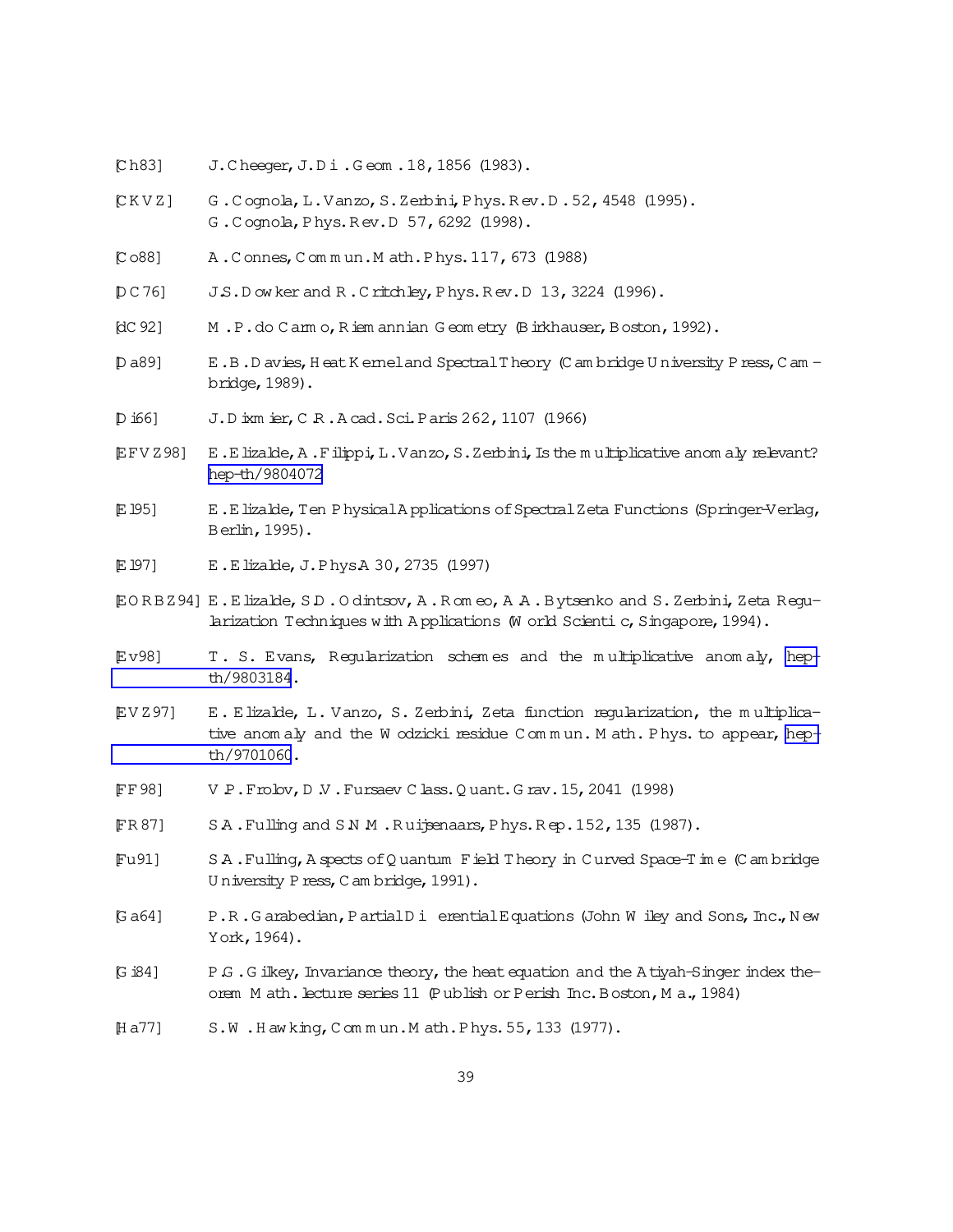[Ch83] J. Cheeger, J. Di . Geom . 18, 1856 (1983).

[CKVZ] G. Cognola, L. Vanzo, S. Zerbini, Phys. Rev. D. 52, 4548 (1995).
G. Cognola, Phys. Rev. D 57, 6292 (1998).

[Co88] A. Connes, Commun. Math. Phys. 117, 673 (1988)

[DC76] J.S. Dowker and R. Critchley, Phys. Rev. D 13, 3224 (1996).

[dC92] M. P. do Carmo, Riemannian Geometry (Birkhauser, Boston, 1992).

[Da89] E. B. Davies, Heat Kernel and Spectral Theory (Cambridge University Press, Cambridge, 1989).

[Di66] J. Dixmier, C. R. Acad. Sci. Paris 262, 1107 (1966)

[EFVZ98] E. Elizalde, A. Filippi, L. Vanzo, S. Zerbini, Is the multiplicative anomaly relevant? hep-th/9804072

[El95] E. Elizalde, Ten Physical Applications of Spectral Zeta Functions (Springer-Verlag, Berlin, 1995).

[El97] E. Elizalde, J. Phys A 30, 2735 (1997)

[EORBZ94] E. Elizalde, S.D. Odintsov, A. Romeo, A. A. Bytsenko and S. Zerbini, Zeta Regularization Techniques with Applications (World Scientific, Singapore, 1994).

[Ev98] T. S. Evans, Regularization schemes and the multiplicative anomaly, hep-th/9803184.

[EVZ97] E. Elizalde, L. Vanzo, S. Zerbini, Zeta function regularization, the multiplicative anomaly and the Wodzicki residue Commun. Math. Phys. to appear, hep-th/9701060.

[FF98] V. P. Frolov, D. V. Fursaev Class. Quant. Grav. 15, 2041 (1998)

[FR87] S.A. Fulling and S.N.M. Ruijsenaars, Phys. Rep. 152, 135 (1987).

[Fu91] S.A. Fulling, Aspects of Quantum Field Theory in Curved Space-Time (Cambridge University Press, Cambridge, 1991).

[Ga64] P. R. Garabedian, Partial Differential Equations (John Wiley and Sons, Inc., New York, 1964).

[Gi84] P.G. Gilkey, Invariance theory, the heat equation and the Atiyah-Singer index theorem Math. lecture series 11 (Publish or Perish Inc. Boston, Ma., 1984)

[Ha77] S.W. Hawking, Commun. Math. Phys. 55, 133 (1977).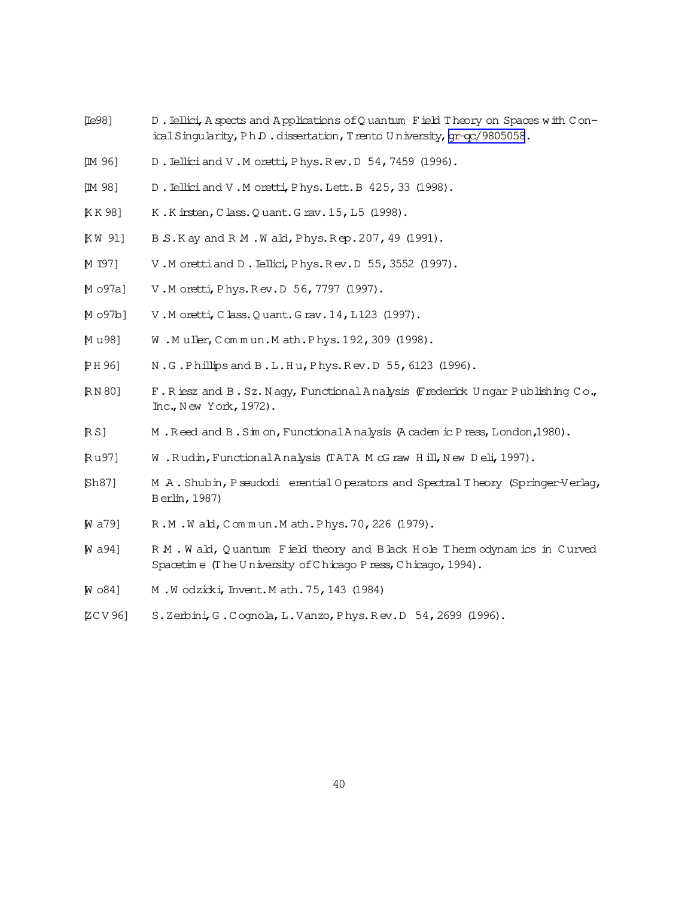[Ie98] D. Iellici, Aspects and Applications of Quantum Field Theory on Spaces with Conical Singularity, Ph.D. dissertation, Trento University, gr-qc/9805058.

[IM96] D. Iellici and V. Moretti, Phys. Rev. D 54, 7459 (1996).

[IM98] D. Iellici and V. Moretti, Phys. Lett. B 425, 33 (1998).

[KK98] K. Kirsten, Class. Quant. Grav. 15, L5 (1998).

[KW91] B.S. Kay and R.M. Wald, Phys. Rep. 207, 49 (1991).

[MI97] V. Moretti and D. Iellici, Phys. Rev. D 55, 3552 (1997).

[Mo97a] V. Moretti, Phys. Rev. D 56, 7797 (1997).

[Mo97b] V. Moretti, Class. Quant. Grav. 14, L123 (1997).

[Mu98] W. Muller, Commun. Math. Phys. 192, 309 (1998).

[PH96] N.G. Phillips and B.L. Hu, Phys. Rev. D 55, 6123 (1996).

[RN80] F. Riesz and B. Sz. Nagy, Functional Analysis (Frederick Ungar Publishing Co., Inc., New York, 1972).

[RS] M. Reed and B. Simon, Functional Analysis (Academic Press, London, 1980).

[Ru97] W. Rudin, Functional Analysis (TATA McGraw Hill, New Deli, 1997).

[Sh87] M.A. Shubin, Pseudodifferential Operators and Spectral Theory (Springer-Verlag, Berlin, 1987)

[Wa79] R.M. Wald, Commun. Math. Phys. 70, 226 (1979).

[Wa94] R.M. Wald, Quantum Field theory and Black Hole Thermodynamics in Curved Spacetime (The University of Chicago Press, Chicago, 1994).

[Wo84] M. Wodzicki, Invent. Math. 75, 143 (1984)

[ZCV96] S. Zerbini, G. Cognola, L. Vanzo, Phys. Rev. D 54, 2699 (1996).